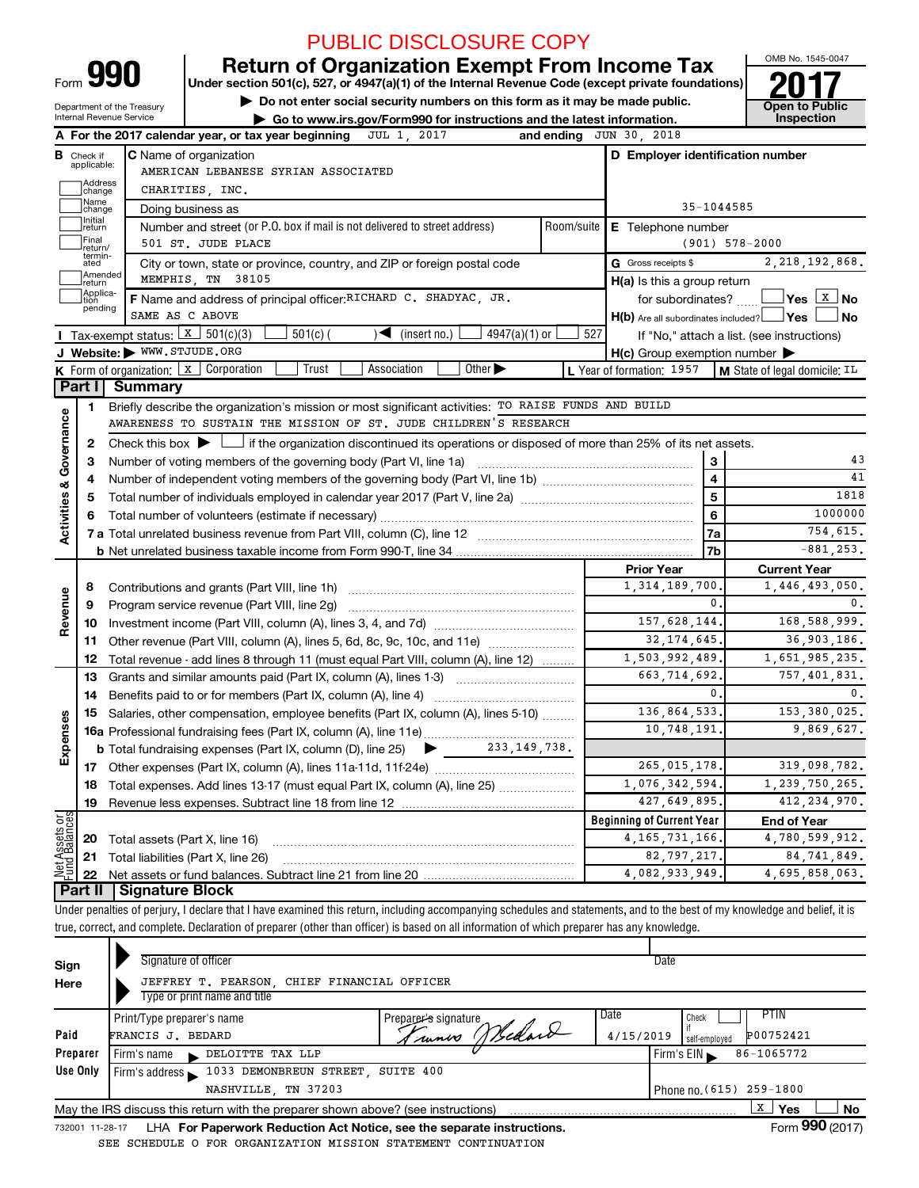PUBLIC DISCLOSURE COPY

# Form 990 — Return of Organization Exempt From Income Tax

**Under section 501(c), 527, or 4947(a)(1) of the Internal Revenue Code (except private foundations)**

▶ Do not enter social security numbers on this form as it may be made public.

▶ Go to www.irs.gov/Form990 for instructions and the latest information.

Department of the Treasury, Internal Revenue Service

OMB No. 1545-0047

**2017**

Open to Public Inspection

**A** For the 2017 calendar year, or tax year beginning JUL 1, 2017 and ending JUN 30, 2018

**B** Check if applicable: Address change; Name change; Initial return; Final return/terminated; Amended return; Application pending

**C** Name of organization: AMERICAN LEBANESE SYRIAN ASSOCIATED CHARITIES, INC.

Doing business as

Number and street (or P.O. box if mail is not delivered to street address): 501 ST. JUDE PLACE — Room/suite

City or town, state or province, country, and ZIP or foreign postal code: MEMPHIS, TN 38105

**D** Employer identification number: 35-1044585

**E** Telephone number: (901) 578-2000

**G** Gross receipts $ 2,218,192,868.

**F** Name and address of principal officer: RICHARD C. SHADYAC, JR. SAME AS C ABOVE

**H(a)** Is this a group return for subordinates? ☐ Yes ☒ No

**H(b)** Are all subordinates included? ☐ Yes ☐ No — If "No," attach a list. (see instructions)

**I** Tax-exempt status: ☒ 501(c)(3) ☐ 501(c) ( ) ◀ (insert no.) ☐ 4947(a)(1) or ☐ 527

**J** Website: ▶ WWW.STJUDE.ORG

**H(c)** Group exemption number ▶

**K** Form of organization: ☒ Corporation ☐ Trust ☐ Association ☐ Other ▶

**L** Year of formation: 1957 **M** State of legal domicile: IL

## Part I Summary

### Activities & Governance

1 Briefly describe the organization's mission or most significant activities: TO RAISE FUNDS AND BUILD AWARENESS TO SUSTAIN THE MISSION OF ST. JUDE CHILDREN'S RESEARCH

2 Check this box ▶ ☐ if the organization discontinued its operations or disposed of more than 25% of its net assets.

| Line | Description | | Value |
|---|---|---|---|
| 3 | Number of voting members of the governing body (Part VI, line 1a) | 3 | 43 |
| 4 | Number of independent voting members of the governing body (Part VI, line 1b) | 4 | 41 |
| 5 | Total number of individuals employed in calendar year 2017 (Part V, line 2a) | 5 | 1818 |
| 6 | Total number of volunteers (estimate if necessary) | 6 | 1000000 |
| 7a | Total unrelated business revenue from Part VIII, column (C), line 12 | 7a | 754,615. |
| b | Net unrelated business taxable income from Form 990-T, line 34 | 7b | -881,253. |

### Revenue, Expenses, and Net Assets

| Line | Description | Prior Year | Current Year |
|---|---|---|---|
| 8 | Contributions and grants (Part VIII, line 1h) | 1,314,189,700. | 1,446,493,050. |
| 9 | Program service revenue (Part VIII, line 2g) | 0. | 0. |
| 10 | Investment income (Part VIII, column (A), lines 3, 4, and 7d) | 157,628,144. | 168,588,999. |
| 11 | Other revenue (Part VIII, column (A), lines 5, 6d, 8c, 9c, 10c, and 11e) | 32,174,645. | 36,903,186. |
| 12 | Total revenue - add lines 8 through 11 (must equal Part VIII, column (A), line 12) | 1,503,992,489. | 1,651,985,235. |
| 13 | Grants and similar amounts paid (Part IX, column (A), lines 1-3) | 663,714,692. | 757,401,831. |
| 14 | Benefits paid to or for members (Part IX, column (A), line 4) | 0. | 0. |
| 15 | Salaries, other compensation, employee benefits (Part IX, column (A), lines 5-10) | 136,864,533. | 153,380,025. |
| 16a | Professional fundraising fees (Part IX, column (A), line 11e) | 10,748,191. | 9,869,627. |
| b | Total fundraising expenses (Part IX, column (D), line 25) ▶ 233,149,738. | | |
| 17 | Other expenses (Part IX, column (A), lines 11a-11d, 11f-24e) | 265,015,178. | 319,098,782. |
| 18 | Total expenses. Add lines 13-17 (must equal Part IX, column (A), line 25) | 1,076,342,594. | 1,239,750,265. |
| 19 | Revenue less expenses. Subtract line 18 from line 12 | 427,649,895. | 412,234,970. |
| | | **Beginning of Current Year** | **End of Year** |
| 20 | Total assets (Part X, line 16) | 4,165,731,166. | 4,780,599,912. |
| 21 | Total liabilities (Part X, line 26) | 82,797,217. | 84,741,849. |
| 22 | Net assets or fund balances. Subtract line 21 from line 20 | 4,082,933,949. | 4,695,858,063. |

## Part II Signature Block

Under penalties of perjury, I declare that I have examined this return, including accompanying schedules and statements, and to the best of my knowledge and belief, it is true, correct, and complete. Declaration of preparer (other than officer) is based on all information of which preparer has any knowledge.

**Sign Here**

Signature of officer — Date

JEFFREY T. PEARSON, CHIEF FINANCIAL OFFICER
Type or print name and title

**Paid Preparer Use Only**

| Print/Type preparer's name | Preparer's signature | Date | Check if self-employed | PTIN |
|---|---|---|---|---|
| FRANCIS J. BEDARD | Francis J. Bedard | 4/15/2019 | ☐ | P00752421 |

Firm's name ▶ DELOITTE TAX LLP — Firm's EIN ▶ 86-1065772

Firm's address ▶ 1033 DEMONBREUN STREET, SUITE 400, NASHVILLE, TN 37203 — Phone no. (615) 259-1800

May the IRS discuss this return with the preparer shown above? (see instructions) ☒ Yes ☐ No

732001 11-28-17 LHA For Paperwork Reduction Act Notice, see the separate instructions. Form **990** (2017)

SEE SCHEDULE O FOR ORGANIZATION MISSION STATEMENT CONTINUATION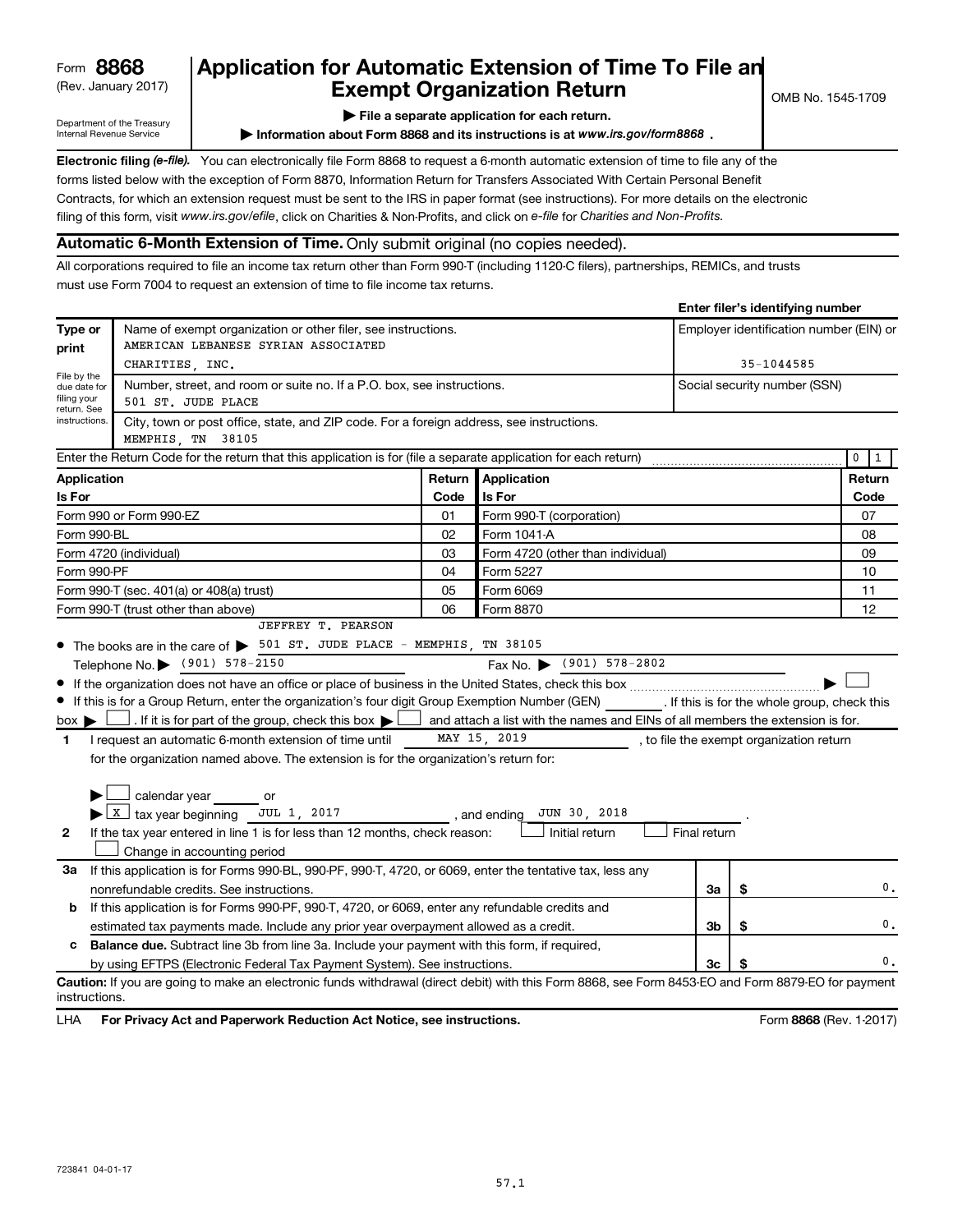Form **8868** (Rev. January 2017)

Department of the Treasury
Internal Revenue Service

# Application for Automatic Extension of Time To File an Exempt Organization Return

OMB No. 1545-1709

▶ **File a separate application for each return.**

▶ **Information about Form 8868 and its instructions is at** ***www.irs.gov/form8868*** **.**

**Electronic filing** ***(e-file).*** You can electronically file Form 8868 to request a 6-month automatic extension of time to file any of the forms listed below with the exception of Form 8870, Information Return for Transfers Associated With Certain Personal Benefit Contracts, for which an extension request must be sent to the IRS in paper format (see instructions). For more details on the electronic filing of this form, visit *www.irs.gov/efile*, click on Charities & Non-Profits, and click on *e-file* for *Charities and Non-Profits.*

## Automatic 6-Month Extension of Time. Only submit original (no copies needed).

All corporations required to file an income tax return other than Form 990-T (including 1120-C filers), partnerships, REMICs, and trusts must use Form 7004 to request an extension of time to file income tax returns.

**Enter filer's identifying number**

| **Type or print** | Name of exempt organization or other filer, see instructions. AMERICAN LEBANESE SYRIAN ASSOCIATED CHARITIES, INC. | Employer identification number (EIN) or 35-1044585 |
|---|---|---|
| File by the due date for filing your return. See instructions. | Number, street, and room or suite no. If a P.O. box, see instructions. 501 ST. JUDE PLACE | Social security number (SSN) |
| | City, town or post office, state, and ZIP code. For a foreign address, see instructions. MEMPHIS, TN 38105 | |

Enter the Return Code for the return that this application is for (file a separate application for each return) .......... 0 1

| **Application Is For** | **Return Code** | **Application Is For** | **Return Code** |
|---|---|---|---|
| Form 990 or Form 990-EZ | 01 | Form 990-T (corporation) | 07 |
| Form 990-BL | 02 | Form 1041-A | 08 |
| Form 4720 (individual) | 03 | Form 4720 (other than individual) | 09 |
| Form 990-PF | 04 | Form 5227 | 10 |
| Form 990-T (sec. 401(a) or 408(a) trust) | 05 | Form 6069 | 11 |
| Form 990-T (trust other than above) | 06 | Form 8870 | 12 |

- The books are in the care of ▶ JEFFREY T. PEARSON
  501 ST. JUDE PLACE - MEMPHIS, TN 38105
  Telephone No. ▶ (901) 578-2150  Fax No. ▶ (901) 578-2802
- If the organization does not have an office or place of business in the United States, check this box .......... ▶ ☐
- If this is for a Group Return, enter the organization's four digit Group Exemption Number (GEN) ______ . If this is for the whole group, check this box ▶ ☐ . If it is for part of the group, check this box ▶ ☐ and attach a list with the names and EINs of all members the extension is for.

**1** I request an automatic 6-month extension of time until MAY 15, 2019 , to file the exempt organization return for the organization named above. The extension is for the organization's return for:

▶ ☐ calendar year ______ or

▶ ☒ tax year beginning JUL 1, 2017 , and ending JUN 30, 2018 .

**2** If the tax year entered in line 1 is for less than 12 months, check reason: ☐ Initial return ☐ Final return ☐ Change in accounting period

| | | | |
|---|---|---|---|
| **3a** | If this application is for Forms 990-BL, 990-PF, 990-T, 4720, or 6069, enter the tentative tax, less any nonrefundable credits. See instructions. | **3a** | $ 0. |
| **b** | If this application is for Forms 990-PF, 990-T, 4720, or 6069, enter any refundable credits and estimated tax payments made. Include any prior year overpayment allowed as a credit. | **3b** | $ 0. |
| **c** | **Balance due.** Subtract line 3b from line 3a. Include your payment with this form, if required, by using EFTPS (Electronic Federal Tax Payment System). See instructions. | **3c** | $ 0. |

**Caution:** If you are going to make an electronic funds withdrawal (direct debit) with this Form 8868, see Form 8453-EO and Form 8879-EO for payment instructions.

LHA **For Privacy Act and Paperwork Reduction Act Notice, see instructions.** Form **8868** (Rev. 1-2017)

723841 04-01-17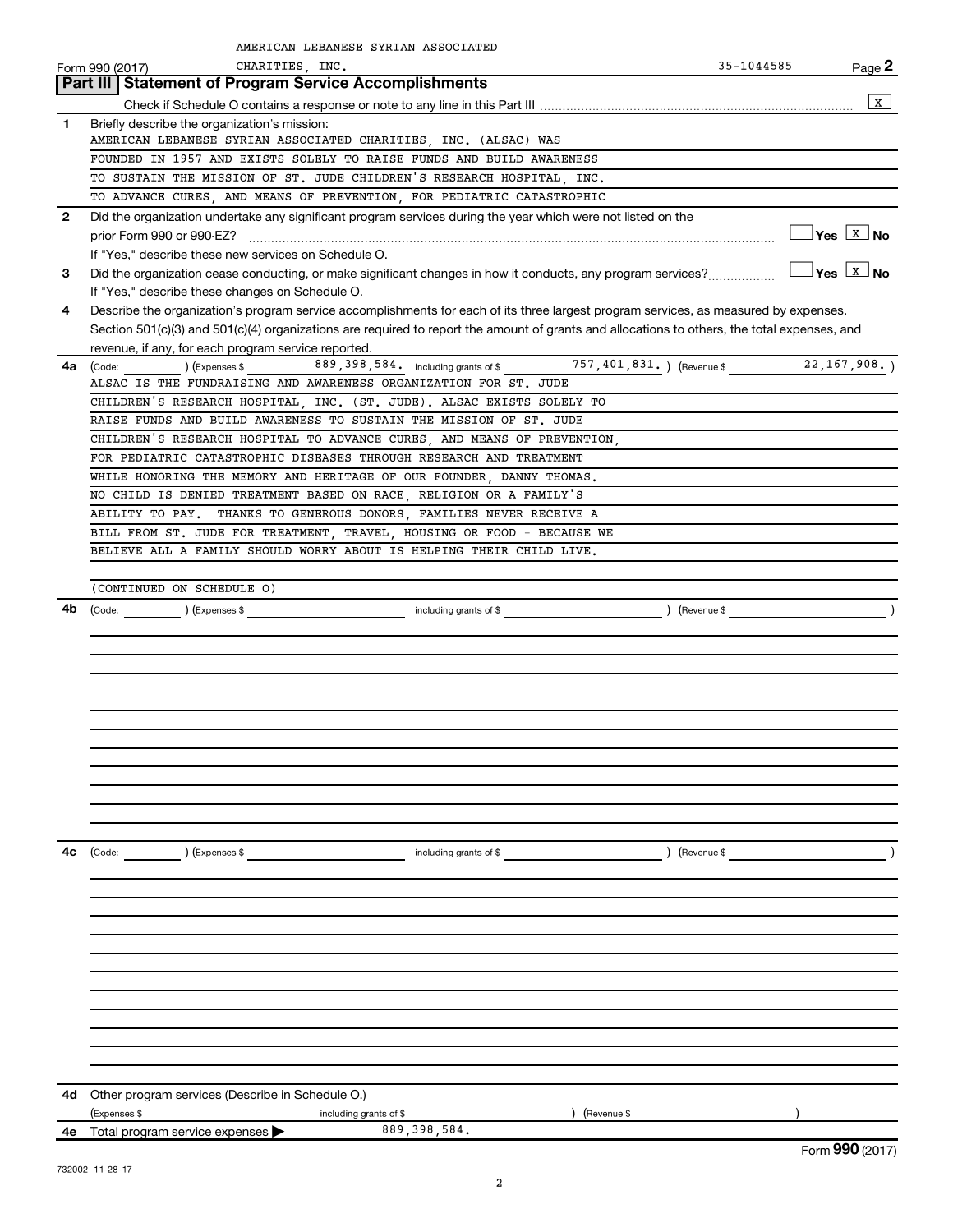AMERICAN LEBANESE SYRIAN ASSOCIATED CHARITIES, INC. 35-1044585

Form 990 (2017) Page 2

## Part III Statement of Program Service Accomplishments

Check if Schedule O contains a response or note to any line in this Part III .......... [X]

**1** Briefly describe the organization's mission:

AMERICAN LEBANESE SYRIAN ASSOCIATED CHARITIES, INC. (ALSAC) WAS FOUNDED IN 1957 AND EXISTS SOLELY TO RAISE FUNDS AND BUILD AWARENESS TO SUSTAIN THE MISSION OF ST. JUDE CHILDREN'S RESEARCH HOSPITAL, INC. TO ADVANCE CURES, AND MEANS OF PREVENTION, FOR PEDIATRIC CATASTROPHIC

**2** Did the organization undertake any significant program services during the year which were not listed on the prior Form 990 or 990-EZ? [ ] Yes [X] No

If "Yes," describe these new services on Schedule O.

**3** Did the organization cease conducting, or make significant changes in how it conducts, any program services? [ ] Yes [X] No

If "Yes," describe these changes on Schedule O.

**4** Describe the organization's program service accomplishments for each of its three largest program services, as measured by expenses. Section 501(c)(3) and 501(c)(4) organizations are required to report the amount of grants and allocations to others, the total expenses, and revenue, if any, for each program service reported.

**4a** (Code: ) (Expenses $ 889,398,584. including grants of $ 757,401,831. ) (Revenue $ 22,167,908. )

ALSAC IS THE FUNDRAISING AND AWARENESS ORGANIZATION FOR ST. JUDE CHILDREN'S RESEARCH HOSPITAL, INC. (ST. JUDE). ALSAC EXISTS SOLELY TO RAISE FUNDS AND BUILD AWARENESS TO SUSTAIN THE MISSION OF ST. JUDE CHILDREN'S RESEARCH HOSPITAL TO ADVANCE CURES, AND MEANS OF PREVENTION, FOR PEDIATRIC CATASTROPHIC DISEASES THROUGH RESEARCH AND TREATMENT WHILE HONORING THE MEMORY AND HERITAGE OF OUR FOUNDER, DANNY THOMAS. NO CHILD IS DENIED TREATMENT BASED ON RACE, RELIGION OR A FAMILY'S ABILITY TO PAY. THANKS TO GENEROUS DONORS, FAMILIES NEVER RECEIVE A BILL FROM ST. JUDE FOR TREATMENT, TRAVEL, HOUSING OR FOOD - BECAUSE WE BELIEVE ALL A FAMILY SHOULD WORRY ABOUT IS HELPING THEIR CHILD LIVE.

(CONTINUED ON SCHEDULE O)

**4b** (Code: ) (Expenses $ including grants of $ ) (Revenue $ )

**4c** (Code: ) (Expenses $ including grants of $ ) (Revenue $ )

**4d** Other program services (Describe in Schedule O.)

(Expenses $ including grants of $ ) (Revenue $ )

**4e** Total program service expenses ▶ 889,398,584.

Form 990 (2017)

732002 11-28-17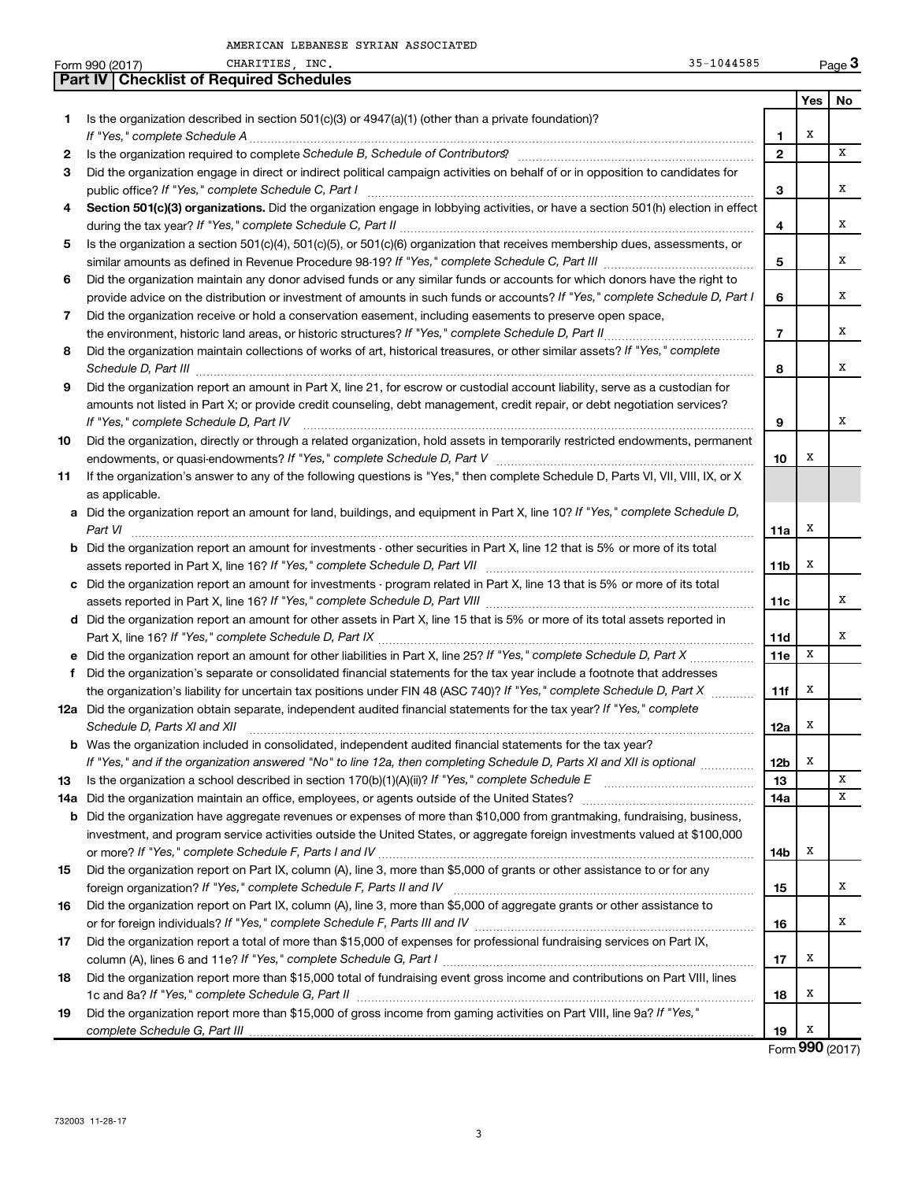AMERICAN LEBANESE SYRIAN ASSOCIATED

Form 990 (2017) CHARITIES, INC. 35-1044585 Page 3

**Part IV | Checklist of Required Schedules**

| | | | Yes | No |
|---|---|---|---|---|
| 1 | Is the organization described in section 501(c)(3) or 4947(a)(1) (other than a private foundation)? *If "Yes," complete Schedule A* | 1 | X | |
| 2 | Is the organization required to complete *Schedule B, Schedule of Contributors*? | 2 | | X |
| 3 | Did the organization engage in direct or indirect political campaign activities on behalf of or in opposition to candidates for public office? *If "Yes," complete Schedule C, Part I* | 3 | | X |
| 4 | **Section 501(c)(3) organizations.** Did the organization engage in lobbying activities, or have a section 501(h) election in effect during the tax year? *If "Yes," complete Schedule C, Part II* | 4 | | X |
| 5 | Is the organization a section 501(c)(4), 501(c)(5), or 501(c)(6) organization that receives membership dues, assessments, or similar amounts as defined in Revenue Procedure 98-19? *If "Yes," complete Schedule C, Part III* | 5 | | X |
| 6 | Did the organization maintain any donor advised funds or any similar funds or accounts for which donors have the right to provide advice on the distribution or investment of amounts in such funds or accounts? *If "Yes," complete Schedule D, Part I* | 6 | | X |
| 7 | Did the organization receive or hold a conservation easement, including easements to preserve open space, the environment, historic land areas, or historic structures? *If "Yes," complete Schedule D, Part II* | 7 | | X |
| 8 | Did the organization maintain collections of works of art, historical treasures, or other similar assets? *If "Yes," complete Schedule D, Part III* | 8 | | X |
| 9 | Did the organization report an amount in Part X, line 21, for escrow or custodial account liability, serve as a custodian for amounts not listed in Part X; or provide credit counseling, debt management, credit repair, or debt negotiation services? *If "Yes," complete Schedule D, Part IV* | 9 | | X |
| 10 | Did the organization, directly or through a related organization, hold assets in temporarily restricted endowments, permanent endowments, or quasi-endowments? *If "Yes," complete Schedule D, Part V* | 10 | X | |
| 11 | If the organization's answer to any of the following questions is "Yes," then complete Schedule D, Parts VI, VII, VIII, IX, or X as applicable. | | | |
| a | Did the organization report an amount for land, buildings, and equipment in Part X, line 10? *If "Yes," complete Schedule D, Part VI* | 11a | X | |
| b | Did the organization report an amount for investments - other securities in Part X, line 12 that is 5% or more of its total assets reported in Part X, line 16? *If "Yes," complete Schedule D, Part VII* | 11b | X | |
| c | Did the organization report an amount for investments - program related in Part X, line 13 that is 5% or more of its total assets reported in Part X, line 16? *If "Yes," complete Schedule D, Part VIII* | 11c | | X |
| d | Did the organization report an amount for other assets in Part X, line 15 that is 5% or more of its total assets reported in Part X, line 16? *If "Yes," complete Schedule D, Part IX* | 11d | | X |
| e | Did the organization report an amount for other liabilities in Part X, line 25? *If "Yes," complete Schedule D, Part X* | 11e | X | |
| f | Did the organization's separate or consolidated financial statements for the tax year include a footnote that addresses the organization's liability for uncertain tax positions under FIN 48 (ASC 740)? *If "Yes," complete Schedule D, Part X* | 11f | X | |
| 12a | Did the organization obtain separate, independent audited financial statements for the tax year? *If "Yes," complete Schedule D, Parts XI and XII* | 12a | X | |
| b | Was the organization included in consolidated, independent audited financial statements for the tax year? *If "Yes," and if the organization answered "No" to line 12a, then completing Schedule D, Parts XI and XII is optional* | 12b | X | |
| 13 | Is the organization a school described in section 170(b)(1)(A)(ii)? *If "Yes," complete Schedule E* | 13 | | X |
| 14a | Did the organization maintain an office, employees, or agents outside of the United States? | 14a | | X |
| b | Did the organization have aggregate revenues or expenses of more than $10,000 from grantmaking, fundraising, business, investment, and program service activities outside the United States, or aggregate foreign investments valued at $100,000 or more? *If "Yes," complete Schedule F, Parts I and IV* | 14b | X | |
| 15 | Did the organization report on Part IX, column (A), line 3, more than $5,000 of grants or other assistance to or for any foreign organization? *If "Yes," complete Schedule F, Parts II and IV* | 15 | | X |
| 16 | Did the organization report on Part IX, column (A), line 3, more than $5,000 of aggregate grants or other assistance to or for foreign individuals? *If "Yes," complete Schedule F, Parts III and IV* | 16 | | X |
| 17 | Did the organization report a total of more than $15,000 of expenses for professional fundraising services on Part IX, column (A), lines 6 and 11e? *If "Yes," complete Schedule G, Part I* | 17 | X | |
| 18 | Did the organization report more than $15,000 total of fundraising event gross income and contributions on Part VIII, lines 1c and 8a? *If "Yes," complete Schedule G, Part II* | 18 | X | |
| 19 | Did the organization report more than $15,000 of gross income from gaming activities on Part VIII, line 9a? *If "Yes," complete Schedule G, Part III* | 19 | X | |

Form **990** (2017)

732003 11-28-17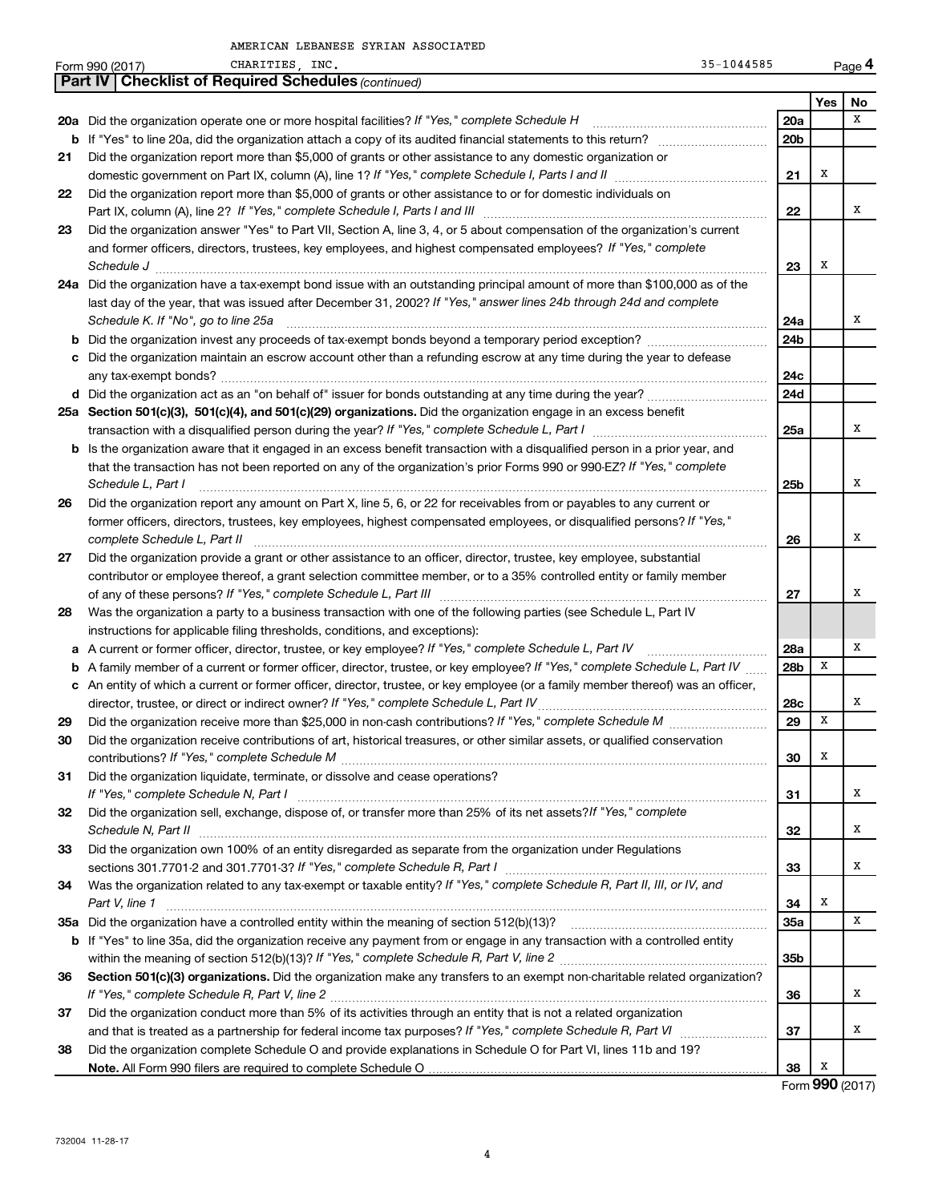AMERICAN LEBANESE SYRIAN ASSOCIATED CHARITIES, INC. 35-1044585

Form 990 (2017)

## Part IV | Checklist of Required Schedules *(continued)*

| | | | Yes | No |
|---|---|---|---|---|
| 20a | Did the organization operate one or more hospital facilities? *If "Yes," complete Schedule H* | 20a | | X |
| b | If "Yes" to line 20a, did the organization attach a copy of its audited financial statements to this return? | 20b | | |
| 21 | Did the organization report more than $5,000 of grants or other assistance to any domestic organization or domestic government on Part IX, column (A), line 1? *If "Yes," complete Schedule I, Parts I and II* | 21 | X | |
| 22 | Did the organization report more than $5,000 of grants or other assistance to or for domestic individuals on Part IX, column (A), line 2? *If "Yes," complete Schedule I, Parts I and III* | 22 | | X |
| 23 | Did the organization answer "Yes" to Part VII, Section A, line 3, 4, or 5 about compensation of the organization's current and former officers, directors, trustees, key employees, and highest compensated employees? *If "Yes," complete Schedule J* | 23 | X | |
| 24a | Did the organization have a tax-exempt bond issue with an outstanding principal amount of more than $100,000 as of the last day of the year, that was issued after December 31, 2002? *If "Yes," answer lines 24b through 24d and complete Schedule K. If "No", go to line 25a* | 24a | | X |
| b | Did the organization invest any proceeds of tax-exempt bonds beyond a temporary period exception? | 24b | | |
| c | Did the organization maintain an escrow account other than a refunding escrow at any time during the year to defease any tax-exempt bonds? | 24c | | |
| d | Did the organization act as an "on behalf of" issuer for bonds outstanding at any time during the year? | 24d | | |
| 25a | **Section 501(c)(3), 501(c)(4), and 501(c)(29) organizations.** Did the organization engage in an excess benefit transaction with a disqualified person during the year? *If "Yes," complete Schedule L, Part I* | 25a | | X |
| b | Is the organization aware that it engaged in an excess benefit transaction with a disqualified person in a prior year, and that the transaction has not been reported on any of the organization's prior Forms 990 or 990-EZ? *If "Yes," complete Schedule L, Part I* | 25b | | X |
| 26 | Did the organization report any amount on Part X, line 5, 6, or 22 for receivables from or payables to any current or former officers, directors, trustees, key employees, highest compensated employees, or disqualified persons? *If "Yes," complete Schedule L, Part II* | 26 | | X |
| 27 | Did the organization provide a grant or other assistance to an officer, director, trustee, key employee, substantial contributor or employee thereof, a grant selection committee member, or to a 35% controlled entity or family member of any of these persons? *If "Yes," complete Schedule L, Part III* | 27 | | X |
| 28 | Was the organization a party to a business transaction with one of the following parties (see Schedule L, Part IV instructions for applicable filing thresholds, conditions, and exceptions): | | | |
| a | A current or former officer, director, trustee, or key employee? *If "Yes," complete Schedule L, Part IV* | 28a | | X |
| b | A family member of a current or former officer, director, trustee, or key employee? *If "Yes," complete Schedule L, Part IV* | 28b | X | |
| c | An entity of which a current or former officer, director, trustee, or key employee (or a family member thereof) was an officer, director, trustee, or direct or indirect owner? *If "Yes," complete Schedule L, Part IV* | 28c | | X |
| 29 | Did the organization receive more than $25,000 in non-cash contributions? *If "Yes," complete Schedule M* | 29 | X | |
| 30 | Did the organization receive contributions of art, historical treasures, or other similar assets, or qualified conservation contributions? *If "Yes," complete Schedule M* | 30 | X | |
| 31 | Did the organization liquidate, terminate, or dissolve and cease operations? *If "Yes," complete Schedule N, Part I* | 31 | | X |
| 32 | Did the organization sell, exchange, dispose of, or transfer more than 25% of its net assets? *If "Yes," complete Schedule N, Part II* | 32 | | X |
| 33 | Did the organization own 100% of an entity disregarded as separate from the organization under Regulations sections 301.7701-2 and 301.7701-3? *If "Yes," complete Schedule R, Part I* | 33 | | X |
| 34 | Was the organization related to any tax-exempt or taxable entity? *If "Yes," complete Schedule R, Part II, III, or IV, and Part V, line 1* | 34 | X | |
| 35a | Did the organization have a controlled entity within the meaning of section 512(b)(13)? | 35a | | X |
| b | If "Yes" to line 35a, did the organization receive any payment from or engage in any transaction with a controlled entity within the meaning of section 512(b)(13)? *If "Yes," complete Schedule R, Part V, line 2* | 35b | | |
| 36 | **Section 501(c)(3) organizations.** Did the organization make any transfers to an exempt non-charitable related organization? *If "Yes," complete Schedule R, Part V, line 2* | 36 | | X |
| 37 | Did the organization conduct more than 5% of its activities through an entity that is not a related organization and that is treated as a partnership for federal income tax purposes? *If "Yes," complete Schedule R, Part VI* | 37 | | X |
| 38 | Did the organization complete Schedule O and provide explanations in Schedule O for Part VI, lines 11b and 19? **Note.** All Form 990 filers are required to complete Schedule O | 38 | X | |

Form **990** (2017)

732004 11-28-17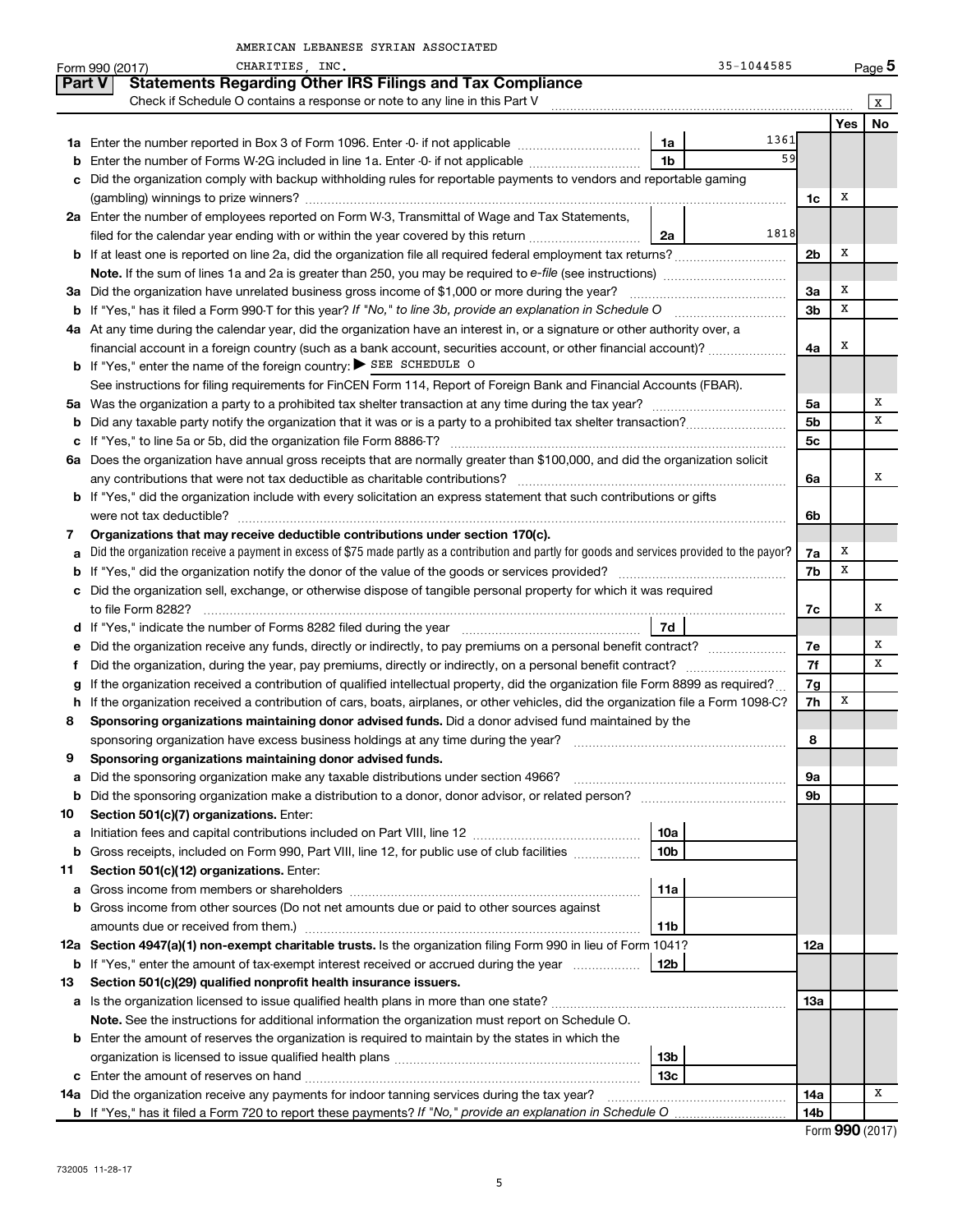AMERICAN LEBANESE SYRIAN ASSOCIATED CHARITIES, INC. 35-1044585

Form 990 (2017)

## Part V Statements Regarding Other IRS Filings and Tax Compliance

Check if Schedule O contains a response or note to any line in this Part V [X]

| | | | | | Yes | No |
|---|---|---|---|---|---|---|
| 1a | Enter the number reported in Box 3 of Form 1096. Enter -0- if not applicable | 1a | 1361 | | | |
| b | Enter the number of Forms W-2G included in line 1a. Enter -0- if not applicable | 1b | 59 | | | |
| c | Did the organization comply with backup withholding rules for reportable payments to vendors and reportable gaming (gambling) winnings to prize winners? | | | 1c | X | |
| 2a | Enter the number of employees reported on Form W-3, Transmittal of Wage and Tax Statements, filed for the calendar year ending with or within the year covered by this return | 2a | 1818 | | | |
| b | If at least one is reported on line 2a, did the organization file all required federal employment tax returns? | | | 2b | X | |
| | **Note.** If the sum of lines 1a and 2a is greater than 250, you may be required to *e-file* (see instructions) | | | | | |
| 3a | Did the organization have unrelated business gross income of $1,000 or more during the year? | | | 3a | X | |
| b | If "Yes," has it filed a Form 990-T for this year? *If "No," to line 3b, provide an explanation in Schedule O* | | | 3b | X | |
| 4a | At any time during the calendar year, did the organization have an interest in, or a signature or other authority over, a financial account in a foreign country (such as a bank account, securities account, or other financial account)? | | | 4a | X | |
| b | If "Yes," enter the name of the foreign country: ▶ SEE SCHEDULE O | | | | | |
| | See instructions for filing requirements for FinCEN Form 114, Report of Foreign Bank and Financial Accounts (FBAR). | | | | | |
| 5a | Was the organization a party to a prohibited tax shelter transaction at any time during the tax year? | | | 5a | | X |
| b | Did any taxable party notify the organization that it was or is a party to a prohibited tax shelter transaction? | | | 5b | | X |
| c | If "Yes," to line 5a or 5b, did the organization file Form 8886-T? | | | 5c | | |
| 6a | Does the organization have annual gross receipts that are normally greater than $100,000, and did the organization solicit any contributions that were not tax deductible as charitable contributions? | | | 6a | | X |
| b | If "Yes," did the organization include with every solicitation an express statement that such contributions or gifts were not tax deductible? | | | 6b | | |
| 7 | **Organizations that may receive deductible contributions under section 170(c).** | | | | | |
| a | Did the organization receive a payment in excess of $75 made partly as a contribution and partly for goods and services provided to the payor? | | | 7a | X | |
| b | If "Yes," did the organization notify the donor of the value of the goods or services provided? | | | 7b | X | |
| c | Did the organization sell, exchange, or otherwise dispose of tangible personal property for which it was required to file Form 8282? | | | 7c | | X |
| d | If "Yes," indicate the number of Forms 8282 filed during the year | 7d | | | | |
| e | Did the organization receive any funds, directly or indirectly, to pay premiums on a personal benefit contract? | | | 7e | | X |
| f | Did the organization, during the year, pay premiums, directly or indirectly, on a personal benefit contract? | | | 7f | | X |
| g | If the organization received a contribution of qualified intellectual property, did the organization file Form 8899 as required? | | | 7g | | |
| h | If the organization received a contribution of cars, boats, airplanes, or other vehicles, did the organization file a Form 1098-C? | | | 7h | X | |
| 8 | **Sponsoring organizations maintaining donor advised funds.** Did a donor advised fund maintained by the sponsoring organization have excess business holdings at any time during the year? | | | 8 | | |
| 9 | **Sponsoring organizations maintaining donor advised funds.** | | | | | |
| a | Did the sponsoring organization make any taxable distributions under section 4966? | | | 9a | | |
| b | Did the sponsoring organization make a distribution to a donor, donor advisor, or related person? | | | 9b | | |
| 10 | **Section 501(c)(7) organizations.** Enter: | | | | | |
| a | Initiation fees and capital contributions included on Part VIII, line 12 | 10a | | | | |
| b | Gross receipts, included on Form 990, Part VIII, line 12, for public use of club facilities | 10b | | | | |
| 11 | **Section 501(c)(12) organizations.** Enter: | | | | | |
| a | Gross income from members or shareholders | 11a | | | | |
| b | Gross income from other sources (Do not net amounts due or paid to other sources against amounts due or received from them.) | 11b | | | | |
| 12a | **Section 4947(a)(1) non-exempt charitable trusts.** Is the organization filing Form 990 in lieu of Form 1041? | | | 12a | | |
| b | If "Yes," enter the amount of tax-exempt interest received or accrued during the year | 12b | | | | |
| 13 | **Section 501(c)(29) qualified nonprofit health insurance issuers.** | | | | | |
| a | Is the organization licensed to issue qualified health plans in more than one state? | | | 13a | | |
| | **Note.** See the instructions for additional information the organization must report on Schedule O. | | | | | |
| b | Enter the amount of reserves the organization is required to maintain by the states in which the organization is licensed to issue qualified health plans | 13b | | | | |
| c | Enter the amount of reserves on hand | 13c | | | | |
| 14a | Did the organization receive any payments for indoor tanning services during the tax year? | | | 14a | | X |
| b | If "Yes," has it filed a Form 720 to report these payments? *If "No," provide an explanation in Schedule O* | | | 14b | | |

Form **990** (2017)

732005 11-28-17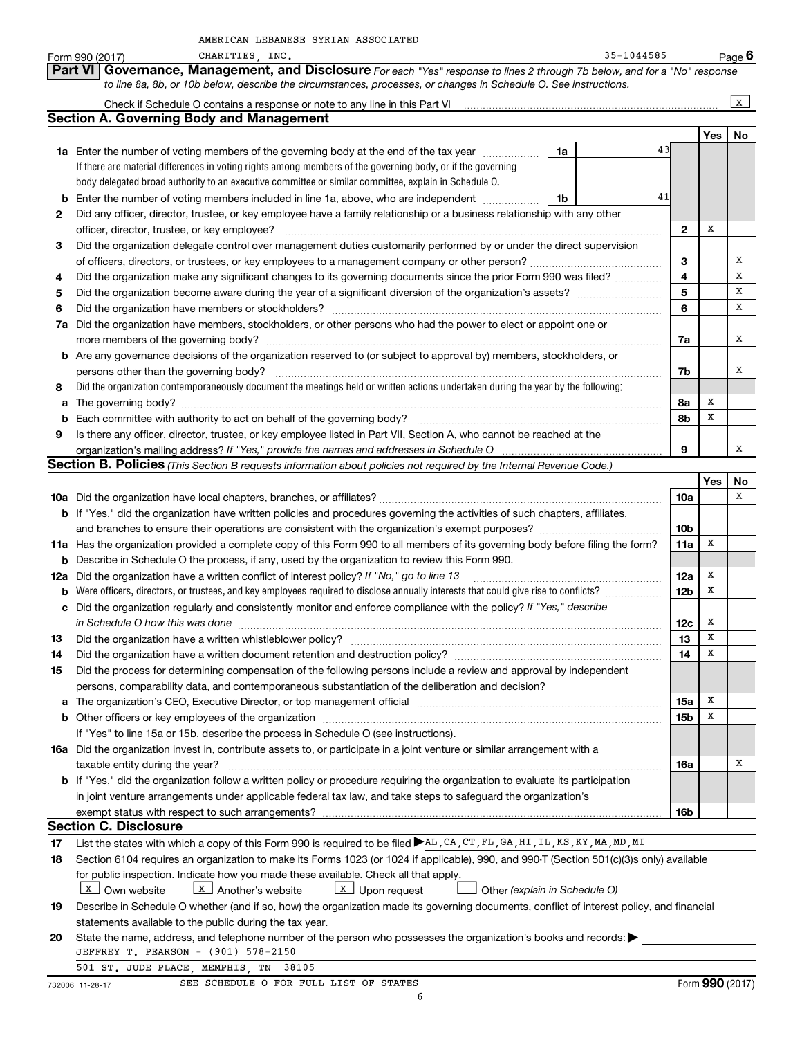AMERICAN LEBANESE SYRIAN ASSOCIATED CHARITIES, INC. 35-1044585

Form 990 (2017) Page 6

**Part VI Governance, Management, and Disclosure** *For each "Yes" response to lines 2 through 7b below, and for a "No" response to line 8a, 8b, or 10b below, describe the circumstances, processes, or changes in Schedule O. See instructions.*

Check if Schedule O contains a response or note to any line in this Part VI .......... [X]

## Section A. Governing Body and Management

| | | | | Yes | No |
|---|---|---|---|---|---|
| **1a** | Enter the number of voting members of the governing body at the end of the tax year .......... **1a** 43<br>If there are material differences in voting rights among members of the governing body, or if the governing body delegated broad authority to an executive committee or similar committee, explain in Schedule O. | | | | |
| **b** | Enter the number of voting members included in line 1a, above, who are independent .......... **1b** 41 | | | | |
| **2** | Did any officer, director, trustee, or key employee have a family relationship or a business relationship with any other officer, director, trustee, or key employee? | **2** | | X | |
| **3** | Did the organization delegate control over management duties customarily performed by or under the direct supervision of officers, directors, or trustees, or key employees to a management company or other person? | **3** | | | X |
| **4** | Did the organization make any significant changes to its governing documents since the prior Form 990 was filed? | **4** | | | X |
| **5** | Did the organization become aware during the year of a significant diversion of the organization's assets? | **5** | | | X |
| **6** | Did the organization have members or stockholders? | **6** | | | X |
| **7a** | Did the organization have members, stockholders, or other persons who had the power to elect or appoint one or more members of the governing body? | **7a** | | | X |
| **b** | Are any governance decisions of the organization reserved to (or subject to approval by) members, stockholders, or persons other than the governing body? | **7b** | | | X |
| **8** | Did the organization contemporaneously document the meetings held or written actions undertaken during the year by the following: | | | | |
| **a** | The governing body? | **8a** | | X | |
| **b** | Each committee with authority to act on behalf of the governing body? | **8b** | | X | |
| **9** | Is there any officer, director, trustee, or key employee listed in Part VII, Section A, who cannot be reached at the organization's mailing address? *If "Yes," provide the names and addresses in Schedule O* | **9** | | | X |

## Section B. Policies *(This Section B requests information about policies not required by the Internal Revenue Code.)*

| | | | Yes | No |
|---|---|---|---|---|
| **10a** | Did the organization have local chapters, branches, or affiliates? | **10a** | | X |
| **b** | If "Yes," did the organization have written policies and procedures governing the activities of such chapters, affiliates, and branches to ensure their operations are consistent with the organization's exempt purposes? | **10b** | | |
| **11a** | Has the organization provided a complete copy of this Form 990 to all members of its governing body before filing the form? | **11a** | X | |
| **b** | Describe in Schedule O the process, if any, used by the organization to review this Form 990. | | | |
| **12a** | Did the organization have a written conflict of interest policy? *If "No," go to line 13* | **12a** | X | |
| **b** | Were officers, directors, or trustees, and key employees required to disclose annually interests that could give rise to conflicts? | **12b** | X | |
| **c** | Did the organization regularly and consistently monitor and enforce compliance with the policy? *If "Yes," describe in Schedule O how this was done* | **12c** | X | |
| **13** | Did the organization have a written whistleblower policy? | **13** | X | |
| **14** | Did the organization have a written document retention and destruction policy? | **14** | X | |
| **15** | Did the process for determining compensation of the following persons include a review and approval by independent persons, comparability data, and contemporaneous substantiation of the deliberation and decision? | | | |
| **a** | The organization's CEO, Executive Director, or top management official | **15a** | X | |
| **b** | Other officers or key employees of the organization | **15b** | X | |
| | If "Yes" to line 15a or 15b, describe the process in Schedule O (see instructions). | | | |
| **16a** | Did the organization invest in, contribute assets to, or participate in a joint venture or similar arrangement with a taxable entity during the year? | **16a** | | X |
| **b** | If "Yes," did the organization follow a written policy or procedure requiring the organization to evaluate its participation in joint venture arrangements under applicable federal tax law, and take steps to safeguard the organization's exempt status with respect to such arrangements? | **16b** | | |

## Section C. Disclosure

**17** List the states with which a copy of this Form 990 is required to be filed ▶ AL,CA,CT,FL,GA,HI,IL,KS,KY,MA,MD,MI

**18** Section 6104 requires an organization to make its Forms 1023 (or 1024 if applicable), 990, and 990-T (Section 501(c)(3)s only) available for public inspection. Indicate how you made these available. Check all that apply.

[X] Own website [X] Another's website [X] Upon request [ ] Other *(explain in Schedule O)*

**19** Describe in Schedule O whether (and if so, how) the organization made its governing documents, conflict of interest policy, and financial statements available to the public during the tax year.

**20** State the name, address, and telephone number of the person who possesses the organization's books and records: ▶

JEFFREY T. PEARSON - (901) 578-2150

501 ST. JUDE PLACE, MEMPHIS, TN 38105

SEE SCHEDULE O FOR FULL LIST OF STATES

732006 11-28-17 Form **990** (2017)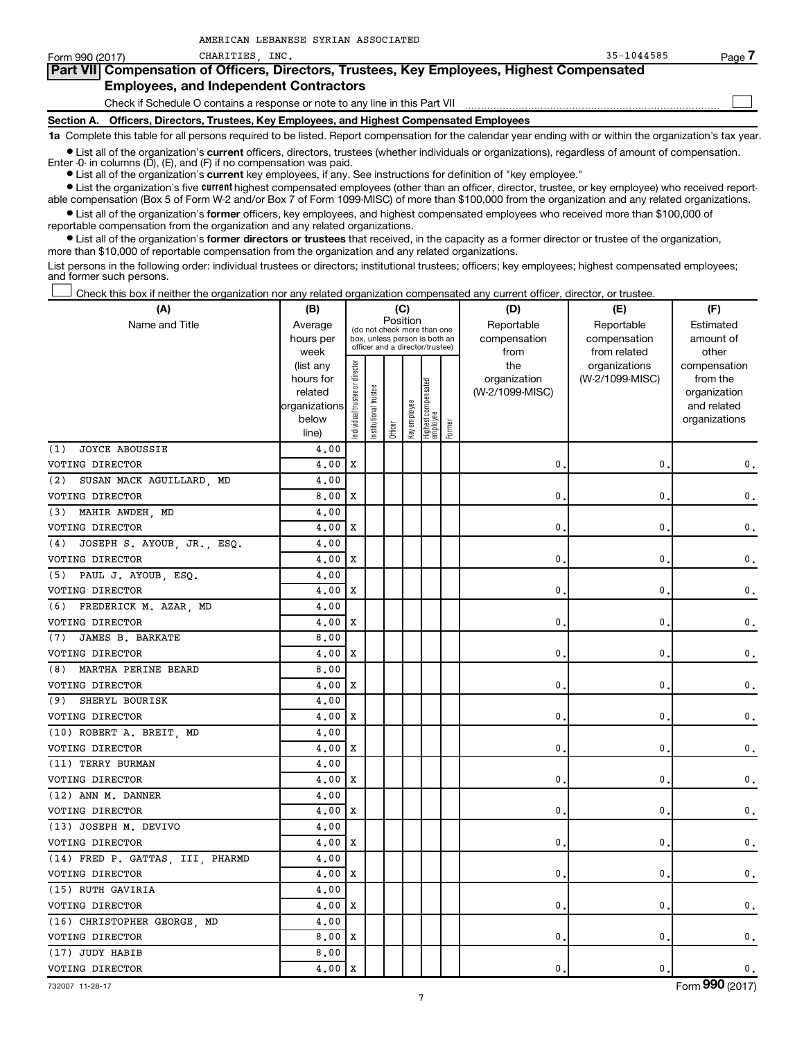AMERICAN LEBANESE SYRIAN ASSOCIATED

Form 990 (2017) CHARITIES, INC. 35-1044585 Page 7

**Part VII Compensation of Officers, Directors, Trustees, Key Employees, Highest Compensated Employees, and Independent Contractors**

Check if Schedule O contains a response or note to any line in this Part VII

**Section A. Officers, Directors, Trustees, Key Employees, and Highest Compensated Employees**

**1a** Complete this table for all persons required to be listed. Report compensation for the calendar year ending with or within the organization's tax year.

- List all of the organization's **current** officers, directors, trustees (whether individuals or organizations), regardless of amount of compensation. Enter -0- in columns (D), (E), and (F) if no compensation was paid.
- List all of the organization's **current** key employees, if any. See instructions for definition of "key employee."
- List the organization's five **current** highest compensated employees (other than an officer, director, trustee, or key employee) who received reportable compensation (Box 5 of Form W-2 and/or Box 7 of Form 1099-MISC) of more than $100,000 from the organization and any related organizations.
- List all of the organization's **former** officers, key employees, and highest compensated employees who received more than $100,000 of reportable compensation from the organization and any related organizations.
- List all of the organization's **former directors or trustees** that received, in the capacity as a former director or trustee of the organization, more than $10,000 of reportable compensation from the organization and any related organizations.

List persons in the following order: individual trustees or directors; institutional trustees; officers; key employees; highest compensated employees; and former such persons.

Check this box if neither the organization nor any related organization compensated any current officer, director, or trustee.

| (A) Name and Title | (B) Average hours per week (list any hours for related organizations below line) | (C) Position: Individual trustee or director | Institutional trustee | Officer | Key employee | Highest compensated employee | Former | (D) Reportable compensation from the organization (W-2/1099-MISC) | (E) Reportable compensation from related organizations (W-2/1099-MISC) | (F) Estimated amount of other compensation from the organization and related organizations |
|---|---|---|---|---|---|---|---|---|---|---|
| (1) JOYCE ABOUSSIE | 4.00 | | | | | | | | | |
| VOTING DIRECTOR | 4.00 | X | | | | | | 0. | 0. | 0. |
| (2) SUSAN MACK AGUILLARD, MD | 4.00 | | | | | | | | | |
| VOTING DIRECTOR | 8.00 | X | | | | | | 0. | 0. | 0. |
| (3) MAHIR AWDEH, MD | 4.00 | | | | | | | | | |
| VOTING DIRECTOR | 4.00 | X | | | | | | 0. | 0. | 0. |
| (4) JOSEPH S. AYOUB, JR., ESQ. | 4.00 | | | | | | | | | |
| VOTING DIRECTOR | 4.00 | X | | | | | | 0. | 0. | 0. |
| (5) PAUL J. AYOUB, ESQ. | 4.00 | | | | | | | | | |
| VOTING DIRECTOR | 4.00 | X | | | | | | 0. | 0. | 0. |
| (6) FREDERICK M. AZAR, MD | 4.00 | | | | | | | | | |
| VOTING DIRECTOR | 4.00 | X | | | | | | 0. | 0. | 0. |
| (7) JAMES B. BARKATE | 8.00 | | | | | | | | | |
| VOTING DIRECTOR | 4.00 | X | | | | | | 0. | 0. | 0. |
| (8) MARTHA PERINE BEARD | 8.00 | | | | | | | | | |
| VOTING DIRECTOR | 4.00 | X | | | | | | 0. | 0. | 0. |
| (9) SHERYL BOURISK | 4.00 | | | | | | | | | |
| VOTING DIRECTOR | 4.00 | X | | | | | | 0. | 0. | 0. |
| (10) ROBERT A. BREIT, MD | 4.00 | | | | | | | | | |
| VOTING DIRECTOR | 4.00 | X | | | | | | 0. | 0. | 0. |
| (11) TERRY BURMAN | 4.00 | | | | | | | | | |
| VOTING DIRECTOR | 4.00 | X | | | | | | 0. | 0. | 0. |
| (12) ANN M. DANNER | 4.00 | | | | | | | | | |
| VOTING DIRECTOR | 4.00 | X | | | | | | 0. | 0. | 0. |
| (13) JOSEPH M. DEVIVO | 4.00 | | | | | | | | | |
| VOTING DIRECTOR | 4.00 | X | | | | | | 0. | 0. | 0. |
| (14) FRED P. GATTAS, III, PHARMD | 4.00 | | | | | | | | | |
| VOTING DIRECTOR | 4.00 | X | | | | | | 0. | 0. | 0. |
| (15) RUTH GAVIRIA | 4.00 | | | | | | | | | |
| VOTING DIRECTOR | 4.00 | X | | | | | | 0. | 0. | 0. |
| (16) CHRISTOPHER GEORGE, MD | 4.00 | | | | | | | | | |
| VOTING DIRECTOR | 8.00 | X | | | | | | 0. | 0. | 0. |
| (17) JUDY HABIB | 8.00 | | | | | | | | | |
| VOTING DIRECTOR | 4.00 | X | | | | | | 0. | 0. | 0. |

732007 11-28-17 Form 990 (2017)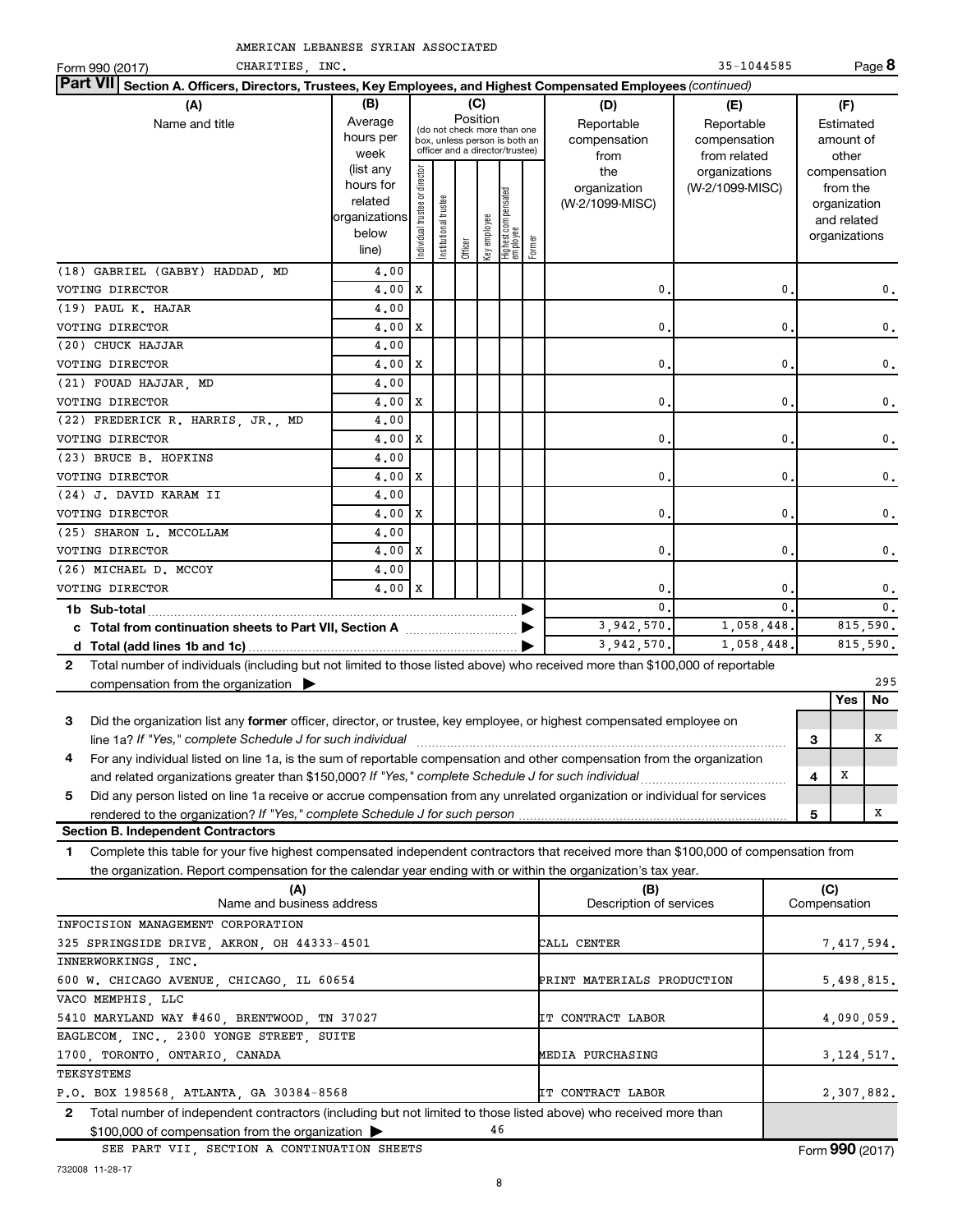AMERICAN LEBANESE SYRIAN ASSOCIATED CHARITIES, INC. 35-1044585

Form 990 (2017)

## Part VII Section A. Officers, Directors, Trustees, Key Employees, and Highest Compensated Employees *(continued)*

| (A) Name and title | (B) Average hours per week (list any hours for related organizations below line) | (C) Position: Individual trustee or director | Institutional trustee | Officer | Key employee | Highest compensated employee | Former | (D) Reportable compensation from the organization (W-2/1099-MISC) | (E) Reportable compensation from related organizations (W-2/1099-MISC) | (F) Estimated amount of other compensation from the organization and related organizations |
|---|---|---|---|---|---|---|---|---|---|---|
| (18) GABRIEL (GABBY) HADDAD, MD | 4.00 | | | | | | | | | |
| VOTING DIRECTOR | 4.00 | X | | | | | | 0. | 0. | 0. |
| (19) PAUL K. HAJAR | 4.00 | | | | | | | | | |
| VOTING DIRECTOR | 4.00 | X | | | | | | 0. | 0. | 0. |
| (20) CHUCK HAJJAR | 4.00 | | | | | | | | | |
| VOTING DIRECTOR | 4.00 | X | | | | | | 0. | 0. | 0. |
| (21) FOUAD HAJJAR, MD | 4.00 | | | | | | | | | |
| VOTING DIRECTOR | 4.00 | X | | | | | | 0. | 0. | 0. |
| (22) FREDERICK R. HARRIS, JR., MD | 4.00 | | | | | | | | | |
| VOTING DIRECTOR | 4.00 | X | | | | | | 0. | 0. | 0. |
| (23) BRUCE B. HOPKINS | 4.00 | | | | | | | | | |
| VOTING DIRECTOR | 4.00 | X | | | | | | 0. | 0. | 0. |
| (24) J. DAVID KARAM II | 4.00 | | | | | | | | | |
| VOTING DIRECTOR | 4.00 | X | | | | | | 0. | 0. | 0. |
| (25) SHARON L. MCCOLLAM | 4.00 | | | | | | | | | |
| VOTING DIRECTOR | 4.00 | X | | | | | | 0. | 0. | 0. |
| (26) MICHAEL D. MCCOY | 4.00 | | | | | | | | | |
| VOTING DIRECTOR | 4.00 | X | | | | | | 0. | 0. | 0. |
| **1b Sub-total** | | | | | | | | 0. | 0. | 0. |
| **c Total from continuation sheets to Part VII, Section A** | | | | | | | | 3,942,570. | 1,058,448. | 815,590. |
| **d Total (add lines 1b and 1c)** | | | | | | | | 3,942,570. | 1,058,448. | 815,590. |

**2** Total number of individuals (including but not limited to those listed above) who received more than $100,000 of reportable compensation from the organization ▶ 295

| | | | Yes | No |
|---|---|---|---|---|
| **3** | Did the organization list any **former** officer, director, or trustee, key employee, or highest compensated employee on line 1a? *If "Yes," complete Schedule J for such individual* | 3 | | X |
| **4** | For any individual listed on line 1a, is the sum of reportable compensation and other compensation from the organization and related organizations greater than $150,000? *If "Yes," complete Schedule J for such individual* | 4 | X | |
| **5** | Did any person listed on line 1a receive or accrue compensation from any unrelated organization or individual for services rendered to the organization? *If "Yes," complete Schedule J for such person* | 5 | | X |

### Section B. Independent Contractors

**1** Complete this table for your five highest compensated independent contractors that received more than $100,000 of compensation from the organization. Report compensation for the calendar year ending with or within the organization's tax year.

| (A) Name and business address | (B) Description of services | (C) Compensation |
|---|---|---|
| INFOCISION MANAGEMENT CORPORATION, 325 SPRINGSIDE DRIVE, AKRON, OH 44333-4501 | CALL CENTER | 7,417,594. |
| INNERWORKINGS, INC., 600 W. CHICAGO AVENUE, CHICAGO, IL 60654 | PRINT MATERIALS PRODUCTION | 5,498,815. |
| VACO MEMPHIS, LLC, 5410 MARYLAND WAY #460, BRENTWOOD, TN 37027 | IT CONTRACT LABOR | 4,090,059. |
| EAGLECOM, INC., 2300 YONGE STREET, SUITE 1700, TORONTO, ONTARIO, CANADA | MEDIA PURCHASING | 3,124,517. |
| TEKSYSTEMS, P.O. BOX 198568, ATLANTA, GA 30384-8568 | IT CONTRACT LABOR | 2,307,882. |

**2** Total number of independent contractors (including but not limited to those listed above) who received more than $100,000 of compensation from the organization ▶ 46

SEE PART VII, SECTION A CONTINUATION SHEETS

Form **990** (2017)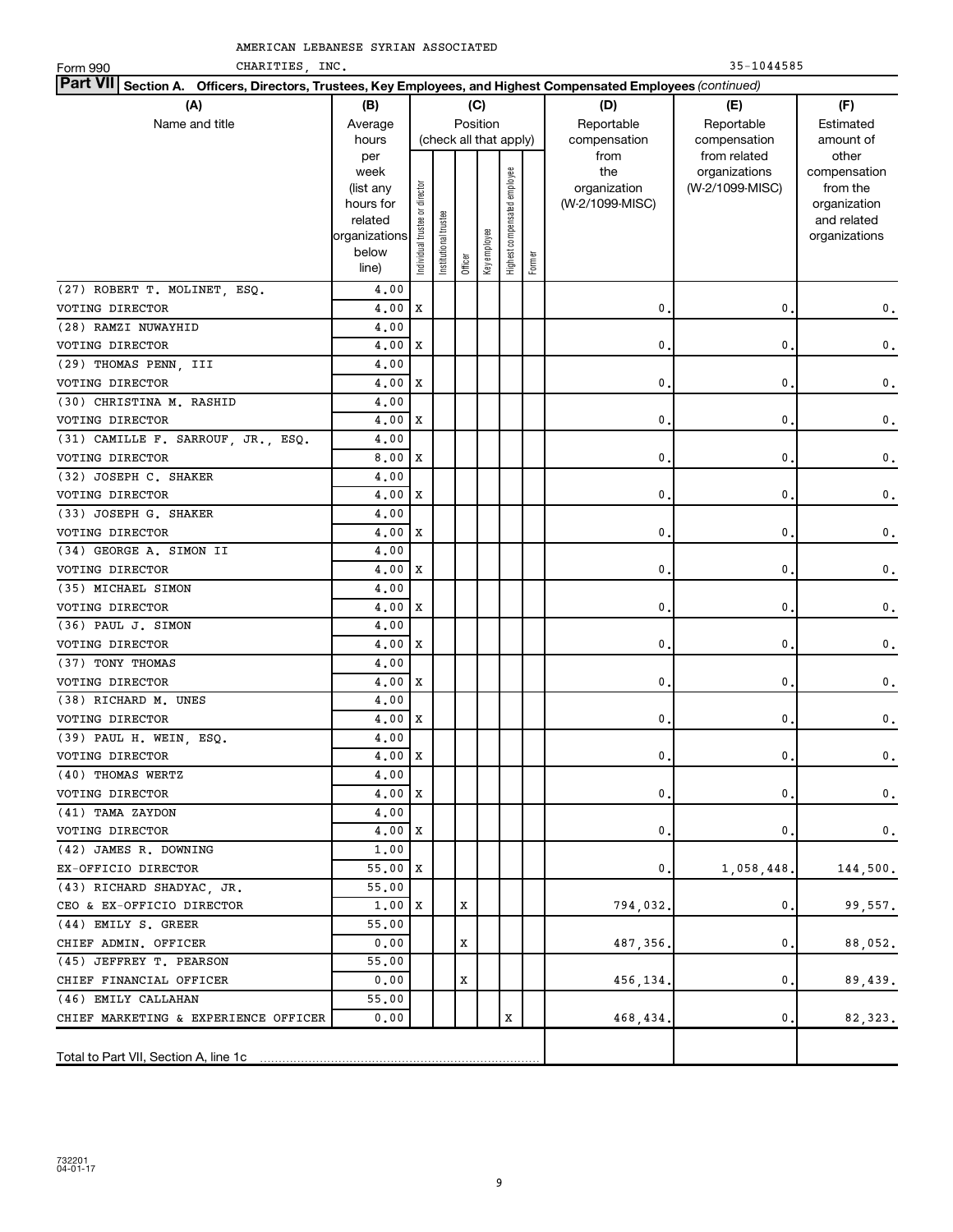AMERICAN LEBANESE SYRIAN ASSOCIATED

Form 990 CHARITIES, INC. 35-1044585

**Part VII Section A. Officers, Directors, Trustees, Key Employees, and Highest Compensated Employees** *(continued)*

| (A) Name and title | (B) Average hours per week (list any hours for related organizations below line) | (C) Position (check all that apply): Individual trustee or director | Institutional trustee | Officer | Key employee | Highest compensated employee | Former | (D) Reportable compensation from the organization (W-2/1099-MISC) | (E) Reportable compensation from related organizations (W-2/1099-MISC) | (F) Estimated amount of other compensation from the organization and related organizations |
|---|---|---|---|---|---|---|---|---|---|---|
| (27) ROBERT T. MOLINET, ESQ. | 4.00 | | | | | | | | | |
| VOTING DIRECTOR | 4.00 | X | | | | | | 0. | 0. | 0. |
| (28) RAMZI NUWAYHID | 4.00 | | | | | | | | | |
| VOTING DIRECTOR | 4.00 | X | | | | | | 0. | 0. | 0. |
| (29) THOMAS PENN, III | 4.00 | | | | | | | | | |
| VOTING DIRECTOR | 4.00 | X | | | | | | 0. | 0. | 0. |
| (30) CHRISTINA M. RASHID | 4.00 | | | | | | | | | |
| VOTING DIRECTOR | 4.00 | X | | | | | | 0. | 0. | 0. |
| (31) CAMILLE F. SARROUF, JR., ESQ. | 4.00 | | | | | | | | | |
| VOTING DIRECTOR | 8.00 | X | | | | | | 0. | 0. | 0. |
| (32) JOSEPH C. SHAKER | 4.00 | | | | | | | | | |
| VOTING DIRECTOR | 4.00 | X | | | | | | 0. | 0. | 0. |
| (33) JOSEPH G. SHAKER | 4.00 | | | | | | | | | |
| VOTING DIRECTOR | 4.00 | X | | | | | | 0. | 0. | 0. |
| (34) GEORGE A. SIMON II | 4.00 | | | | | | | | | |
| VOTING DIRECTOR | 4.00 | X | | | | | | 0. | 0. | 0. |
| (35) MICHAEL SIMON | 4.00 | | | | | | | | | |
| VOTING DIRECTOR | 4.00 | X | | | | | | 0. | 0. | 0. |
| (36) PAUL J. SIMON | 4.00 | | | | | | | | | |
| VOTING DIRECTOR | 4.00 | X | | | | | | 0. | 0. | 0. |
| (37) TONY THOMAS | 4.00 | | | | | | | | | |
| VOTING DIRECTOR | 4.00 | X | | | | | | 0. | 0. | 0. |
| (38) RICHARD M. UNES | 4.00 | | | | | | | | | |
| VOTING DIRECTOR | 4.00 | X | | | | | | 0. | 0. | 0. |
| (39) PAUL H. WEIN, ESQ. | 4.00 | | | | | | | | | |
| VOTING DIRECTOR | 4.00 | X | | | | | | 0. | 0. | 0. |
| (40) THOMAS WERTZ | 4.00 | | | | | | | | | |
| VOTING DIRECTOR | 4.00 | X | | | | | | 0. | 0. | 0. |
| (41) TAMA ZAYDON | 4.00 | | | | | | | | | |
| VOTING DIRECTOR | 4.00 | X | | | | | | 0. | 0. | 0. |
| (42) JAMES R. DOWNING | 1.00 | | | | | | | | | |
| EX-OFFICIO DIRECTOR | 55.00 | X | | | | | | 0. | 1,058,448. | 144,500. |
| (43) RICHARD SHADYAC, JR. | 55.00 | | | | | | | | | |
| CEO & EX-OFFICIO DIRECTOR | 1.00 | X | | X | | | | 794,032. | 0. | 99,557. |
| (44) EMILY S. GREER | 55.00 | | | | | | | | | |
| CHIEF ADMIN. OFFICER | 0.00 | | | X | | | | 487,356. | 0. | 88,052. |
| (45) JEFFREY T. PEARSON | 55.00 | | | | | | | | | |
| CHIEF FINANCIAL OFFICER | 0.00 | | | X | | | | 456,134. | 0. | 89,439. |
| (46) EMILY CALLAHAN | 55.00 | | | | | | | | | |
| CHIEF MARKETING & EXPERIENCE OFFICER | 0.00 | | | | | X | | 468,434. | 0. | 82,323. |
| Total to Part VII, Section A, line 1c | | | | | | | | | | |

732201 04-01-17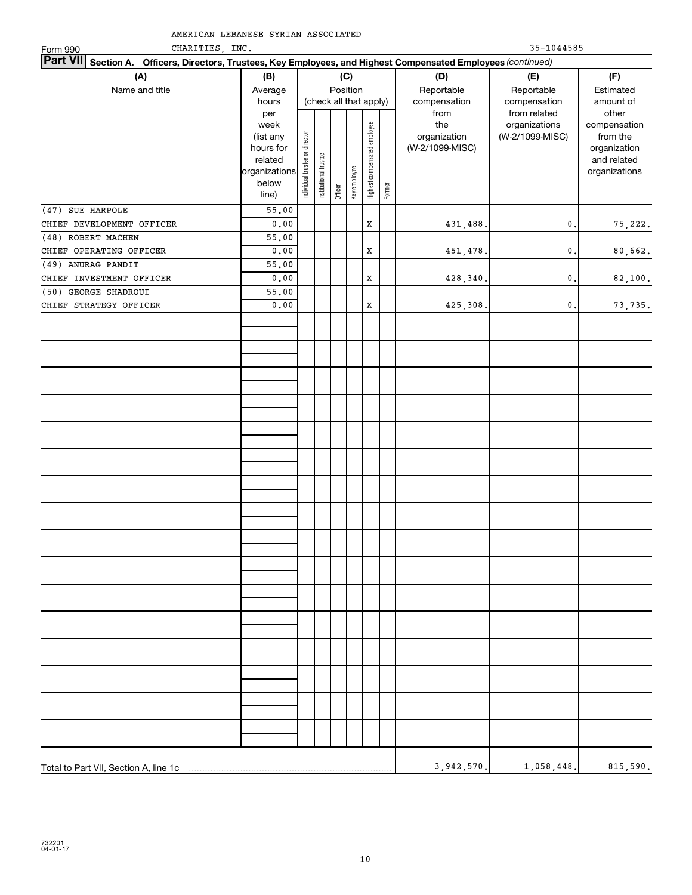AMERICAN LEBANESE SYRIAN ASSOCIATED CHARITIES, INC.

Form 990 35-1044585

**Part VII Section A. Officers, Directors, Trustees, Key Employees, and Highest Compensated Employees** *(continued)*

| (A) Name and title | (B) Average hours per week (list any hours for related organizations below line) | (C) Position (check all that apply): Individual trustee or director | Institutional trustee | Officer | Key employee | Highest compensated employee | Former | (D) Reportable compensation from the organization (W-2/1099-MISC) | (E) Reportable compensation from related organizations (W-2/1099-MISC) | (F) Estimated amount of other compensation from the organization and related organizations |
|---|---|---|---|---|---|---|---|---|---|---|
| (47) SUE HARPOLE<br>CHIEF DEVELOPMENT OFFICER | 55.00<br>0.00 | | | | | X | | 431,488. | 0. | 75,222. |
| (48) ROBERT MACHEN<br>CHIEF OPERATING OFFICER | 55.00<br>0.00 | | | | | X | | 451,478. | 0. | 80,662. |
| (49) ANURAG PANDIT<br>CHIEF INVESTMENT OFFICER | 55.00<br>0.00 | | | | | X | | 428,340. | 0. | 82,100. |
| (50) GEORGE SHADROUI<br>CHIEF STRATEGY OFFICER | 55.00<br>0.00 | | | | | X | | 425,308. | 0. | 73,735. |
| Total to Part VII, Section A, line 1c | | | | | | | | 3,942,570. | 1,058,448. | 815,590. |

732201
04-01-17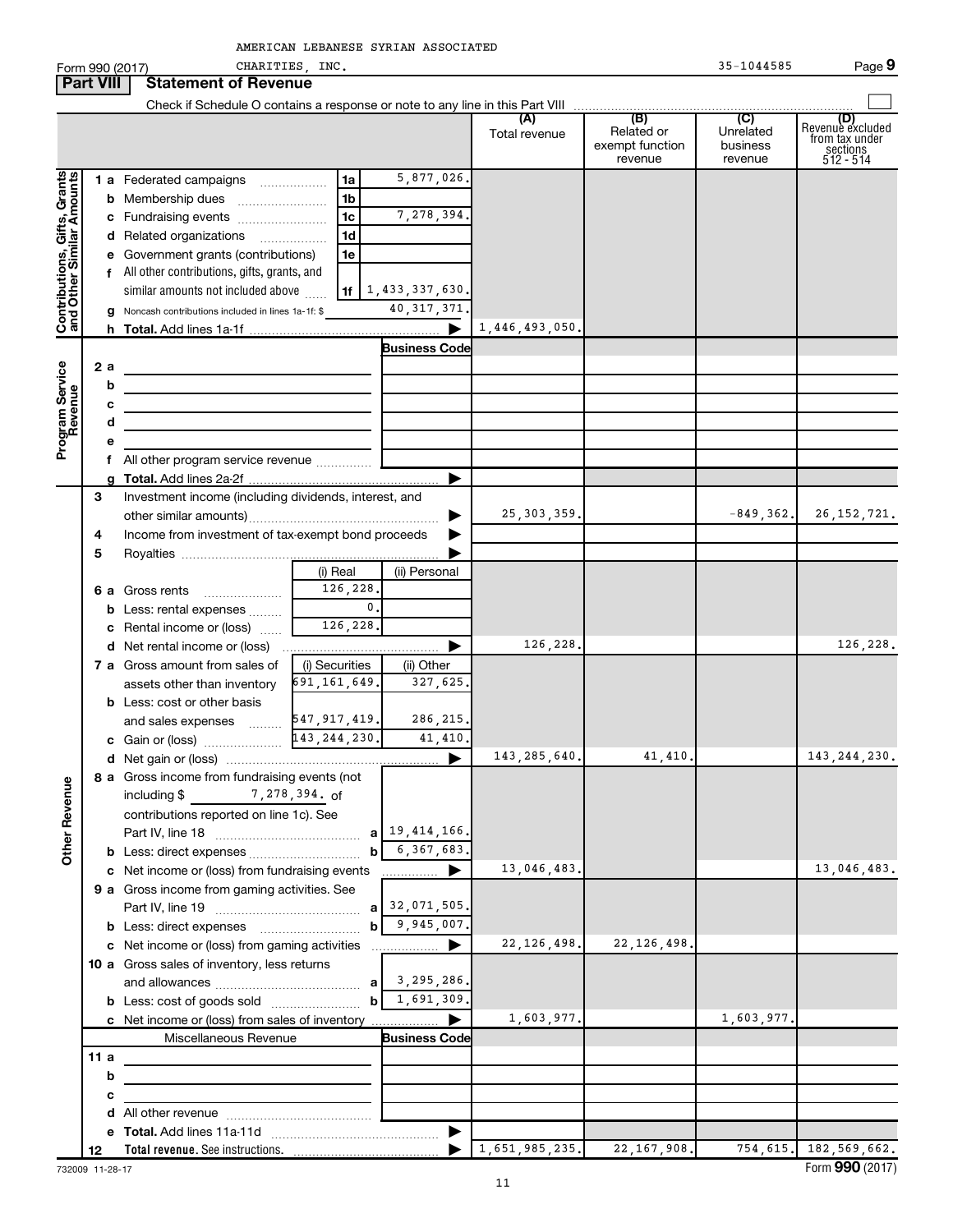AMERICAN LEBANESE SYRIAN ASSOCIATED CHARITIES, INC.

Form 990 (2017) 35-1044585 Page 9

## Part VIII Statement of Revenue

Check if Schedule O contains a response or note to any line in this Part VIII

| | | | | (A) Total revenue | (B) Related or exempt function revenue | (C) Unrelated business revenue | (D) Revenue excluded from tax under sections 512 - 514 |
|---|---|---|---|---|---|---|---|
| **Contributions, Gifts, Grants and Other Similar Amounts** | 1 a Federated campaigns | 1a | 5,877,026. | | | | |
| | b Membership dues | 1b | | | | | |
| | c Fundraising events | 1c | 7,278,394. | | | | |
| | d Related organizations | 1d | | | | | |
| | e Government grants (contributions) | 1e | | | | | |
| | f All other contributions, gifts, grants, and similar amounts not included above | 1f | 1,433,337,630. | | | | |
| | g Noncash contributions included in lines 1a-1f: $ | | 40,317,371. | | | | |
| | h **Total.** Add lines 1a-1f | | | 1,446,493,050. | | | |
| **Program Service Revenue** | | | Business Code | | | | |
| | 2 a | | | | | | |
| | b | | | | | | |
| | c | | | | | | |
| | d | | | | | | |
| | e | | | | | | |
| | f All other program service revenue | | | | | | |
| | g **Total.** Add lines 2a-2f | | | | | | |
| **Other Revenue** | 3 Investment income (including dividends, interest, and other similar amounts) | | | 25,303,359. | | -849,362. | 26,152,721. |
| | 4 Income from investment of tax-exempt bond proceeds | | | | | | |
| | 5 Royalties | | | | | | |
| | | (i) Real | (ii) Personal | | | | |
| | 6 a Gross rents | 126,228. | | | | | |
| | b Less: rental expenses | 0. | | | | | |
| | c Rental income or (loss) | 126,228. | | | | | |
| | d Net rental income or (loss) | | | 126,228. | | | 126,228. |
| | | (i) Securities | (ii) Other | | | | |
| | 7 a Gross amount from sales of assets other than inventory | 691,161,649. | 327,625. | | | | |
| | b Less: cost or other basis and sales expenses | 547,917,419. | 286,215. | | | | |
| | c Gain or (loss) | 143,244,230. | 41,410. | | | | |
| | d Net gain or (loss) | | | 143,285,640. | 41,410. | | 143,244,230. |
| | 8 a Gross income from fundraising events (not including $ 7,278,394. of contributions reported on line 1c). See Part IV, line 18 | a | 19,414,166. | | | | |
| | b Less: direct expenses | b | 6,367,683. | | | | |
| | c Net income or (loss) from fundraising events | | | 13,046,483. | | | 13,046,483. |
| | 9 a Gross income from gaming activities. See Part IV, line 19 | a | 32,071,505. | | | | |
| | b Less: direct expenses | b | 9,945,007. | | | | |
| | c Net income or (loss) from gaming activities | | | 22,126,498. | 22,126,498. | | |
| | 10 a Gross sales of inventory, less returns and allowances | a | 3,295,286. | | | | |
| | b Less: cost of goods sold | b | 1,691,309. | | | | |
| | c Net income or (loss) from sales of inventory | | | 1,603,977. | | 1,603,977. | |
| | Miscellaneous Revenue | | Business Code | | | | |
| | 11 a | | | | | | |
| | b | | | | | | |
| | c | | | | | | |
| | d All other revenue | | | | | | |
| | e **Total.** Add lines 11a-11d | | | | | | |
| | 12 **Total revenue.** See instructions. | | | 1,651,985,235. | 22,167,908. | 754,615. | 182,569,662. |

732009 11-28-17 Form **990** (2017)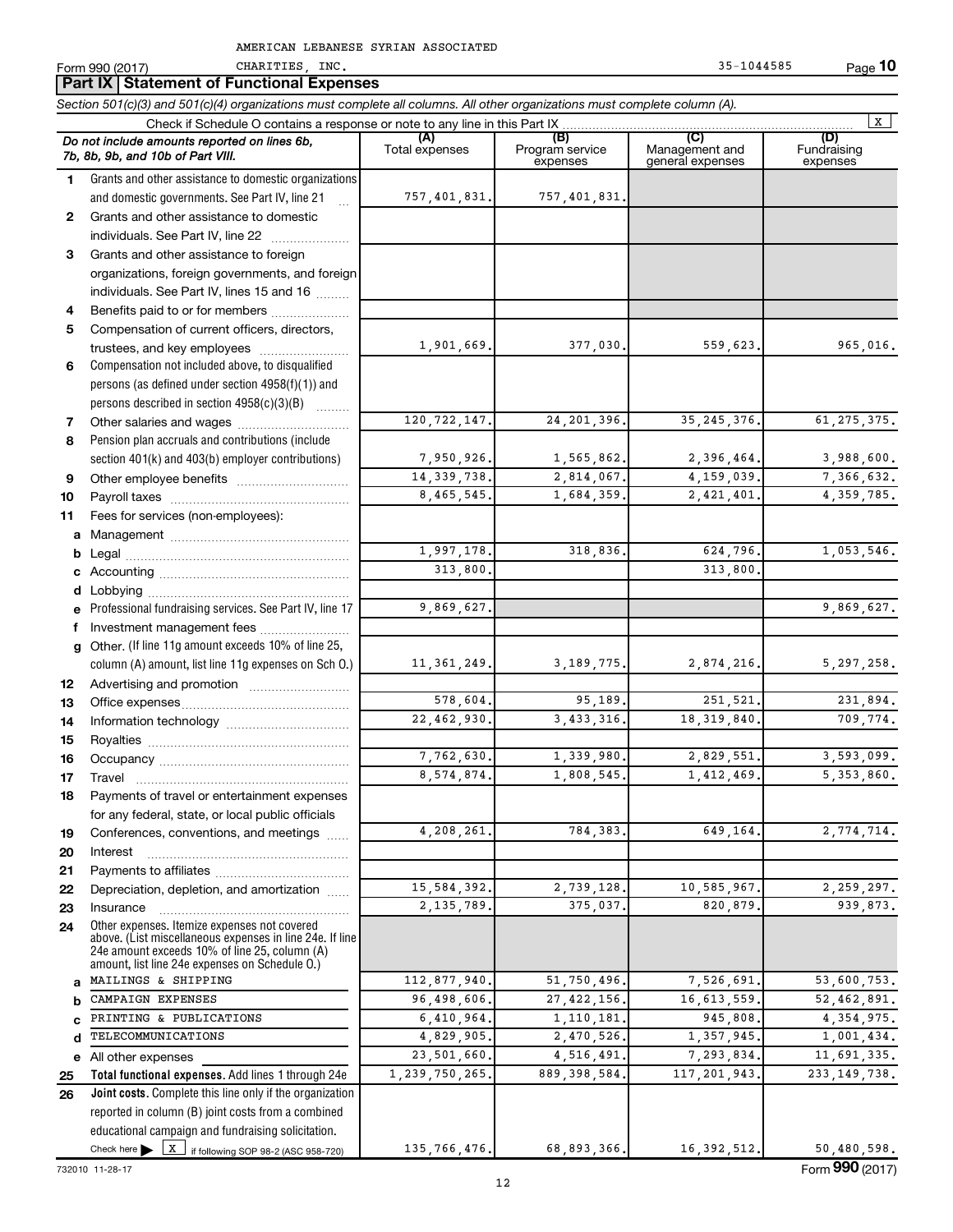AMERICAN LEBANESE SYRIAN ASSOCIATED CHARITIES, INC.

Form 990 (2017) 35-1044585

## Part IX Statement of Functional Expenses

*Section 501(c)(3) and 501(c)(4) organizations must complete all columns. All other organizations must complete column (A).*

Check if Schedule O contains a response or note to any line in this Part IX [X]

| | *Do not include amounts reported on lines 6b, 7b, 8b, 9b, and 10b of Part VIII.* | (A) Total expenses | (B) Program service expenses | (C) Management and general expenses | (D) Fundraising expenses |
|---|---|---|---|---|---|
| 1 | Grants and other assistance to domestic organizations and domestic governments. See Part IV, line 21 | 757,401,831. | 757,401,831. | | |
| 2 | Grants and other assistance to domestic individuals. See Part IV, line 22 | | | | |
| 3 | Grants and other assistance to foreign organizations, foreign governments, and foreign individuals. See Part IV, lines 15 and 16 | | | | |
| 4 | Benefits paid to or for members | | | | |
| 5 | Compensation of current officers, directors, trustees, and key employees | 1,901,669. | 377,030. | 559,623. | 965,016. |
| 6 | Compensation not included above, to disqualified persons (as defined under section 4958(f)(1)) and persons described in section 4958(c)(3)(B) | | | | |
| 7 | Other salaries and wages | 120,722,147. | 24,201,396. | 35,245,376. | 61,275,375. |
| 8 | Pension plan accruals and contributions (include section 401(k) and 403(b) employer contributions) | 7,950,926. | 1,565,862. | 2,396,464. | 3,988,600. |
| 9 | Other employee benefits | 14,339,738. | 2,814,067. | 4,159,039. | 7,366,632. |
| 10 | Payroll taxes | 8,465,545. | 1,684,359. | 2,421,401. | 4,359,785. |
| 11 | Fees for services (non-employees): | | | | |
| a | Management | | | | |
| b | Legal | 1,997,178. | 318,836. | 624,796. | 1,053,546. |
| c | Accounting | 313,800. | | 313,800. | |
| d | Lobbying | | | | |
| e | Professional fundraising services. See Part IV, line 17 | 9,869,627. | | | 9,869,627. |
| f | Investment management fees | | | | |
| g | Other. (If line 11g amount exceeds 10% of line 25, column (A) amount, list line 11g expenses on Sch O.) | 11,361,249. | 3,189,775. | 2,874,216. | 5,297,258. |
| 12 | Advertising and promotion | | | | |
| 13 | Office expenses | 578,604. | 95,189. | 251,521. | 231,894. |
| 14 | Information technology | 22,462,930. | 3,433,316. | 18,319,840. | 709,774. |
| 15 | Royalties | | | | |
| 16 | Occupancy | 7,762,630. | 1,339,980. | 2,829,551. | 3,593,099. |
| 17 | Travel | 8,574,874. | 1,808,545. | 1,412,469. | 5,353,860. |
| 18 | Payments of travel or entertainment expenses for any federal, state, or local public officials | | | | |
| 19 | Conferences, conventions, and meetings | 4,208,261. | 784,383. | 649,164. | 2,774,714. |
| 20 | Interest | | | | |
| 21 | Payments to affiliates | | | | |
| 22 | Depreciation, depletion, and amortization | 15,584,392. | 2,739,128. | 10,585,967. | 2,259,297. |
| 23 | Insurance | 2,135,789. | 375,037. | 820,879. | 939,873. |
| 24 | Other expenses. Itemize expenses not covered above. (List miscellaneous expenses in line 24e. If line 24e amount exceeds 10% of line 25, column (A) amount, list line 24e expenses on Schedule O.) | | | | |
| a | MAILINGS & SHIPPING | 112,877,940. | 51,750,496. | 7,526,691. | 53,600,753. |
| b | CAMPAIGN EXPENSES | 96,498,606. | 27,422,156. | 16,613,559. | 52,462,891. |
| c | PRINTING & PUBLICATIONS | 6,410,964. | 1,110,181. | 945,808. | 4,354,975. |
| d | TELECOMMUNICATIONS | 4,829,905. | 2,470,526. | 1,357,945. | 1,001,434. |
| e | All other expenses | 23,501,660. | 4,516,491. | 7,293,834. | 11,691,335. |
| 25 | **Total functional expenses.** Add lines 1 through 24e | 1,239,750,265. | 889,398,584. | 117,201,943. | 233,149,738. |
| 26 | **Joint costs.** Complete this line only if the organization reported in column (B) joint costs from a combined educational campaign and fundraising solicitation. Check here [X] if following SOP 98-2 (ASC 958-720) | 135,766,476. | 68,893,366. | 16,392,512. | 50,480,598. |

732010 11-28-17

Form **990** (2017)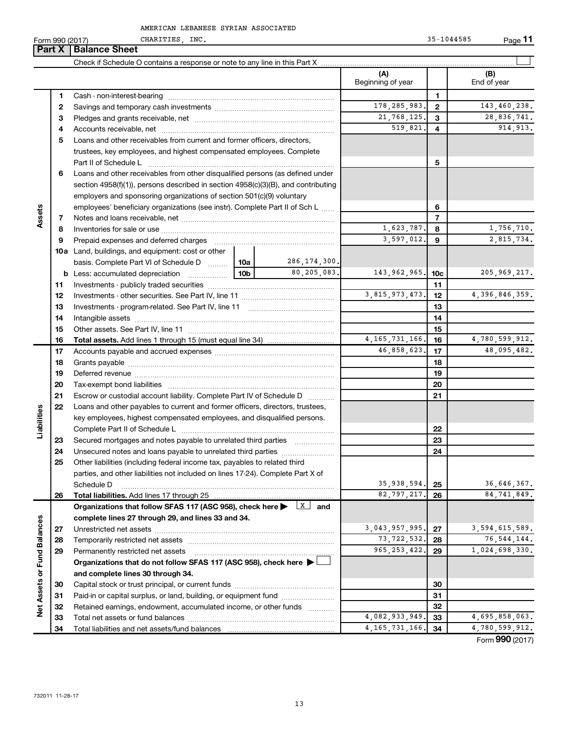AMERICAN LEBANESE SYRIAN ASSOCIATED CHARITIES, INC.

Form 990 (2017) 35-1044585 Page **11**

## Part X Balance Sheet

Check if Schedule O contains a response or note to any line in this Part X ☐

| | | | | (A) Beginning of year | | (B) End of year |
|---|---|---|---|---|---|---|
| **Assets** | 1 | Cash - non-interest-bearing | | | 1 | |
| | 2 | Savings and temporary cash investments | | 178,285,983. | 2 | 143,460,238. |
| | 3 | Pledges and grants receivable, net | | 21,768,125. | 3 | 28,836,741. |
| | 4 | Accounts receivable, net | | 519,821. | 4 | 914,913. |
| | 5 | Loans and other receivables from current and former officers, directors, trustees, key employees, and highest compensated employees. Complete Part II of Schedule L | | | 5 | |
| | 6 | Loans and other receivables from other disqualified persons (as defined under section 4958(f)(1)), persons described in section 4958(c)(3)(B), and contributing employers and sponsoring organizations of section 501(c)(9) voluntary employees' beneficiary organizations (see instr). Complete Part II of Sch L | | | 6 | |
| | 7 | Notes and loans receivable, net | | | 7 | |
| | 8 | Inventories for sale or use | | 1,623,787. | 8 | 1,756,710. |
| | 9 | Prepaid expenses and deferred charges | | 3,597,012. | 9 | 2,815,734. |
| | 10a | Land, buildings, and equipment: cost or other basis. Complete Part VI of Schedule D | 10a 286,174,300. | | | |
| | b | Less: accumulated depreciation | 10b 80,205,083. | 143,962,965. | 10c | 205,969,217. |
| | 11 | Investments - publicly traded securities | | | 11 | |
| | 12 | Investments - other securities. See Part IV, line 11 | | 3,815,973,473. | 12 | 4,396,846,359. |
| | 13 | Investments - program-related. See Part IV, line 11 | | | 13 | |
| | 14 | Intangible assets | | | 14 | |
| | 15 | Other assets. See Part IV, line 11 | | | 15 | |
| | 16 | **Total assets.** Add lines 1 through 15 (must equal line 34) | | 4,165,731,166. | 16 | 4,780,599,912. |
| **Liabilities** | 17 | Accounts payable and accrued expenses | | 46,858,623. | 17 | 48,095,482. |
| | 18 | Grants payable | | | 18 | |
| | 19 | Deferred revenue | | | 19 | |
| | 20 | Tax-exempt bond liabilities | | | 20 | |
| | 21 | Escrow or custodial account liability. Complete Part IV of Schedule D | | | 21 | |
| | 22 | Loans and other payables to current and former officers, directors, trustees, key employees, highest compensated employees, and disqualified persons. Complete Part II of Schedule L | | | 22 | |
| | 23 | Secured mortgages and notes payable to unrelated third parties | | | 23 | |
| | 24 | Unsecured notes and loans payable to unrelated third parties | | | 24 | |
| | 25 | Other liabilities (including federal income tax, payables to related third parties, and other liabilities not included on lines 17-24). Complete Part X of Schedule D | | 35,938,594. | 25 | 36,646,367. |
| | 26 | **Total liabilities.** Add lines 17 through 25 | | 82,797,217. | 26 | 84,741,849. |
| **Net Assets or Fund Balances** | | **Organizations that follow SFAS 117 (ASC 958), check here ▶ ☒ and complete lines 27 through 29, and lines 33 and 34.** | | | | |
| | 27 | Unrestricted net assets | | 3,043,957,995. | 27 | 3,594,615,589. |
| | 28 | Temporarily restricted net assets | | 73,722,532. | 28 | 76,544,144. |
| | 29 | Permanently restricted net assets | | 965,253,422. | 29 | 1,024,698,330. |
| | | **Organizations that do not follow SFAS 117 (ASC 958), check here ▶ ☐ and complete lines 30 through 34.** | | | | |
| | 30 | Capital stock or trust principal, or current funds | | | 30 | |
| | 31 | Paid-in or capital surplus, or land, building, or equipment fund | | | 31 | |
| | 32 | Retained earnings, endowment, accumulated income, or other funds | | | 32 | |
| | 33 | Total net assets or fund balances | | 4,082,933,949. | 33 | 4,695,858,063. |
| | 34 | Total liabilities and net assets/fund balances | | 4,165,731,166. | 34 | 4,780,599,912. |

Form **990** (2017)

732011 11-28-17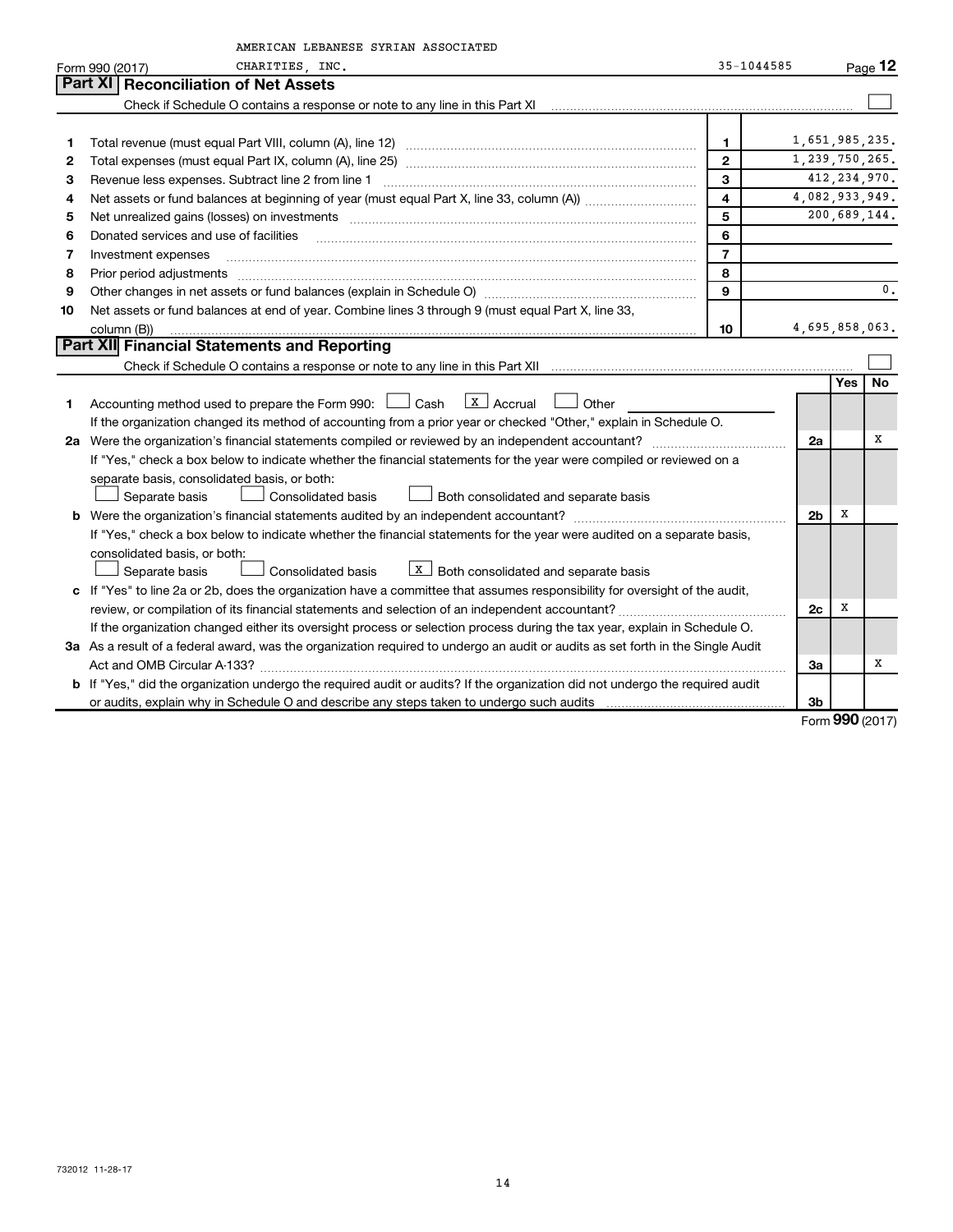AMERICAN LEBANESE SYRIAN ASSOCIATED CHARITIES, INC. 35-1044585

Form 990 (2017)

## Part XI Reconciliation of Net Assets

Check if Schedule O contains a response or note to any line in this Part XI ☐

| | | | |
|---|---|---|---|
| 1 | Total revenue (must equal Part VIII, column (A), line 12) | 1 | 1,651,985,235. |
| 2 | Total expenses (must equal Part IX, column (A), line 25) | 2 | 1,239,750,265. |
| 3 | Revenue less expenses. Subtract line 2 from line 1 | 3 | 412,234,970. |
| 4 | Net assets or fund balances at beginning of year (must equal Part X, line 33, column (A)) | 4 | 4,082,933,949. |
| 5 | Net unrealized gains (losses) on investments | 5 | 200,689,144. |
| 6 | Donated services and use of facilities | 6 | |
| 7 | Investment expenses | 7 | |
| 8 | Prior period adjustments | 8 | |
| 9 | Other changes in net assets or fund balances (explain in Schedule O) | 9 | 0. |
| 10 | Net assets or fund balances at end of year. Combine lines 3 through 9 (must equal Part X, line 33, column (B)) | 10 | 4,695,858,063. |

## Part XII Financial Statements and Reporting

Check if Schedule O contains a response or note to any line in this Part XII ☐

| | | | Yes | No |
|---|---|---|---|---|
| 1 | Accounting method used to prepare the Form 990: ☐ Cash ☒ Accrual ☐ Other<br>If the organization changed its method of accounting from a prior year or checked "Other," explain in Schedule O. | | | |
| 2a | Were the organization's financial statements compiled or reviewed by an independent accountant?<br>If "Yes," check a box below to indicate whether the financial statements for the year were compiled or reviewed on a separate basis, consolidated basis, or both:<br>☐ Separate basis ☐ Consolidated basis ☐ Both consolidated and separate basis | 2a | | X |
| b | Were the organization's financial statements audited by an independent accountant?<br>If "Yes," check a box below to indicate whether the financial statements for the year were audited on a separate basis, consolidated basis, or both:<br>☐ Separate basis ☐ Consolidated basis ☒ Both consolidated and separate basis | 2b | X | |
| c | If "Yes" to line 2a or 2b, does the organization have a committee that assumes responsibility for oversight of the audit, review, or compilation of its financial statements and selection of an independent accountant?<br>If the organization changed either its oversight process or selection process during the tax year, explain in Schedule O. | 2c | X | |
| 3a | As a result of a federal award, was the organization required to undergo an audit or audits as set forth in the Single Audit Act and OMB Circular A-133? | 3a | | X |
| b | If "Yes," did the organization undergo the required audit or audits? If the organization did not undergo the required audit or audits, explain why in Schedule O and describe any steps taken to undergo such audits | 3b | | |

Form 990 (2017)

732012 11-28-17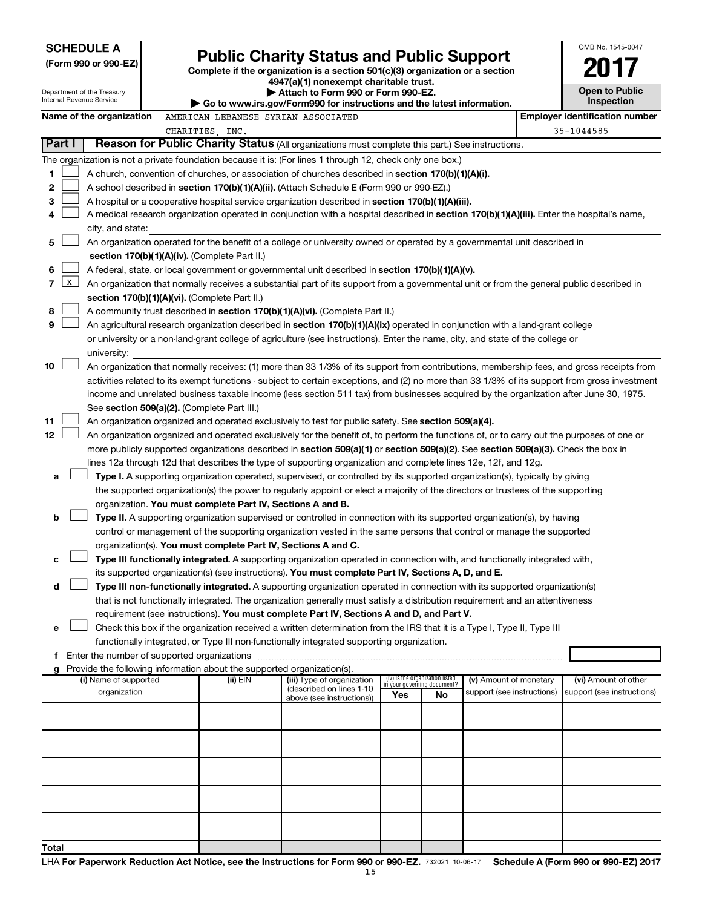**SCHEDULE A**
**(Form 990 or 990-EZ)**

Department of the Treasury
Internal Revenue Service

# Public Charity Status and Public Support

**Complete if the organization is a section 501(c)(3) organization or a section 4947(a)(1) nonexempt charitable trust.**
**▶ Attach to Form 990 or Form 990-EZ.**
**▶ Go to www.irs.gov/Form990 for instructions and the latest information.**

OMB No. 1545-0047
**2017**
**Open to Public Inspection**

**Name of the organization** AMERICAN LEBANESE SYRIAN ASSOCIATED CHARITIES, INC.
**Employer identification number** 35-1044585

**Part I — Reason for Public Charity Status** (All organizations must complete this part.) See instructions.

The organization is not a private foundation because it is: (For lines 1 through 12, check only one box.)

1. ☐ A church, convention of churches, or association of churches described in **section 170(b)(1)(A)(i).**
2. ☐ A school described in **section 170(b)(1)(A)(ii).** (Attach Schedule E (Form 990 or 990-EZ).)
3. ☐ A hospital or a cooperative hospital service organization described in **section 170(b)(1)(A)(iii).**
4. ☐ A medical research organization operated in conjunction with a hospital described in **section 170(b)(1)(A)(iii).** Enter the hospital's name, city, and state: ______
5. ☐ An organization operated for the benefit of a college or university owned or operated by a governmental unit described in **section 170(b)(1)(A)(iv).** (Complete Part II.)
6. ☐ A federal, state, or local government or governmental unit described in **section 170(b)(1)(A)(v).**
7. ☒ An organization that normally receives a substantial part of its support from a governmental unit or from the general public described in **section 170(b)(1)(A)(vi).** (Complete Part II.)
8. ☐ A community trust described in **section 170(b)(1)(A)(vi).** (Complete Part II.)
9. ☐ An agricultural research organization described in **section 170(b)(1)(A)(ix)** operated in conjunction with a land-grant college or university or a non-land-grant college of agriculture (see instructions). Enter the name, city, and state of the college or university: ______
10. ☐ An organization that normally receives: (1) more than 33 1/3% of its support from contributions, membership fees, and gross receipts from activities related to its exempt functions - subject to certain exceptions, and (2) no more than 33 1/3% of its support from gross investment income and unrelated business taxable income (less section 511 tax) from businesses acquired by the organization after June 30, 1975. See **section 509(a)(2).** (Complete Part III.)
11. ☐ An organization organized and operated exclusively to test for public safety. See **section 509(a)(4).**
12. ☐ An organization organized and operated exclusively for the benefit of, to perform the functions of, or to carry out the purposes of one or more publicly supported organizations described in **section 509(a)(1)** or **section 509(a)(2)**. See **section 509(a)(3).** Check the box in lines 12a through 12d that describes the type of supporting organization and complete lines 12e, 12f, and 12g.
   - **a** ☐ **Type I.** A supporting organization operated, supervised, or controlled by its supported organization(s), typically by giving the supported organization(s) the power to regularly appoint or elect a majority of the directors or trustees of the supporting organization. **You must complete Part IV, Sections A and B.**
   - **b** ☐ **Type II.** A supporting organization supervised or controlled in connection with its supported organization(s), by having control or management of the supporting organization vested in the same persons that control or manage the supported organization(s). **You must complete Part IV, Sections A and C.**
   - **c** ☐ **Type III functionally integrated.** A supporting organization operated in connection with, and functionally integrated with, its supported organization(s) (see instructions). **You must complete Part IV, Sections A, D, and E.**
   - **d** ☐ **Type III non-functionally integrated.** A supporting organization operated in connection with its supported organization(s) that is not functionally integrated. The organization generally must satisfy a distribution requirement and an attentiveness requirement (see instructions). **You must complete Part IV, Sections A and D, and Part V.**
   - **e** ☐ Check this box if the organization received a written determination from the IRS that it is a Type I, Type II, Type III functionally integrated, or Type III non-functionally integrated supporting organization.
   - **f** Enter the number of supported organizations ______
   - **g** Provide the following information about the supported organization(s).

| (i) Name of supported organization | (ii) EIN | (iii) Type of organization (described on lines 1-10 above (see instructions)) | (iv) Is the organization listed in your governing document? Yes | No | (v) Amount of monetary support (see instructions) | (vi) Amount of other support (see instructions) |
|---|---|---|---|---|---|---|
| | | | | | | |
| | | | | | | |
| | | | | | | |
| | | | | | | |
| | | | | | | |
| Total | | | | | | |

LHA **For Paperwork Reduction Act Notice, see the Instructions for Form 990 or 990-EZ.** 732021 10-06-17 **Schedule A (Form 990 or 990-EZ) 2017**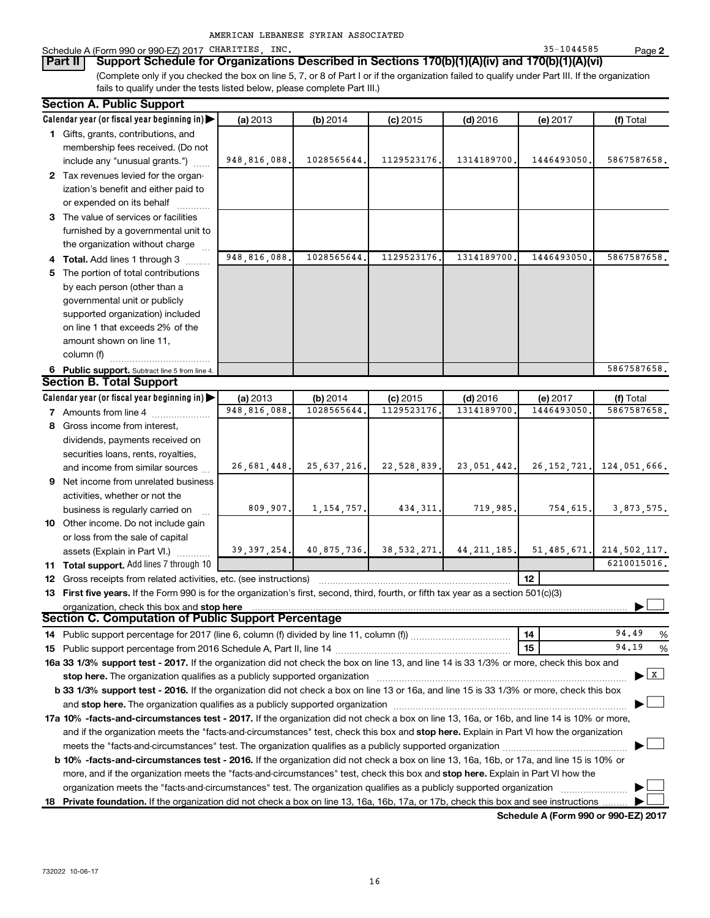AMERICAN LEBANESE SYRIAN ASSOCIATED

Schedule A (Form 990 or 990-EZ) 2017 CHARITIES, INC. 35-1044585 Page **2**

**Part II** **Support Schedule for Organizations Described in Sections 170(b)(1)(A)(iv) and 170(b)(1)(A)(vi)**

(Complete only if you checked the box on line 5, 7, or 8 of Part I or if the organization failed to qualify under Part III. If the organization fails to qualify under the tests listed below, please complete Part III.)

## Section A. Public Support

| Calendar year (or fiscal year beginning in) ▶ | (a) 2013 | (b) 2014 | (c) 2015 | (d) 2016 | (e) 2017 | (f) Total |
|---|---|---|---|---|---|---|
| **1** Gifts, grants, contributions, and membership fees received. (Do not include any "unusual grants.") | 948,816,088. | 1028565644. | 1129523176. | 1314189700. | 1446493050. | 5867587658. |
| **2** Tax revenues levied for the organization's benefit and either paid to or expended on its behalf | | | | | | |
| **3** The value of services or facilities furnished by a governmental unit to the organization without charge | | | | | | |
| **4 Total.** Add lines 1 through 3 | 948,816,088. | 1028565644. | 1129523176. | 1314189700. | 1446493050. | 5867587658. |
| **5** The portion of total contributions by each person (other than a governmental unit or publicly supported organization) included on line 1 that exceeds 2% of the amount shown on line 11, column (f) | | | | | | |
| **6 Public support.** Subtract line 5 from line 4. | | | | | | 5867587658. |

## Section B. Total Support

| Calendar year (or fiscal year beginning in) ▶ | (a) 2013 | (b) 2014 | (c) 2015 | (d) 2016 | (e) 2017 | (f) Total |
|---|---|---|---|---|---|---|
| **7** Amounts from line 4 | 948,816,088. | 1028565644. | 1129523176. | 1314189700. | 1446493050. | 5867587658. |
| **8** Gross income from interest, dividends, payments received on securities loans, rents, royalties, and income from similar sources | 26,681,448. | 25,637,216. | 22,528,839. | 23,051,442. | 26,152,721. | 124,051,666. |
| **9** Net income from unrelated business activities, whether or not the business is regularly carried on | 809,907. | 1,154,757. | 434,311. | 719,985. | 754,615. | 3,873,575. |
| **10** Other income. Do not include gain or loss from the sale of capital assets (Explain in Part VI.) | 39,397,254. | 40,875,736. | 38,532,271. | 44,211,185. | 51,485,671. | 214,502,117. |
| **11 Total support.** Add lines 7 through 10 | | | | | | 6210015016. |
| **12** Gross receipts from related activities, etc. (see instructions) | | | | | **12** | |

**13 First five years.** If the Form 990 is for the organization's first, second, third, fourth, or fifth tax year as a section 501(c)(3) organization, check this box and **stop here** ▶ ☐

## Section C. Computation of Public Support Percentage

**14** Public support percentage for 2017 (line 6, column (f) divided by line 11, column (f)) **14** 94.49 %

**15** Public support percentage from 2016 Schedule A, Part II, line 14 **15** 94.19 %

**16a 33 1/3% support test - 2017.** If the organization did not check the box on line 13, and line 14 is 33 1/3% or more, check this box and **stop here.** The organization qualifies as a publicly supported organization ▶ ☒

**b 33 1/3% support test - 2016.** If the organization did not check a box on line 13 or 16a, and line 15 is 33 1/3% or more, check this box and **stop here.** The organization qualifies as a publicly supported organization ▶ ☐

**17a 10% -facts-and-circumstances test - 2017.** If the organization did not check a box on line 13, 16a, or 16b, and line 14 is 10% or more, and if the organization meets the "facts-and-circumstances" test, check this box and **stop here.** Explain in Part VI how the organization meets the "facts-and-circumstances" test. The organization qualifies as a publicly supported organization ▶ ☐

**b 10% -facts-and-circumstances test - 2016.** If the organization did not check a box on line 13, 16a, 16b, or 17a, and line 15 is 10% or more, and if the organization meets the "facts-and-circumstances" test, check this box and **stop here.** Explain in Part VI how the organization meets the "facts-and-circumstances" test. The organization qualifies as a publicly supported organization ▶ ☐

**18 Private foundation.** If the organization did not check a box on line 13, 16a, 16b, 17a, or 17b, check this box and see instructions ▶ ☐

**Schedule A (Form 990 or 990-EZ) 2017**

732022 10-06-17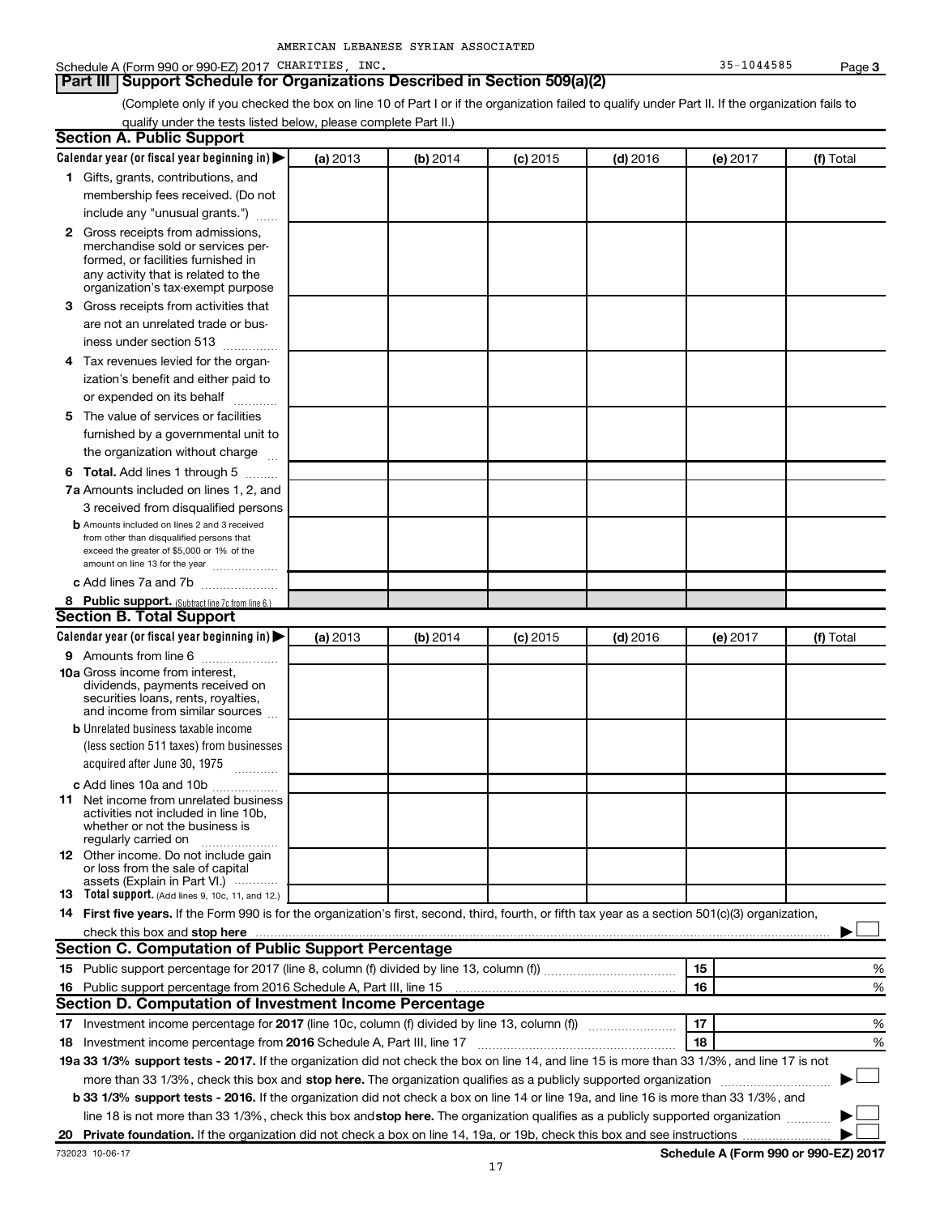AMERICAN LEBANESE SYRIAN ASSOCIATED

Schedule A (Form 990 or 990-EZ) 2017 CHARITIES, INC. 35-1044585 Page **3**

## Part III Support Schedule for Organizations Described in Section 509(a)(2)

(Complete only if you checked the box on line 10 of Part I or if the organization failed to qualify under Part II. If the organization fails to qualify under the tests listed below, please complete Part II.)

### Section A. Public Support

| Calendar year (or fiscal year beginning in) ▶ | (a) 2013 | (b) 2014 | (c) 2015 | (d) 2016 | (e) 2017 | (f) Total |
|---|---|---|---|---|---|---|
| **1** Gifts, grants, contributions, and membership fees received. (Do not include any "unusual grants.") | | | | | | |
| **2** Gross receipts from admissions, merchandise sold or services performed, or facilities furnished in any activity that is related to the organization's tax-exempt purpose | | | | | | |
| **3** Gross receipts from activities that are not an unrelated trade or business under section 513 | | | | | | |
| **4** Tax revenues levied for the organization's benefit and either paid to or expended on its behalf | | | | | | |
| **5** The value of services or facilities furnished by a governmental unit to the organization without charge | | | | | | |
| **6 Total.** Add lines 1 through 5 | | | | | | |
| **7a** Amounts included on lines 1, 2, and 3 received from disqualified persons | | | | | | |
| **b** Amounts included on lines 2 and 3 received from other than disqualified persons that exceed the greater of $5,000 or 1% of the amount on line 13 for the year | | | | | | |
| **c** Add lines 7a and 7b | | | | | | |
| **8 Public support.** (Subtract line 7c from line 6.) | | | | | | |

### Section B. Total Support

| Calendar year (or fiscal year beginning in) ▶ | (a) 2013 | (b) 2014 | (c) 2015 | (d) 2016 | (e) 2017 | (f) Total |
|---|---|---|---|---|---|---|
| **9** Amounts from line 6 | | | | | | |
| **10a** Gross income from interest, dividends, payments received on securities loans, rents, royalties, and income from similar sources | | | | | | |
| **b** Unrelated business taxable income (less section 511 taxes) from businesses acquired after June 30, 1975 | | | | | | |
| **c** Add lines 10a and 10b | | | | | | |
| **11** Net income from unrelated business activities not included in line 10b, whether or not the business is regularly carried on | | | | | | |
| **12** Other income. Do not include gain or loss from the sale of capital assets (Explain in Part VI.) | | | | | | |
| **13 Total support.** (Add lines 9, 10c, 11, and 12.) | | | | | | |

**14 First five years.** If the Form 990 is for the organization's first, second, third, fourth, or fifth tax year as a section 501(c)(3) organization, check this box and **stop here** ▶ ☐

### Section C. Computation of Public Support Percentage

| | | | |
|---|---|---|---|
| **15** Public support percentage for 2017 (line 8, column (f) divided by line 13, column (f)) | 15 | | % |
| **16** Public support percentage from 2016 Schedule A, Part III, line 15 | 16 | | % |

### Section D. Computation of Investment Income Percentage

| | | | |
|---|---|---|---|
| **17** Investment income percentage for **2017** (line 10c, column (f) divided by line 13, column (f)) | 17 | | % |
| **18** Investment income percentage from **2016** Schedule A, Part III, line 17 | 18 | | % |

**19a 33 1/3% support tests - 2017.** If the organization did not check the box on line 14, and line 15 is more than 33 1/3%, and line 17 is not more than 33 1/3%, check this box and **stop here.** The organization qualifies as a publicly supported organization ▶ ☐

**b 33 1/3% support tests - 2016.** If the organization did not check a box on line 14 or line 19a, and line 16 is more than 33 1/3%, and line 18 is not more than 33 1/3%, check this box and **stop here.** The organization qualifies as a publicly supported organization ▶ ☐

**20 Private foundation.** If the organization did not check a box on line 14, 19a, or 19b, check this box and see instructions ▶ ☐

732023 10-06-17 **Schedule A (Form 990 or 990-EZ) 2017**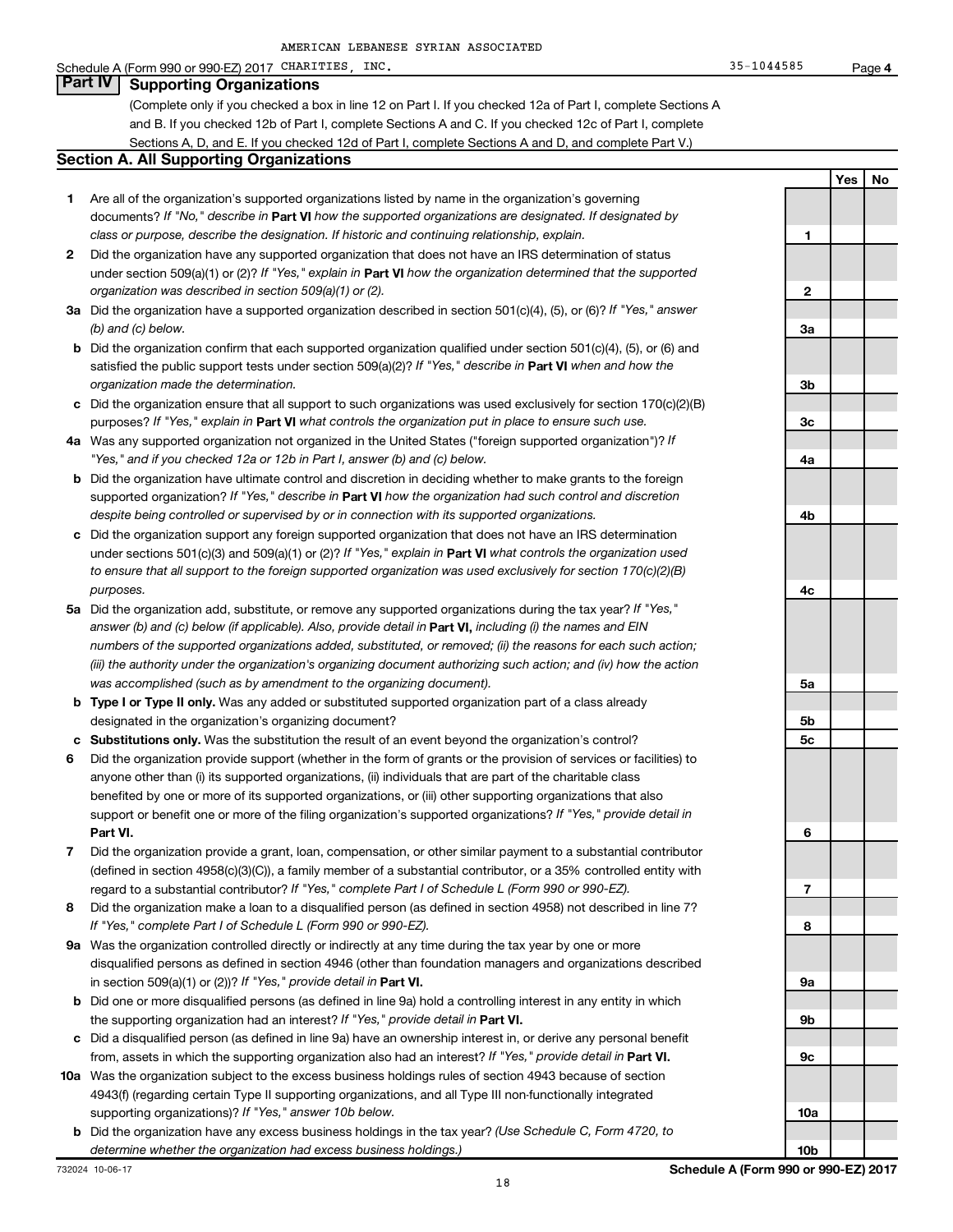AMERICAN LEBANESE SYRIAN ASSOCIATED

Schedule A (Form 990 or 990-EZ) 2017 CHARITIES, INC. 35-1044585 Page 4

## Part IV Supporting Organizations

(Complete only if you checked a box in line 12 on Part I. If you checked 12a of Part I, complete Sections A and B. If you checked 12b of Part I, complete Sections A and C. If you checked 12c of Part I, complete Sections A, D, and E. If you checked 12d of Part I, complete Sections A and D, and complete Part V.)

### Section A. All Supporting Organizations

| | | | Yes | No |
|---|---|---|---|---|
| **1** | Are all of the organization's supported organizations listed by name in the organization's governing documents? *If "No," describe in* **Part VI** *how the supported organizations are designated. If designated by class or purpose, describe the designation. If historic and continuing relationship, explain.* | 1 | | |
| **2** | Did the organization have any supported organization that does not have an IRS determination of status under section 509(a)(1) or (2)? *If "Yes," explain in* **Part VI** *how the organization determined that the supported organization was described in section 509(a)(1) or (2).* | 2 | | |
| **3a** | Did the organization have a supported organization described in section 501(c)(4), (5), or (6)? *If "Yes," answer (b) and (c) below.* | 3a | | |
| **b** | Did the organization confirm that each supported organization qualified under section 501(c)(4), (5), or (6) and satisfied the public support tests under section 509(a)(2)? *If "Yes," describe in* **Part VI** *when and how the organization made the determination.* | 3b | | |
| **c** | Did the organization ensure that all support to such organizations was used exclusively for section 170(c)(2)(B) purposes? *If "Yes," explain in* **Part VI** *what controls the organization put in place to ensure such use.* | 3c | | |
| **4a** | Was any supported organization not organized in the United States ("foreign supported organization")? *If "Yes," and if you checked 12a or 12b in Part I, answer (b) and (c) below.* | 4a | | |
| **b** | Did the organization have ultimate control and discretion in deciding whether to make grants to the foreign supported organization? *If "Yes," describe in* **Part VI** *how the organization had such control and discretion despite being controlled or supervised by or in connection with its supported organizations.* | 4b | | |
| **c** | Did the organization support any foreign supported organization that does not have an IRS determination under sections 501(c)(3) and 509(a)(1) or (2)? *If "Yes," explain in* **Part VI** *what controls the organization used to ensure that all support to the foreign supported organization was used exclusively for section 170(c)(2)(B) purposes.* | 4c | | |
| **5a** | Did the organization add, substitute, or remove any supported organizations during the tax year? *If "Yes," answer (b) and (c) below (if applicable). Also, provide detail in* **Part VI,** *including (i) the names and EIN numbers of the supported organizations added, substituted, or removed; (ii) the reasons for each such action; (iii) the authority under the organization's organizing document authorizing such action; and (iv) how the action was accomplished (such as by amendment to the organizing document).* | 5a | | |
| **b** | **Type I or Type II only.** Was any added or substituted supported organization part of a class already designated in the organization's organizing document? | 5b | | |
| **c** | **Substitutions only.** Was the substitution the result of an event beyond the organization's control? | 5c | | |
| **6** | Did the organization provide support (whether in the form of grants or the provision of services or facilities) to anyone other than (i) its supported organizations, (ii) individuals that are part of the charitable class benefited by one or more of its supported organizations, or (iii) other supporting organizations that also support or benefit one or more of the filing organization's supported organizations? *If "Yes," provide detail in* **Part VI.** | 6 | | |
| **7** | Did the organization provide a grant, loan, compensation, or other similar payment to a substantial contributor (defined in section 4958(c)(3)(C)), a family member of a substantial contributor, or a 35% controlled entity with regard to a substantial contributor? *If "Yes," complete Part I of Schedule L (Form 990 or 990-EZ).* | 7 | | |
| **8** | Did the organization make a loan to a disqualified person (as defined in section 4958) not described in line 7? *If "Yes," complete Part I of Schedule L (Form 990 or 990-EZ).* | 8 | | |
| **9a** | Was the organization controlled directly or indirectly at any time during the tax year by one or more disqualified persons as defined in section 4946 (other than foundation managers and organizations described in section 509(a)(1) or (2))? *If "Yes," provide detail in* **Part VI.** | 9a | | |
| **b** | Did one or more disqualified persons (as defined in line 9a) hold a controlling interest in any entity in which the supporting organization had an interest? *If "Yes," provide detail in* **Part VI.** | 9b | | |
| **c** | Did a disqualified person (as defined in line 9a) have an ownership interest in, or derive any personal benefit from, assets in which the supporting organization also had an interest? *If "Yes," provide detail in* **Part VI.** | 9c | | |
| **10a** | Was the organization subject to the excess business holdings rules of section 4943 because of section 4943(f) (regarding certain Type II supporting organizations, and all Type III non-functionally integrated supporting organizations)? *If "Yes," answer 10b below.* | 10a | | |
| **b** | Did the organization have any excess business holdings in the tax year? *(Use Schedule C, Form 4720, to determine whether the organization had excess business holdings.)* | 10b | | |

732024 10-06-17 **Schedule A (Form 990 or 990-EZ) 2017**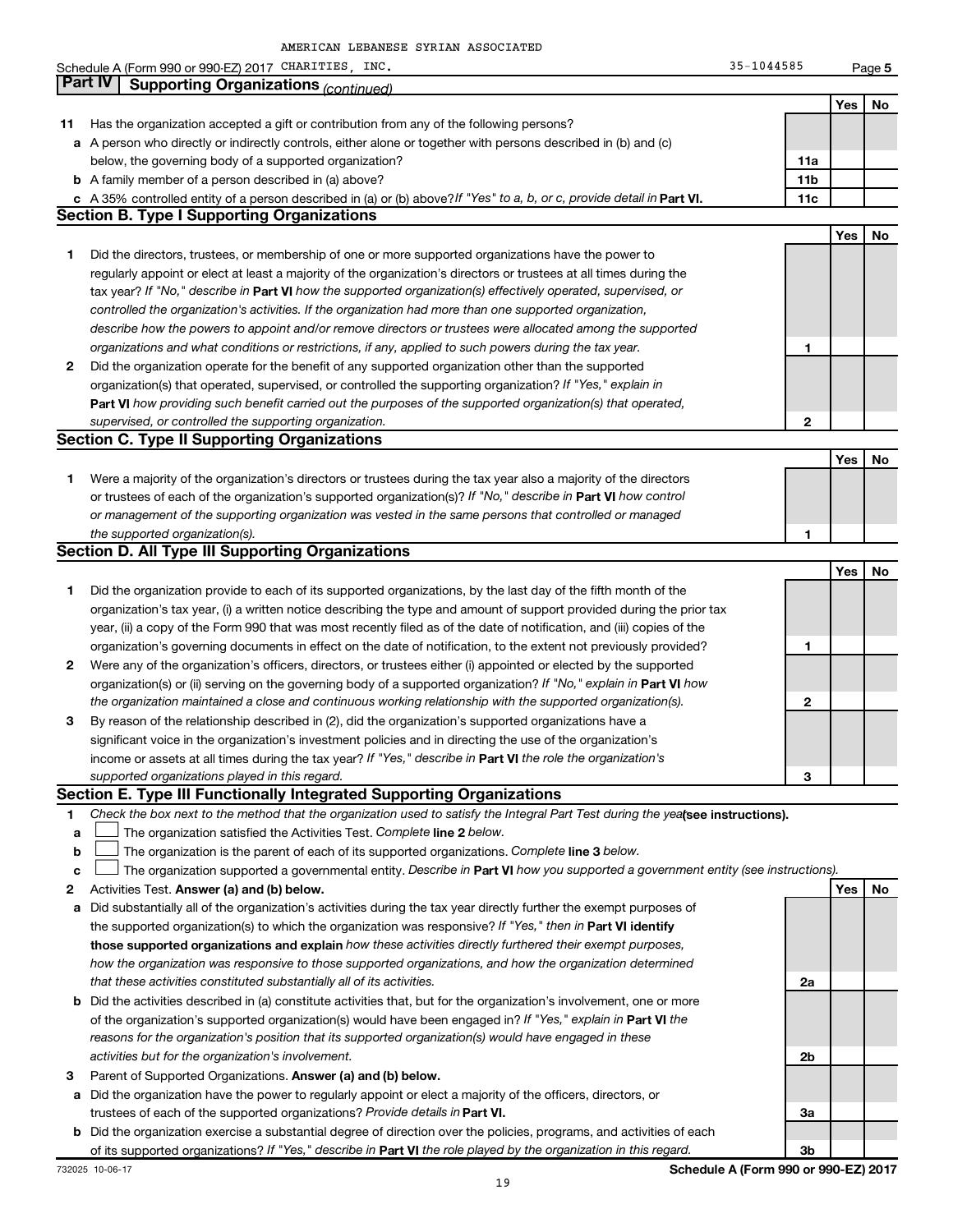AMERICAN LEBANESE SYRIAN ASSOCIATED

Schedule A (Form 990 or 990-EZ) 2017 CHARITIES, INC. 35-1044585 Page 5

## Part IV Supporting Organizations *(continued)*

| | | | Yes | No |
|---|---|---|---|---|
| **11** | Has the organization accepted a gift or contribution from any of the following persons? | | | |
| **a** | A person who directly or indirectly controls, either alone or together with persons described in (b) and (c) below, the governing body of a supported organization? | **11a** | | |
| **b** | A family member of a person described in (a) above? | **11b** | | |
| **c** | A 35% controlled entity of a person described in (a) or (b) above? *If "Yes" to a, b, or c, provide detail in* **Part VI.** | **11c** | | |

### Section B. Type I Supporting Organizations

| | | | Yes | No |
|---|---|---|---|---|
| **1** | Did the directors, trustees, or membership of one or more supported organizations have the power to regularly appoint or elect at least a majority of the organization's directors or trustees at all times during the tax year? *If "No," describe in* **Part VI** *how the supported organization(s) effectively operated, supervised, or controlled the organization's activities. If the organization had more than one supported organization, describe how the powers to appoint and/or remove directors or trustees were allocated among the supported organizations and what conditions or restrictions, if any, applied to such powers during the tax year.* | **1** | | |
| **2** | Did the organization operate for the benefit of any supported organization other than the supported organization(s) that operated, supervised, or controlled the supporting organization? *If "Yes," explain in* **Part VI** *how providing such benefit carried out the purposes of the supported organization(s) that operated, supervised, or controlled the supporting organization.* | **2** | | |

### Section C. Type II Supporting Organizations

| | | | Yes | No |
|---|---|---|---|---|
| **1** | Were a majority of the organization's directors or trustees during the tax year also a majority of the directors or trustees of each of the organization's supported organization(s)? *If "No," describe in* **Part VI** *how control or management of the supporting organization was vested in the same persons that controlled or managed the supported organization(s).* | **1** | | |

### Section D. All Type III Supporting Organizations

| | | | Yes | No |
|---|---|---|---|---|
| **1** | Did the organization provide to each of its supported organizations, by the last day of the fifth month of the organization's tax year, (i) a written notice describing the type and amount of support provided during the prior tax year, (ii) a copy of the Form 990 that was most recently filed as of the date of notification, and (iii) copies of the organization's governing documents in effect on the date of notification, to the extent not previously provided? | **1** | | |
| **2** | Were any of the organization's officers, directors, or trustees either (i) appointed or elected by the supported organization(s) or (ii) serving on the governing body of a supported organization? *If "No," explain in* **Part VI** *how the organization maintained a close and continuous working relationship with the supported organization(s).* | **2** | | |
| **3** | By reason of the relationship described in (2), did the organization's supported organizations have a significant voice in the organization's investment policies and in directing the use of the organization's income or assets at all times during the tax year? *If "Yes," describe in* **Part VI** *the role the organization's supported organizations played in this regard.* | **3** | | |

### Section E. Type III Functionally Integrated Supporting Organizations

**1** *Check the box next to the method that the organization used to satisfy the Integral Part Test during the year* **(see instructions).**

- **a** ☐ The organization satisfied the Activities Test. *Complete* **line 2** *below.*
- **b** ☐ The organization is the parent of each of its supported organizations. *Complete* **line 3** *below.*
- **c** ☐ The organization supported a governmental entity. *Describe in* **Part VI** *how you supported a government entity (see instructions).*

| | | | Yes | No |
|---|---|---|---|---|
| **2** | Activities Test. **Answer (a) and (b) below.** | | | |
| **a** | Did substantially all of the organization's activities during the tax year directly further the exempt purposes of the supported organization(s) to which the organization was responsive? *If "Yes," then in* **Part VI identify those supported organizations and explain** *how these activities directly furthered their exempt purposes, how the organization was responsive to those supported organizations, and how the organization determined that these activities constituted substantially all of its activities.* | **2a** | | |
| **b** | Did the activities described in (a) constitute activities that, but for the organization's involvement, one or more of the organization's supported organization(s) would have been engaged in? *If "Yes," explain in* **Part VI** *the reasons for the organization's position that its supported organization(s) would have engaged in these activities but for the organization's involvement.* | **2b** | | |
| **3** | Parent of Supported Organizations. **Answer (a) and (b) below.** | | | |
| **a** | Did the organization have the power to regularly appoint or elect a majority of the officers, directors, or trustees of each of the supported organizations? *Provide details in* **Part VI.** | **3a** | | |
| **b** | Did the organization exercise a substantial degree of direction over the policies, programs, and activities of each of its supported organizations? *If "Yes," describe in* **Part VI** *the role played by the organization in this regard.* | **3b** | | |

732025 10-06-17 **Schedule A (Form 990 or 990-EZ) 2017**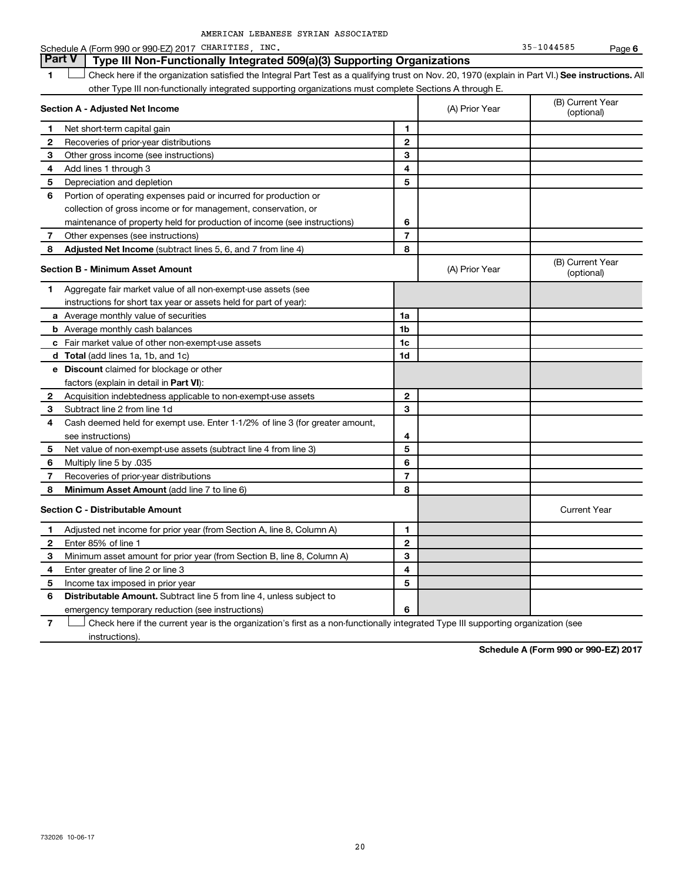AMERICAN LEBANESE SYRIAN ASSOCIATED

Schedule A (Form 990 or 990-EZ) 2017 CHARITIES, INC. 35-1044585 Page **6**

## Part V Type III Non-Functionally Integrated 509(a)(3) Supporting Organizations

**1** ☐ Check here if the organization satisfied the Integral Part Test as a qualifying trust on Nov. 20, 1970 (explain in Part VI.) **See instructions.** All other Type III non-functionally integrated supporting organizations must complete Sections A through E.

| **Section A - Adjusted Net Income** | | (A) Prior Year | (B) Current Year (optional) |
|---|---|---|---|
| **1** Net short-term capital gain | 1 | | |
| **2** Recoveries of prior-year distributions | 2 | | |
| **3** Other gross income (see instructions) | 3 | | |
| **4** Add lines 1 through 3 | 4 | | |
| **5** Depreciation and depletion | 5 | | |
| **6** Portion of operating expenses paid or incurred for production or collection of gross income or for management, conservation, or maintenance of property held for production of income (see instructions) | 6 | | |
| **7** Other expenses (see instructions) | 7 | | |
| **8** **Adjusted Net Income** (subtract lines 5, 6, and 7 from line 4) | 8 | | |

| **Section B - Minimum Asset Amount** | | (A) Prior Year | (B) Current Year (optional) |
|---|---|---|---|
| **1** Aggregate fair market value of all non-exempt-use assets (see instructions for short tax year or assets held for part of year): | | | |
| **a** Average monthly value of securities | 1a | | |
| **b** Average monthly cash balances | 1b | | |
| **c** Fair market value of other non-exempt-use assets | 1c | | |
| **d** **Total** (add lines 1a, 1b, and 1c) | 1d | | |
| **e** **Discount** claimed for blockage or other factors (explain in detail in **Part VI**): | | | |
| **2** Acquisition indebtedness applicable to non-exempt-use assets | 2 | | |
| **3** Subtract line 2 from line 1d | 3 | | |
| **4** Cash deemed held for exempt use. Enter 1-1/2% of line 3 (for greater amount, see instructions) | 4 | | |
| **5** Net value of non-exempt-use assets (subtract line 4 from line 3) | 5 | | |
| **6** Multiply line 5 by .035 | 6 | | |
| **7** Recoveries of prior-year distributions | 7 | | |
| **8** **Minimum Asset Amount** (add line 7 to line 6) | 8 | | |

| **Section C - Distributable Amount** | | | Current Year |
|---|---|---|---|
| **1** Adjusted net income for prior year (from Section A, line 8, Column A) | 1 | | |
| **2** Enter 85% of line 1 | 2 | | |
| **3** Minimum asset amount for prior year (from Section B, line 8, Column A) | 3 | | |
| **4** Enter greater of line 2 or line 3 | 4 | | |
| **5** Income tax imposed in prior year | 5 | | |
| **6** **Distributable Amount.** Subtract line 5 from line 4, unless subject to emergency temporary reduction (see instructions) | 6 | | |

**7** ☐ Check here if the current year is the organization's first as a non-functionally integrated Type III supporting organization (see instructions).

**Schedule A (Form 990 or 990-EZ) 2017**

732026 10-06-17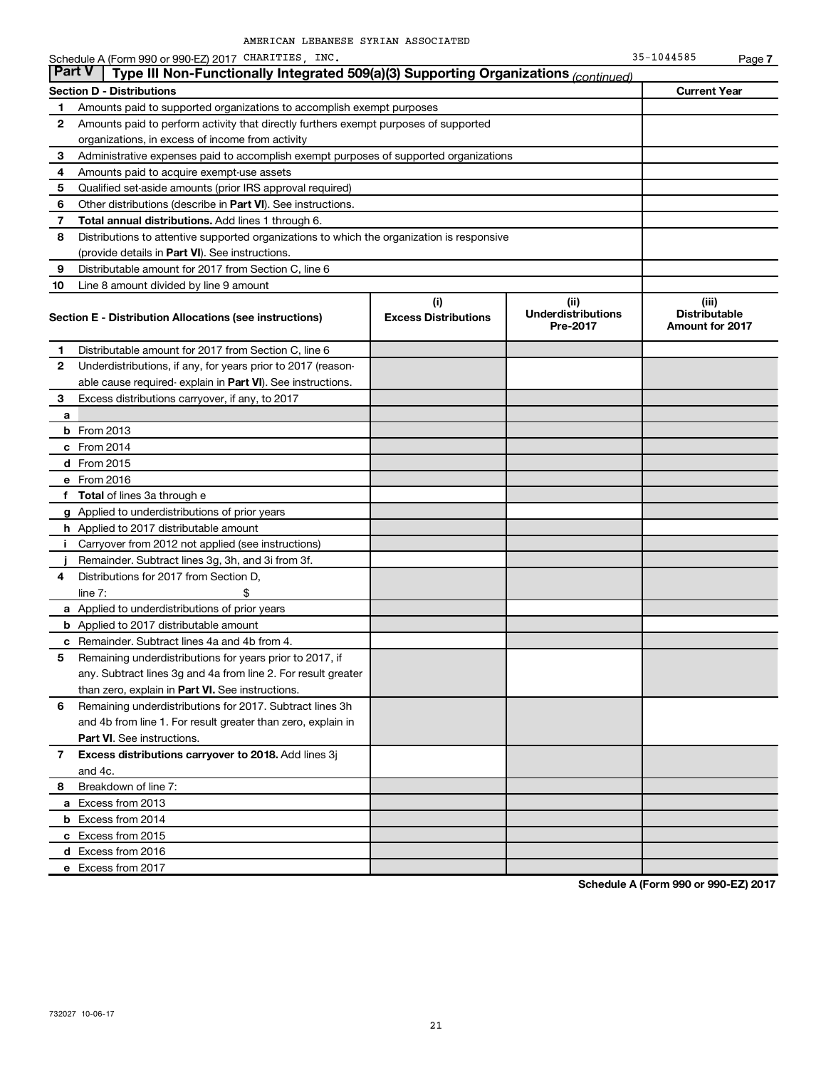AMERICAN LEBANESE SYRIAN ASSOCIATED

Schedule A (Form 990 or 990-EZ) 2017 CHARITIES, INC. 35-1044585 Page 7

**Part V | Type III Non-Functionally Integrated 509(a)(3) Supporting Organizations** *(continued)*

| **Section D - Distributions** | | **Current Year** |
|---|---|---|
| 1 | Amounts paid to supported organizations to accomplish exempt purposes | |
| 2 | Amounts paid to perform activity that directly furthers exempt purposes of supported organizations, in excess of income from activity | |
| 3 | Administrative expenses paid to accomplish exempt purposes of supported organizations | |
| 4 | Amounts paid to acquire exempt-use assets | |
| 5 | Qualified set-aside amounts (prior IRS approval required) | |
| 6 | Other distributions (describe in **Part VI**). See instructions. | |
| 7 | **Total annual distributions.** Add lines 1 through 6. | |
| 8 | Distributions to attentive supported organizations to which the organization is responsive (provide details in **Part VI**). See instructions. | |
| 9 | Distributable amount for 2017 from Section C, line 6 | |
| 10 | Line 8 amount divided by line 9 amount | |

| | **Section E - Distribution Allocations (see instructions)** | **(i) Excess Distributions** | **(ii) Underdistributions Pre-2017** | **(iii) Distributable Amount for 2017** |
|---|---|---|---|---|
| 1 | Distributable amount for 2017 from Section C, line 6 | | | |
| 2 | Underdistributions, if any, for years prior to 2017 (reasonable cause required- explain in **Part VI**). See instructions. | | | |
| 3 | Excess distributions carryover, if any, to 2017 | | | |
| a | | | | |
| b | From 2013 | | | |
| c | From 2014 | | | |
| d | From 2015 | | | |
| e | From 2016 | | | |
| f | **Total** of lines 3a through e | | | |
| g | Applied to underdistributions of prior years | | | |
| h | Applied to 2017 distributable amount | | | |
| i | Carryover from 2012 not applied (see instructions) | | | |
| j | Remainder. Subtract lines 3g, 3h, and 3i from 3f. | | | |
| 4 | Distributions for 2017 from Section D, line 7: $ | | | |
| a | Applied to underdistributions of prior years | | | |
| b | Applied to 2017 distributable amount | | | |
| c | Remainder. Subtract lines 4a and 4b from 4. | | | |
| 5 | Remaining underdistributions for years prior to 2017, if any. Subtract lines 3g and 4a from line 2. For result greater than zero, explain in **Part VI.** See instructions. | | | |
| 6 | Remaining underdistributions for 2017. Subtract lines 3h and 4b from line 1. For result greater than zero, explain in **Part VI**. See instructions. | | | |
| 7 | **Excess distributions carryover to 2018.** Add lines 3j and 4c. | | | |
| 8 | Breakdown of line 7: | | | |
| a | Excess from 2013 | | | |
| b | Excess from 2014 | | | |
| c | Excess from 2015 | | | |
| d | Excess from 2016 | | | |
| e | Excess from 2017 | | | |

**Schedule A (Form 990 or 990-EZ) 2017**

732027 10-06-17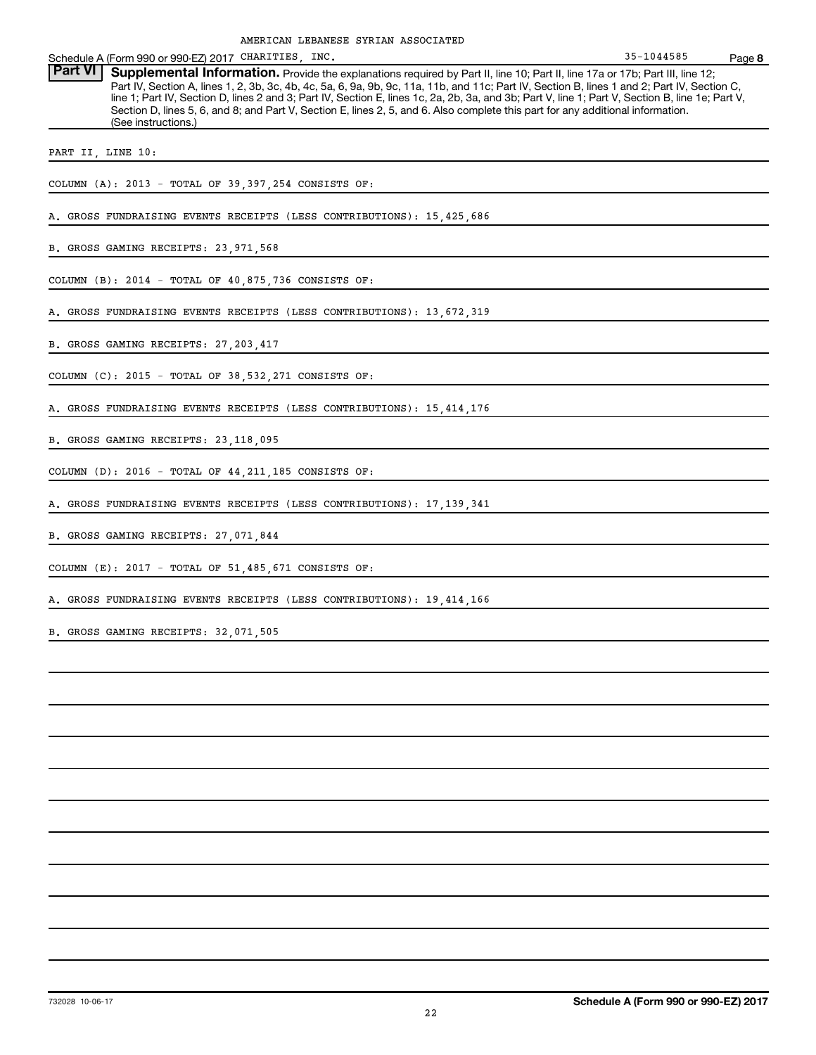AMERICAN LEBANESE SYRIAN ASSOCIATED

Schedule A (Form 990 or 990-EZ) 2017 CHARITIES, INC. 35-1044585 Page **8**

**Part VI** **Supplemental Information.** Provide the explanations required by Part II, line 10; Part II, line 17a or 17b; Part III, line 12; Part IV, Section A, lines 1, 2, 3b, 3c, 4b, 4c, 5a, 6, 9a, 9b, 9c, 11a, 11b, and 11c; Part IV, Section B, lines 1 and 2; Part IV, Section C, line 1; Part IV, Section D, lines 2 and 3; Part IV, Section E, lines 1c, 2a, 2b, 3a, and 3b; Part V, line 1; Part V, Section B, line 1e; Part V, Section D, lines 5, 6, and 8; and Part V, Section E, lines 2, 5, and 6. Also complete this part for any additional information. (See instructions.)

PART II, LINE 10:

COLUMN (A): 2013 - TOTAL OF 39,397,254 CONSISTS OF:

A. GROSS FUNDRAISING EVENTS RECEIPTS (LESS CONTRIBUTIONS): 15,425,686

B. GROSS GAMING RECEIPTS: 23,971,568

COLUMN (B): 2014 - TOTAL OF 40,875,736 CONSISTS OF:

A. GROSS FUNDRAISING EVENTS RECEIPTS (LESS CONTRIBUTIONS): 13,672,319

B. GROSS GAMING RECEIPTS: 27,203,417

COLUMN (C): 2015 - TOTAL OF 38,532,271 CONSISTS OF:

A. GROSS FUNDRAISING EVENTS RECEIPTS (LESS CONTRIBUTIONS): 15,414,176

B. GROSS GAMING RECEIPTS: 23,118,095

COLUMN (D): 2016 - TOTAL OF 44,211,185 CONSISTS OF:

A. GROSS FUNDRAISING EVENTS RECEIPTS (LESS CONTRIBUTIONS): 17,139,341

B. GROSS GAMING RECEIPTS: 27,071,844

COLUMN (E): 2017 - TOTAL OF 51,485,671 CONSISTS OF:

A. GROSS FUNDRAISING EVENTS RECEIPTS (LESS CONTRIBUTIONS): 19,414,166

B. GROSS GAMING RECEIPTS: 32,071,505

732028 10-06-17 **Schedule A (Form 990 or 990-EZ) 2017**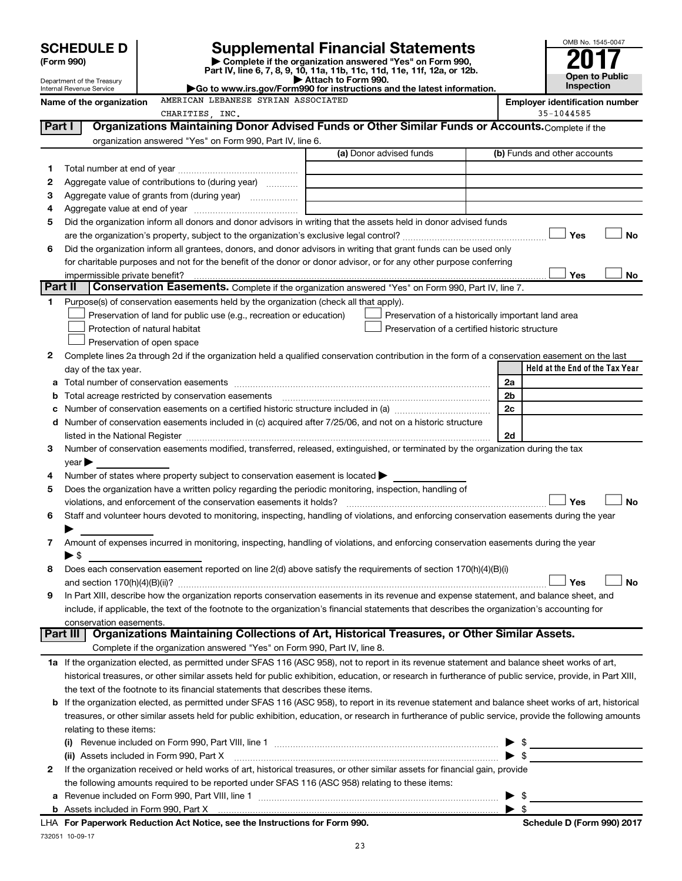# SCHEDULE D (Form 990)

Department of the Treasury
Internal Revenue Service

# Supplemental Financial Statements

▶ Complete if the organization answered "Yes" on Form 990, Part IV, line 6, 7, 8, 9, 10, 11a, 11b, 11c, 11d, 11e, 11f, 12a, or 12b.
▶ Attach to Form 990.
▶Go to www.irs.gov/Form990 for instructions and the latest information.

OMB No. 1545-0047
**2017**
**Open to Public Inspection**

**Name of the organization** AMERICAN LEBANESE SYRIAN ASSOCIATED CHARITIES, INC.

**Employer identification number** 35-1044585

## Part I Organizations Maintaining Donor Advised Funds or Other Similar Funds or Accounts.

Complete if the organization answered "Yes" on Form 990, Part IV, line 6.

| | | (a) Donor advised funds | (b) Funds and other accounts |
|---|---|---|---|
| 1 | Total number at end of year | | |
| 2 | Aggregate value of contributions to (during year) | | |
| 3 | Aggregate value of grants from (during year) | | |
| 4 | Aggregate value at end of year | | |

5 Did the organization inform all donors and donor advisors in writing that the assets held in donor advised funds are the organization's property, subject to the organization's exclusive legal control? ☐ Yes ☐ No

6 Did the organization inform all grantees, donors, and donor advisors in writing that grant funds can be used only for charitable purposes and not for the benefit of the donor or donor advisor, or for any other purpose conferring impermissible private benefit? ☐ Yes ☐ No

## Part II Conservation Easements.

Complete if the organization answered "Yes" on Form 990, Part IV, line 7.

1 Purpose(s) of conservation easements held by the organization (check all that apply).

- ☐ Preservation of land for public use (e.g., recreation or education)
- ☐ Protection of natural habitat
- ☐ Preservation of open space
- ☐ Preservation of a historically important land area
- ☐ Preservation of a certified historic structure

2 Complete lines 2a through 2d if the organization held a qualified conservation contribution in the form of a conservation easement on the last day of the tax year.

| | | | Held at the End of the Tax Year |
|---|---|---|---|
| a | Total number of conservation easements | 2a | |
| b | Total acreage restricted by conservation easements | 2b | |
| c | Number of conservation easements on a certified historic structure included in (a) | 2c | |
| d | Number of conservation easements included in (c) acquired after 7/25/06, and not on a historic structure listed in the National Register | 2d | |

3 Number of conservation easements modified, transferred, released, extinguished, or terminated by the organization during the tax year ▶

4 Number of states where property subject to conservation easement is located ▶

5 Does the organization have a written policy regarding the periodic monitoring, inspection, handling of violations, and enforcement of the conservation easements it holds? ☐ Yes ☐ No

6 Staff and volunteer hours devoted to monitoring, inspecting, handling of violations, and enforcing conservation easements during the year ▶

7 Amount of expenses incurred in monitoring, inspecting, handling of violations, and enforcing conservation easements during the year ▶ $

8 Does each conservation easement reported on line 2(d) above satisfy the requirements of section 170(h)(4)(B)(i) and section 170(h)(4)(B)(ii)? ☐ Yes ☐ No

9 In Part XIII, describe how the organization reports conservation easements in its revenue and expense statement, and balance sheet, and include, if applicable, the text of the footnote to the organization's financial statements that describes the organization's accounting for conservation easements.

## Part III Organizations Maintaining Collections of Art, Historical Treasures, or Other Similar Assets.

Complete if the organization answered "Yes" on Form 990, Part IV, line 8.

1a If the organization elected, as permitted under SFAS 116 (ASC 958), not to report in its revenue statement and balance sheet works of art, historical treasures, or other similar assets held for public exhibition, education, or research in furtherance of public service, provide, in Part XIII, the text of the footnote to its financial statements that describes these items.

b If the organization elected, as permitted under SFAS 116 (ASC 958), to report in its revenue statement and balance sheet works of art, historical treasures, or other similar assets held for public exhibition, education, or research in furtherance of public service, provide the following amounts relating to these items:

(i) Revenue included on Form 990, Part VIII, line 1 ▶ $

(ii) Assets included in Form 990, Part X ▶ $

2 If the organization received or held works of art, historical treasures, or other similar assets for financial gain, provide the following amounts required to be reported under SFAS 116 (ASC 958) relating to these items:

a Revenue included on Form 990, Part VIII, line 1 ▶ $

b Assets included in Form 990, Part X ▶ $

LHA **For Paperwork Reduction Act Notice, see the Instructions for Form 990.** **Schedule D (Form 990) 2017**

732051 10-09-17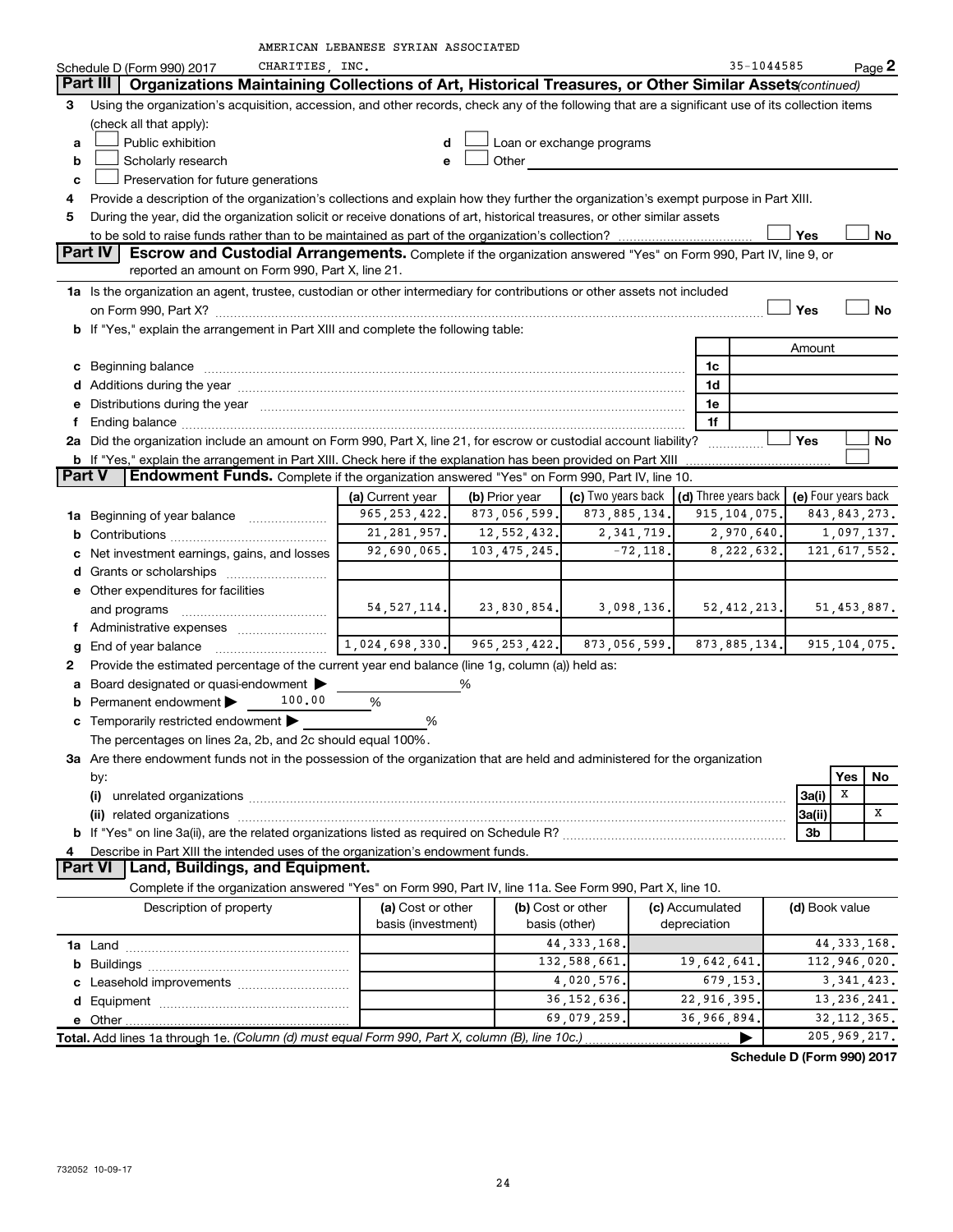AMERICAN LEBANESE SYRIAN ASSOCIATED CHARITIES, INC. 35-1044585

Schedule D (Form 990) 2017 Page 2

## Part III Organizations Maintaining Collections of Art, Historical Treasures, or Other Similar Assets *(continued)*

3 Using the organization's acquisition, accession, and other records, check any of the following that are a significant use of its collection items (check all that apply):

a ☐ Public exhibition
b ☐ Scholarly research
c ☐ Preservation for future generations
d ☐ Loan or exchange programs
e ☐ Other

4 Provide a description of the organization's collections and explain how they further the organization's exempt purpose in Part XIII.

5 During the year, did the organization solicit or receive donations of art, historical treasures, or other similar assets to be sold to raise funds rather than to be maintained as part of the organization's collection? ☐ Yes ☐ No

## Part IV Escrow and Custodial Arrangements.

Complete if the organization answered "Yes" on Form 990, Part IV, line 9, or reported an amount on Form 990, Part X, line 21.

1a Is the organization an agent, trustee, custodian or other intermediary for contributions or other assets not included on Form 990, Part X? ☐ Yes ☐ No

b If "Yes," explain the arrangement in Part XIII and complete the following table:

| | | Amount |
|---|---|---|
| c Beginning balance | 1c | |
| d Additions during the year | 1d | |
| e Distributions during the year | 1e | |
| f Ending balance | 1f | |

2a Did the organization include an amount on Form 990, Part X, line 21, for escrow or custodial account liability? ☐ Yes ☐ No

b If "Yes," explain the arrangement in Part XIII. Check here if the explanation has been provided on Part XIII ☐

## Part V Endowment Funds.

Complete if the organization answered "Yes" on Form 990, Part IV, line 10.

| | (a) Current year | (b) Prior year | (c) Two years back | (d) Three years back | (e) Four years back |
|---|---|---|---|---|---|
| 1a Beginning of year balance | 965,253,422. | 873,056,599. | 873,885,134. | 915,104,075. | 843,843,273. |
| b Contributions | 21,281,957. | 12,552,432. | 2,341,719. | 2,970,640. | 1,097,137. |
| c Net investment earnings, gains, and losses | 92,690,065. | 103,475,245. | -72,118. | 8,222,632. | 121,617,552. |
| d Grants or scholarships | | | | | |
| e Other expenditures for facilities and programs | 54,527,114. | 23,830,854. | 3,098,136. | 52,412,213. | 51,453,887. |
| f Administrative expenses | | | | | |
| g End of year balance | 1,024,698,330. | 965,253,422. | 873,056,599. | 873,885,134. | 915,104,075. |

2 Provide the estimated percentage of the current year end balance (line 1g, column (a)) held as:

a Board designated or quasi-endowment ▶ %
b Permanent endowment ▶ 100.00 %
c Temporarily restricted endowment ▶ %

The percentages on lines 2a, 2b, and 2c should equal 100%.

3a Are there endowment funds not in the possession of the organization that are held and administered for the organization by:

| | | Yes | No |
|---|---|---|---|
| (i) unrelated organizations | 3a(i) | X | |
| (ii) related organizations | 3a(ii) | | X |
| b If "Yes" on line 3a(ii), are the related organizations listed as required on Schedule R? | 3b | | |

4 Describe in Part XIII the intended uses of the organization's endowment funds.

## Part VI Land, Buildings, and Equipment.

Complete if the organization answered "Yes" on Form 990, Part IV, line 11a. See Form 990, Part X, line 10.

| Description of property | (a) Cost or other basis (investment) | (b) Cost or other basis (other) | (c) Accumulated depreciation | (d) Book value |
|---|---|---|---|---|
| 1a Land | | 44,333,168. | | 44,333,168. |
| b Buildings | | 132,588,661. | 19,642,641. | 112,946,020. |
| c Leasehold improvements | | 4,020,576. | 679,153. | 3,341,423. |
| d Equipment | | 36,152,636. | 22,916,395. | 13,236,241. |
| e Other | | 69,079,259. | 36,966,894. | 32,112,365. |
| **Total.** Add lines 1a through 1e. *(Column (d) must equal Form 990, Part X, column (B), line 10c.)* | | | ▶ | 205,969,217. |

**Schedule D (Form 990) 2017**

732052 10-09-17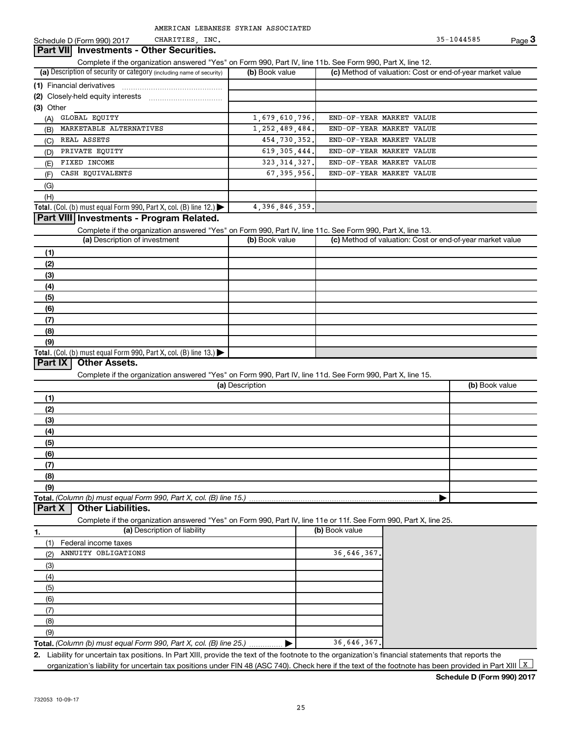AMERICAN LEBANESE SYRIAN ASSOCIATED CHARITIES, INC. 35-1044585

Schedule D (Form 990) 2017

## Part VII Investments - Other Securities.

Complete if the organization answered "Yes" on Form 990, Part IV, line 11b. See Form 990, Part X, line 12.

| (a) Description of security or category (including name of security) | (b) Book value | (c) Method of valuation: Cost or end-of-year market value |
|---|---|---|
| (1) Financial derivatives | | |
| (2) Closely-held equity interests | | |
| (3) Other | | |
| (A) GLOBAL EQUITY | 1,679,610,796. | END-OF-YEAR MARKET VALUE |
| (B) MARKETABLE ALTERNATIVES | 1,252,489,484. | END-OF-YEAR MARKET VALUE |
| (C) REAL ASSETS | 454,730,352. | END-OF-YEAR MARKET VALUE |
| (D) PRIVATE EQUITY | 619,305,444. | END-OF-YEAR MARKET VALUE |
| (E) FIXED INCOME | 323,314,327. | END-OF-YEAR MARKET VALUE |
| (F) CASH EQUIVALENTS | 67,395,956. | END-OF-YEAR MARKET VALUE |
| (G) | | |
| (H) | | |
| **Total.** (Col. (b) must equal Form 990, Part X, col. (B) line 12.) ▶ | 4,396,846,359. | |

## Part VIII Investments - Program Related.

Complete if the organization answered "Yes" on Form 990, Part IV, line 11c. See Form 990, Part X, line 13.

| (a) Description of investment | (b) Book value | (c) Method of valuation: Cost or end-of-year market value |
|---|---|---|
| (1) | | |
| (2) | | |
| (3) | | |
| (4) | | |
| (5) | | |
| (6) | | |
| (7) | | |
| (8) | | |
| (9) | | |
| **Total.** (Col. (b) must equal Form 990, Part X, col. (B) line 13.) ▶ | | |

## Part IX Other Assets.

Complete if the organization answered "Yes" on Form 990, Part IV, line 11d. See Form 990, Part X, line 15.

| (a) Description | (b) Book value |
|---|---|
| (1) | |
| (2) | |
| (3) | |
| (4) | |
| (5) | |
| (6) | |
| (7) | |
| (8) | |
| (9) | |
| **Total.** *(Column (b) must equal Form 990, Part X, col. (B) line 15.)* ▶ | |

## Part X Other Liabilities.

Complete if the organization answered "Yes" on Form 990, Part IV, line 11e or 11f. See Form 990, Part X, line 25.

| 1. (a) Description of liability | (b) Book value |
|---|---|
| (1) Federal income taxes | |
| (2) ANNUITY OBLIGATIONS | 36,646,367. |
| (3) | |
| (4) | |
| (5) | |
| (6) | |
| (7) | |
| (8) | |
| (9) | |
| **Total.** *(Column (b) must equal Form 990, Part X, col. (B) line 25.)* ▶ | 36,646,367. |

2. Liability for uncertain tax positions. In Part XIII, provide the text of the footnote to the organization's financial statements that reports the organization's liability for uncertain tax positions under FIN 48 (ASC 740). Check here if the text of the footnote has been provided in Part XIII [X]

**Schedule D (Form 990) 2017**

732053 10-09-17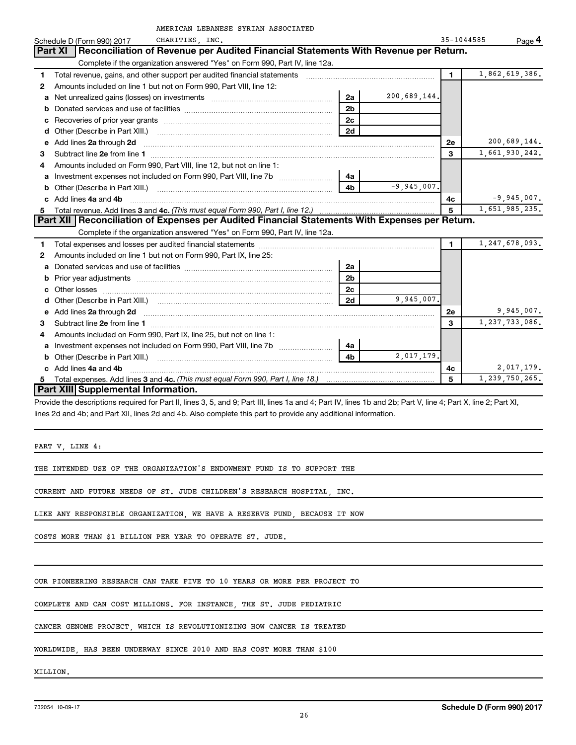AMERICAN LEBANESE SYRIAN ASSOCIATED

Schedule D (Form 990) 2017 CHARITIES, INC. 35-1044585 Page **4**

## Part XI Reconciliation of Revenue per Audited Financial Statements With Revenue per Return.

Complete if the organization answered "Yes" on Form 990, Part IV, line 12a.

| | | | | | |
|---|---|---|---|---|---|
| **1** | Total revenue, gains, and other support per audited financial statements | | | **1** | 1,862,619,386. |
| **2** | Amounts included on line 1 but not on Form 990, Part VIII, line 12: | | | | |
| **a** | Net unrealized gains (losses) on investments | **2a** | 200,689,144. | | |
| **b** | Donated services and use of facilities | **2b** | | | |
| **c** | Recoveries of prior year grants | **2c** | | | |
| **d** | Other (Describe in Part XIII.) | **2d** | | | |
| **e** | Add lines **2a** through **2d** | | | **2e** | 200,689,144. |
| **3** | Subtract line **2e** from line **1** | | | **3** | 1,661,930,242. |
| **4** | Amounts included on Form 990, Part VIII, line 12, but not on line 1: | | | | |
| **a** | Investment expenses not included on Form 990, Part VIII, line 7b | **4a** | | | |
| **b** | Other (Describe in Part XIII.) | **4b** | -9,945,007. | | |
| **c** | Add lines **4a** and **4b** | | | **4c** | -9,945,007. |
| **5** | Total revenue. Add lines **3** and **4c.** *(This must equal Form 990, Part I, line 12.)* | | | **5** | 1,651,985,235. |

## Part XII Reconciliation of Expenses per Audited Financial Statements With Expenses per Return.

Complete if the organization answered "Yes" on Form 990, Part IV, line 12a.

| | | | | | |
|---|---|---|---|---|---|
| **1** | Total expenses and losses per audited financial statements | | | **1** | 1,247,678,093. |
| **2** | Amounts included on line 1 but not on Form 990, Part IX, line 25: | | | | |
| **a** | Donated services and use of facilities | **2a** | | | |
| **b** | Prior year adjustments | **2b** | | | |
| **c** | Other losses | **2c** | | | |
| **d** | Other (Describe in Part XIII.) | **2d** | 9,945,007. | | |
| **e** | Add lines **2a** through **2d** | | | **2e** | 9,945,007. |
| **3** | Subtract line **2e** from line **1** | | | **3** | 1,237,733,086. |
| **4** | Amounts included on Form 990, Part IX, line 25, but not on line 1: | | | | |
| **a** | Investment expenses not included on Form 990, Part VIII, line 7b | **4a** | | | |
| **b** | Other (Describe in Part XIII.) | **4b** | 2,017,179. | | |
| **c** | Add lines **4a** and **4b** | | | **4c** | 2,017,179. |
| **5** | Total expenses. Add lines **3** and **4c.** *(This must equal Form 990, Part I, line 18.)* | | | **5** | 1,239,750,265. |

## Part XIII Supplemental Information.

Provide the descriptions required for Part II, lines 3, 5, and 9; Part III, lines 1a and 4; Part IV, lines 1b and 2b; Part V, line 4; Part X, line 2; Part XI, lines 2d and 4b; and Part XII, lines 2d and 4b. Also complete this part to provide any additional information.

PART V, LINE 4:

THE INTENDED USE OF THE ORGANIZATION'S ENDOWMENT FUND IS TO SUPPORT THE CURRENT AND FUTURE NEEDS OF ST. JUDE CHILDREN'S RESEARCH HOSPITAL, INC. LIKE ANY RESPONSIBLE ORGANIZATION, WE HAVE A RESERVE FUND, BECAUSE IT NOW COSTS MORE THAN $1 BILLION PER YEAR TO OPERATE ST. JUDE.

OUR PIONEERING RESEARCH CAN TAKE FIVE TO 10 YEARS OR MORE PER PROJECT TO COMPLETE AND CAN COST MILLIONS. FOR INSTANCE, THE ST. JUDE PEDIATRIC CANCER GENOME PROJECT, WHICH IS REVOLUTIONIZING HOW CANCER IS TREATED WORLDWIDE, HAS BEEN UNDERWAY SINCE 2010 AND HAS COST MORE THAN $100 MILLION.

732054 10-09-17 **Schedule D (Form 990) 2017**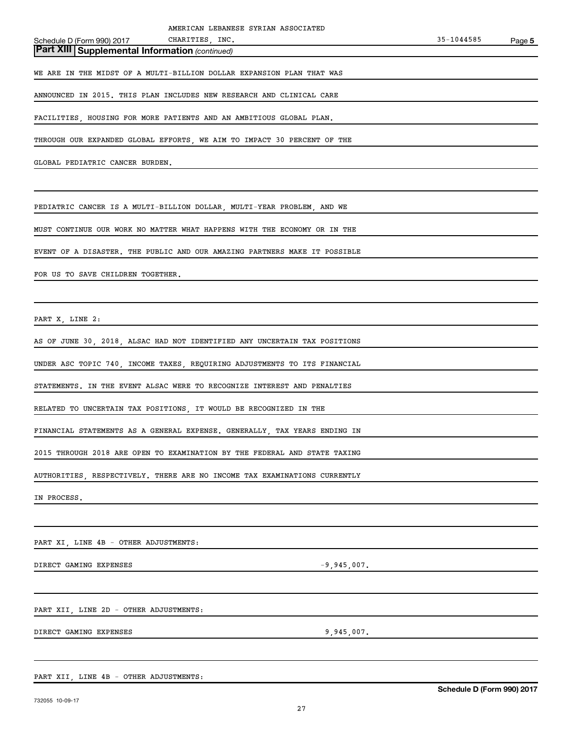AMERICAN LEBANESE SYRIAN ASSOCIATED

Schedule D (Form 990) 2017 CHARITIES, INC. 35-1044585 Page 5

**Part XIII Supplemental Information** *(continued)*

WE ARE IN THE MIDST OF A MULTI-BILLION DOLLAR EXPANSION PLAN THAT WAS ANNOUNCED IN 2015. THIS PLAN INCLUDES NEW RESEARCH AND CLINICAL CARE FACILITIES, HOUSING FOR MORE PATIENTS AND AN AMBITIOUS GLOBAL PLAN. THROUGH OUR EXPANDED GLOBAL EFFORTS, WE AIM TO IMPACT 30 PERCENT OF THE GLOBAL PEDIATRIC CANCER BURDEN.

PEDIATRIC CANCER IS A MULTI-BILLION DOLLAR, MULTI-YEAR PROBLEM, AND WE MUST CONTINUE OUR WORK NO MATTER WHAT HAPPENS WITH THE ECONOMY OR IN THE EVENT OF A DISASTER. THE PUBLIC AND OUR AMAZING PARTNERS MAKE IT POSSIBLE FOR US TO SAVE CHILDREN TOGETHER.

PART X, LINE 2:

AS OF JUNE 30, 2018, ALSAC HAD NOT IDENTIFIED ANY UNCERTAIN TAX POSITIONS UNDER ASC TOPIC 740, INCOME TAXES, REQUIRING ADJUSTMENTS TO ITS FINANCIAL STATEMENTS. IN THE EVENT ALSAC WERE TO RECOGNIZE INTEREST AND PENALTIES RELATED TO UNCERTAIN TAX POSITIONS, IT WOULD BE RECOGNIZED IN THE FINANCIAL STATEMENTS AS A GENERAL EXPENSE. GENERALLY, TAX YEARS ENDING IN 2015 THROUGH 2018 ARE OPEN TO EXAMINATION BY THE FEDERAL AND STATE TAXING AUTHORITIES, RESPECTIVELY. THERE ARE NO INCOME TAX EXAMINATIONS CURRENTLY IN PROCESS.

PART XI, LINE 4B - OTHER ADJUSTMENTS:

| DIRECT GAMING EXPENSES | -9,945,007. |
|---|---|

PART XII, LINE 2D - OTHER ADJUSTMENTS:

| DIRECT GAMING EXPENSES | 9,945,007. |
|---|---|

PART XII, LINE 4B - OTHER ADJUSTMENTS:

Schedule D (Form 990) 2017

732055 10-09-17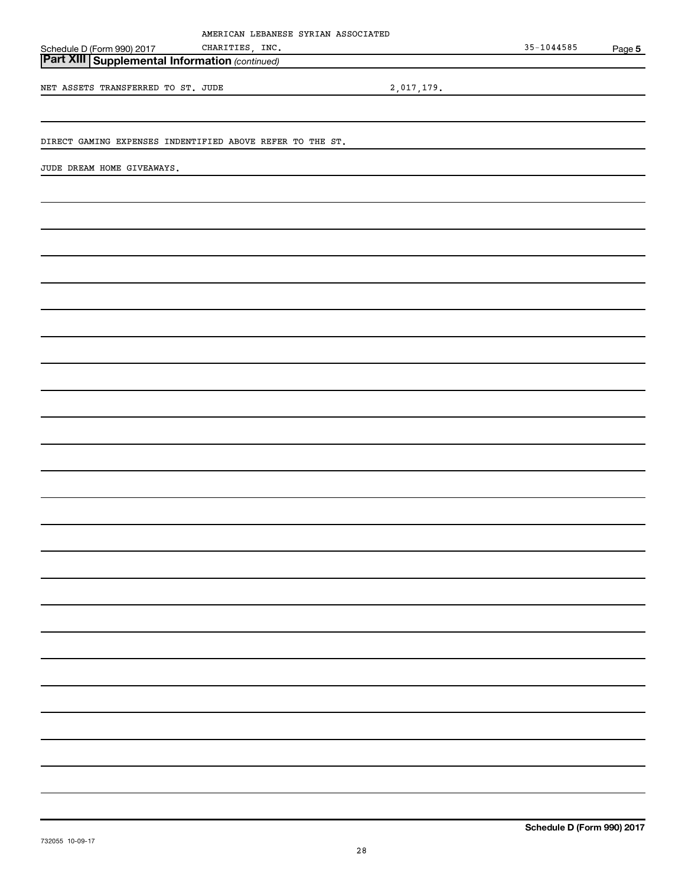AMERICAN LEBANESE SYRIAN ASSOCIATED CHARITIES, INC. 35-1044585

Schedule D (Form 990) 2017

## Part XIII Supplemental Information *(continued)*

NET ASSETS TRANSFERRED TO ST. JUDE 2,017,179.

DIRECT GAMING EXPENSES INDENTIFIED ABOVE REFER TO THE ST.

JUDE DREAM HOME GIVEAWAYS.

**Schedule D (Form 990) 2017**

732055 10-09-17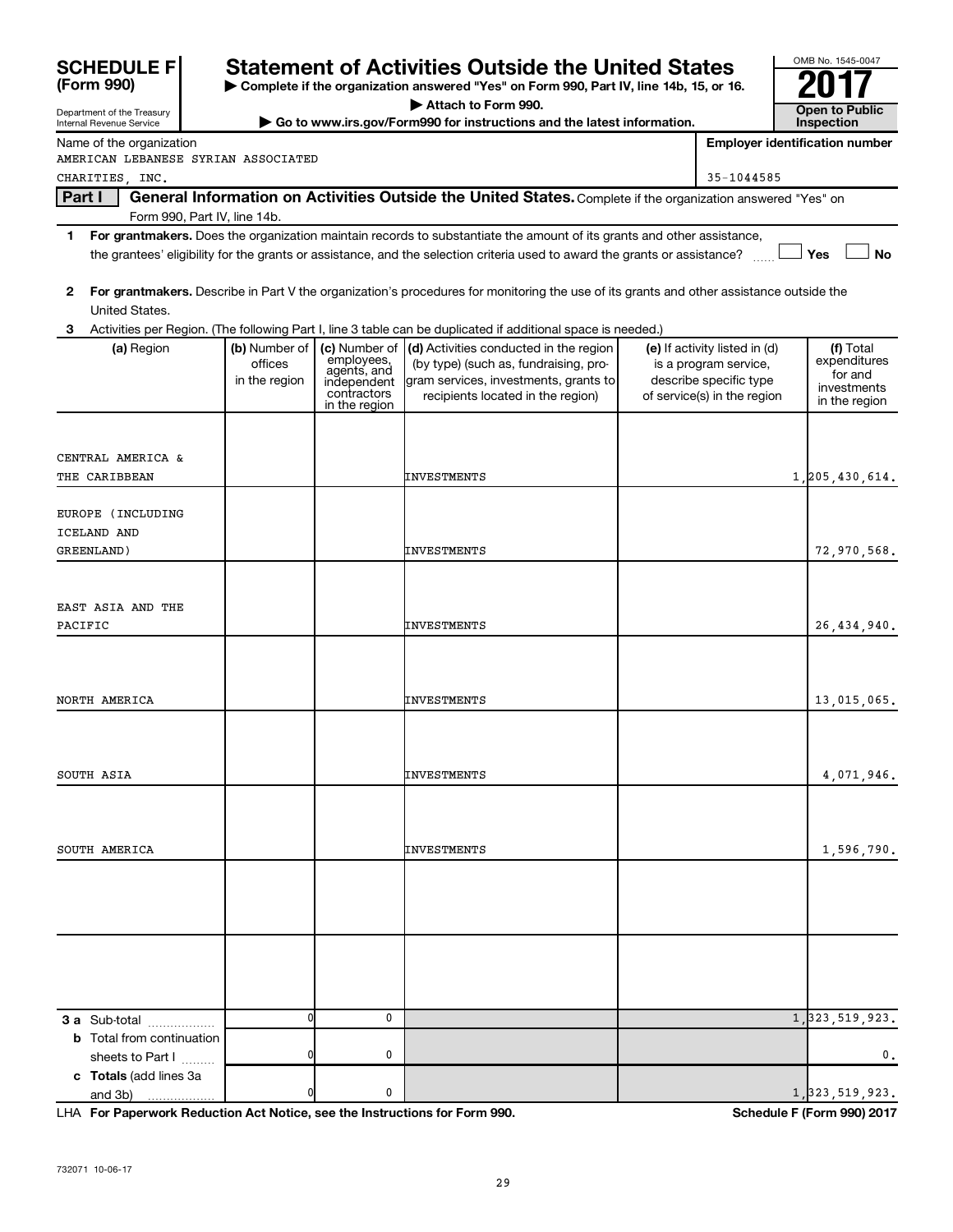**SCHEDULE F (Form 990)**

Department of the Treasury
Internal Revenue Service

# Statement of Activities Outside the United States

▶ Complete if the organization answered "Yes" on Form 990, Part IV, line 14b, 15, or 16.
▶ Attach to Form 990.
▶ Go to www.irs.gov/Form990 for instructions and the latest information.

OMB No. 1545-0047

**2017**

**Open to Public Inspection**

Name of the organization: AMERICAN LEBANESE SYRIAN ASSOCIATED CHARITIES, INC.

Employer identification number: 35-1044585

**Part I — General Information on Activities Outside the United States.** Complete if the organization answered "Yes" on Form 990, Part IV, line 14b.

1 **For grantmakers.** Does the organization maintain records to substantiate the amount of its grants and other assistance, the grantees' eligibility for the grants or assistance, and the selection criteria used to award the grants or assistance? ☐ Yes ☐ No

2 **For grantmakers.** Describe in Part V the organization's procedures for monitoring the use of its grants and other assistance outside the United States.

3 Activities per Region. (The following Part I, line 3 table can be duplicated if additional space is needed.)

| (a) Region | (b) Number of offices in the region | (c) Number of employees, agents, and independent contractors in the region | (d) Activities conducted in the region (by type) (such as, fundraising, program services, investments, grants to recipients located in the region) | (e) If activity listed in (d) is a program service, describe specific type of service(s) in the region | (f) Total expenditures for and investments in the region |
|---|---|---|---|---|---|
| CENTRAL AMERICA & THE CARIBBEAN | | | INVESTMENTS | | 1,205,430,614. |
| EUROPE (INCLUDING ICELAND AND GREENLAND) | | | INVESTMENTS | | 72,970,568. |
| EAST ASIA AND THE PACIFIC | | | INVESTMENTS | | 26,434,940. |
| NORTH AMERICA | | | INVESTMENTS | | 13,015,065. |
| SOUTH ASIA | | | INVESTMENTS | | 4,071,946. |
| SOUTH AMERICA | | | INVESTMENTS | | 1,596,790. |
| | | | | | |
| | | | | | |
| **3 a** Sub-total | 0 | 0 | | | 1,323,519,923. |
| **b** Total from continuation sheets to Part I | 0 | 0 | | | 0. |
| **c Totals** (add lines 3a and 3b) | 0 | 0 | | | 1,323,519,923. |

LHA **For Paperwork Reduction Act Notice, see the Instructions for Form 990.** **Schedule F (Form 990) 2017**

732071 10-06-17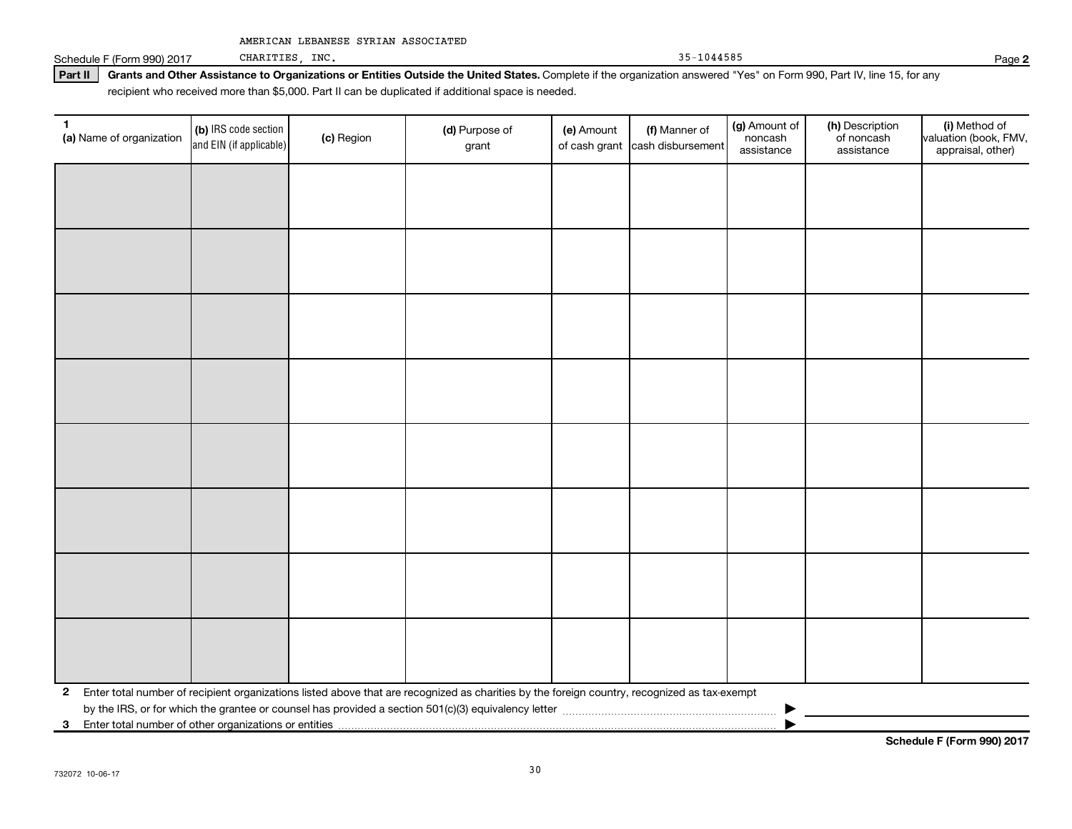AMERICAN LEBANESE SYRIAN ASSOCIATED CHARITIES, INC. 35-1044585

Schedule F (Form 990) 2017

**Part II** **Grants and Other Assistance to Organizations or Entities Outside the United States.** Complete if the organization answered "Yes" on Form 990, Part IV, line 15, for any recipient who received more than $5,000. Part II can be duplicated if additional space is needed.

| 1 (a) Name of organization | (b) IRS code section and EIN (if applicable) | (c) Region | (d) Purpose of grant | (e) Amount of cash grant | (f) Manner of cash disbursement | (g) Amount of noncash assistance | (h) Description of noncash assistance | (i) Method of valuation (book, FMV, appraisal, other) |
|---|---|---|---|---|---|---|---|---|
| | | | | | | | | |
| | | | | | | | | |
| | | | | | | | | |
| | | | | | | | | |
| | | | | | | | | |
| | | | | | | | | |
| | | | | | | | | |
| | | | | | | | | |

**2** Enter total number of recipient organizations listed above that are recognized as charities by the foreign country, recognized as tax-exempt by the IRS, or for which the grantee or counsel has provided a section 501(c)(3) equivalency letter ▶

**3** Enter total number of other organizations or entities ▶

**Schedule F (Form 990) 2017**

732072 10-06-17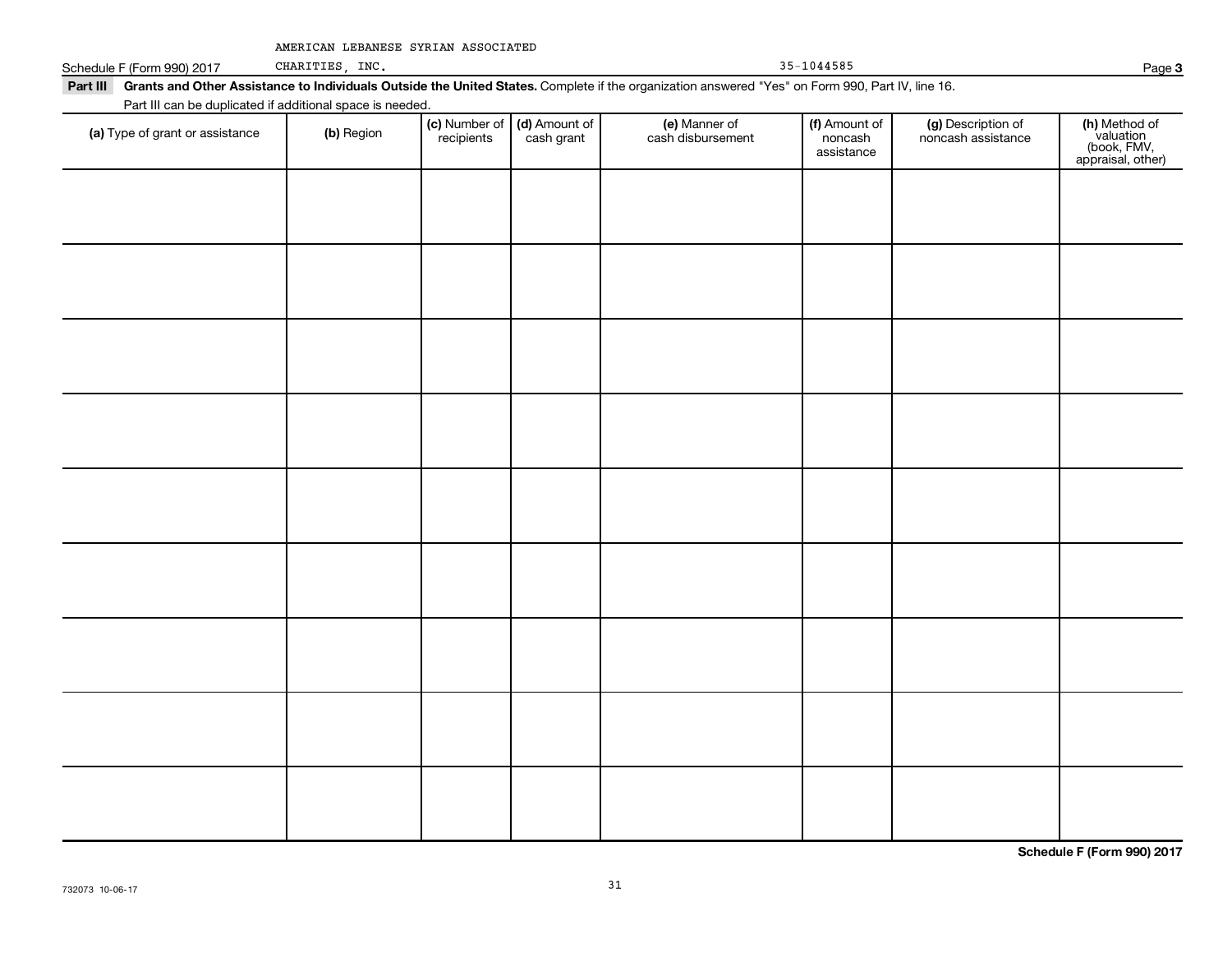AMERICAN LEBANESE SYRIAN ASSOCIATED CHARITIES, INC. 35-1044585

Schedule F (Form 990) 2017

**Part III** **Grants and Other Assistance to Individuals Outside the United States.** Complete if the organization answered "Yes" on Form 990, Part IV, line 16.

Part III can be duplicated if additional space is needed.

| (a) Type of grant or assistance | (b) Region | (c) Number of recipients | (d) Amount of cash grant | (e) Manner of cash disbursement | (f) Amount of noncash assistance | (g) Description of noncash assistance | (h) Method of valuation (book, FMV, appraisal, other) |
|---|---|---|---|---|---|---|---|
| | | | | | | | |
| | | | | | | | |
| | | | | | | | |
| | | | | | | | |
| | | | | | | | |
| | | | | | | | |
| | | | | | | | |
| | | | | | | | |
| | | | | | | | |

**Schedule F (Form 990) 2017**

732073 10-06-17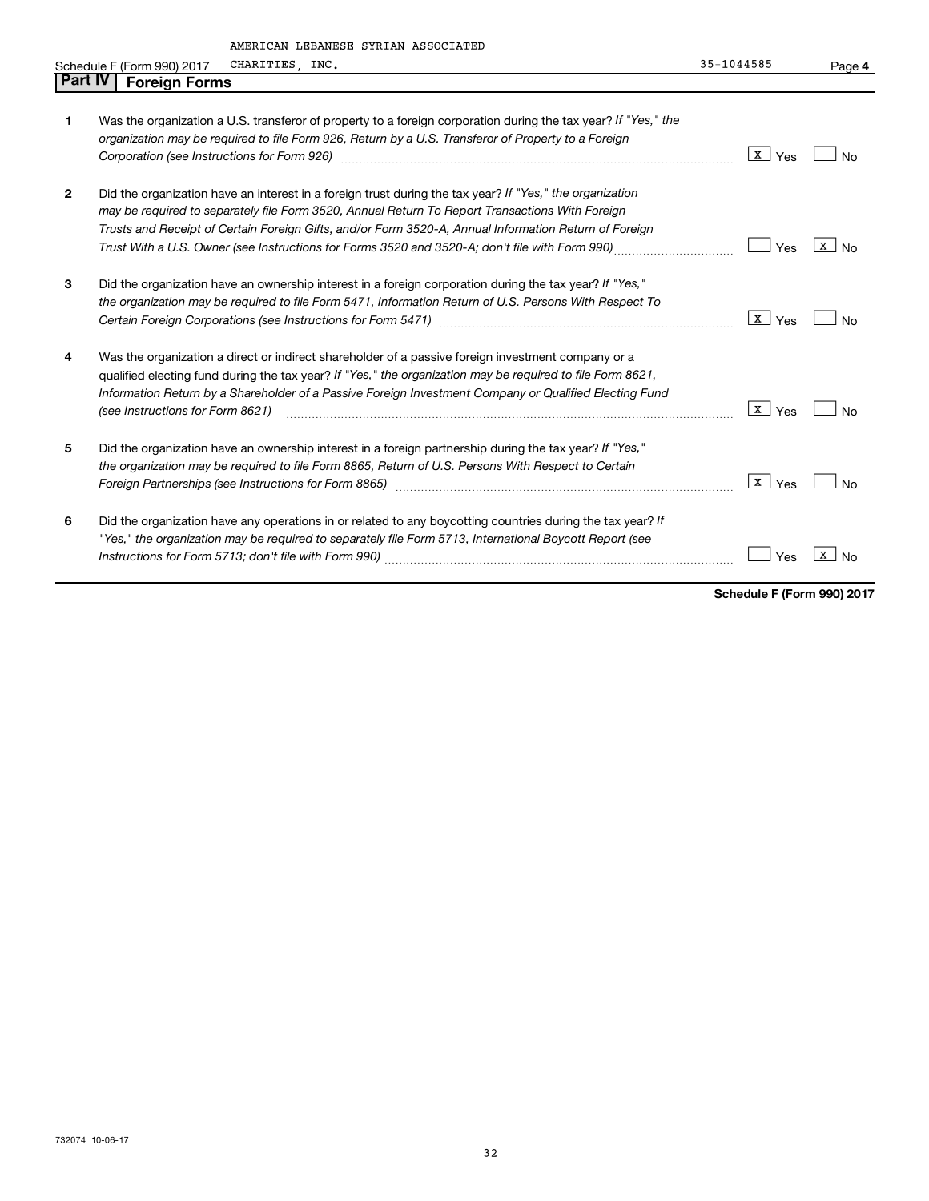AMERICAN LEBANESE SYRIAN ASSOCIATED

Schedule F (Form 990) 2017 CHARITIES, INC. 35-1044585 Page **4**

## Part IV Foreign Forms

| | | Yes | No |
|---|---|---|---|
| **1** | Was the organization a U.S. transferor of property to a foreign corporation during the tax year? *If "Yes," the organization may be required to file Form 926, Return by a U.S. Transferor of Property to a Foreign Corporation (see Instructions for Form 926)* | X | |
| **2** | Did the organization have an interest in a foreign trust during the tax year? *If "Yes," the organization may be required to separately file Form 3520, Annual Return To Report Transactions With Foreign Trusts and Receipt of Certain Foreign Gifts, and/or Form 3520-A, Annual Information Return of Foreign Trust With a U.S. Owner (see Instructions for Forms 3520 and 3520-A; don't file with Form 990)* | | X |
| **3** | Did the organization have an ownership interest in a foreign corporation during the tax year? *If "Yes," the organization may be required to file Form 5471, Information Return of U.S. Persons With Respect To Certain Foreign Corporations (see Instructions for Form 5471)* | X | |
| **4** | Was the organization a direct or indirect shareholder of a passive foreign investment company or a qualified electing fund during the tax year? *If "Yes," the organization may be required to file Form 8621, Information Return by a Shareholder of a Passive Foreign Investment Company or Qualified Electing Fund (see Instructions for Form 8621)* | X | |
| **5** | Did the organization have an ownership interest in a foreign partnership during the tax year? *If "Yes," the organization may be required to file Form 8865, Return of U.S. Persons With Respect to Certain Foreign Partnerships (see Instructions for Form 8865)* | X | |
| **6** | Did the organization have any operations in or related to any boycotting countries during the tax year? *If "Yes," the organization may be required to separately file Form 5713, International Boycott Report (see Instructions for Form 5713; don't file with Form 990)* | | X |

**Schedule F (Form 990) 2017**

732074 10-06-17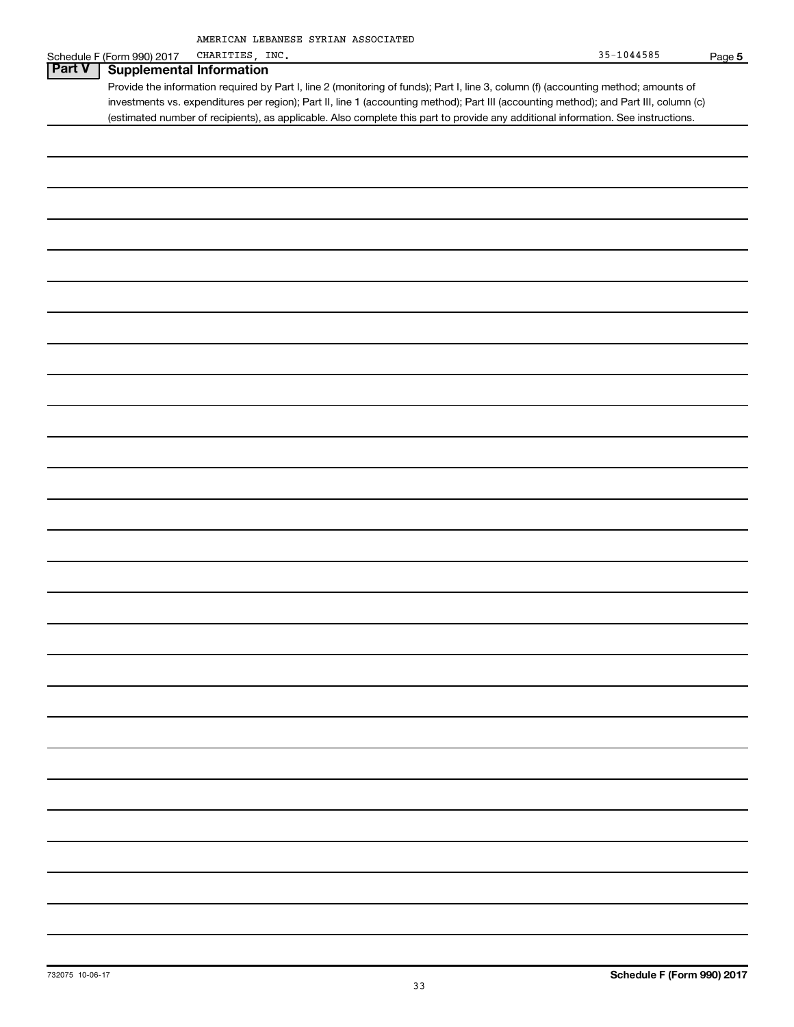AMERICAN LEBANESE SYRIAN ASSOCIATED

Schedule F (Form 990) 2017 CHARITIES, INC. 35-1044585 Page **5**

## Part V Supplemental Information

Provide the information required by Part I, line 2 (monitoring of funds); Part I, line 3, column (f) (accounting method; amounts of investments vs. expenditures per region); Part II, line 1 (accounting method); Part III (accounting method); and Part III, column (c) (estimated number of recipients), as applicable. Also complete this part to provide any additional information. See instructions.

732075 10-06-17

**Schedule F (Form 990) 2017**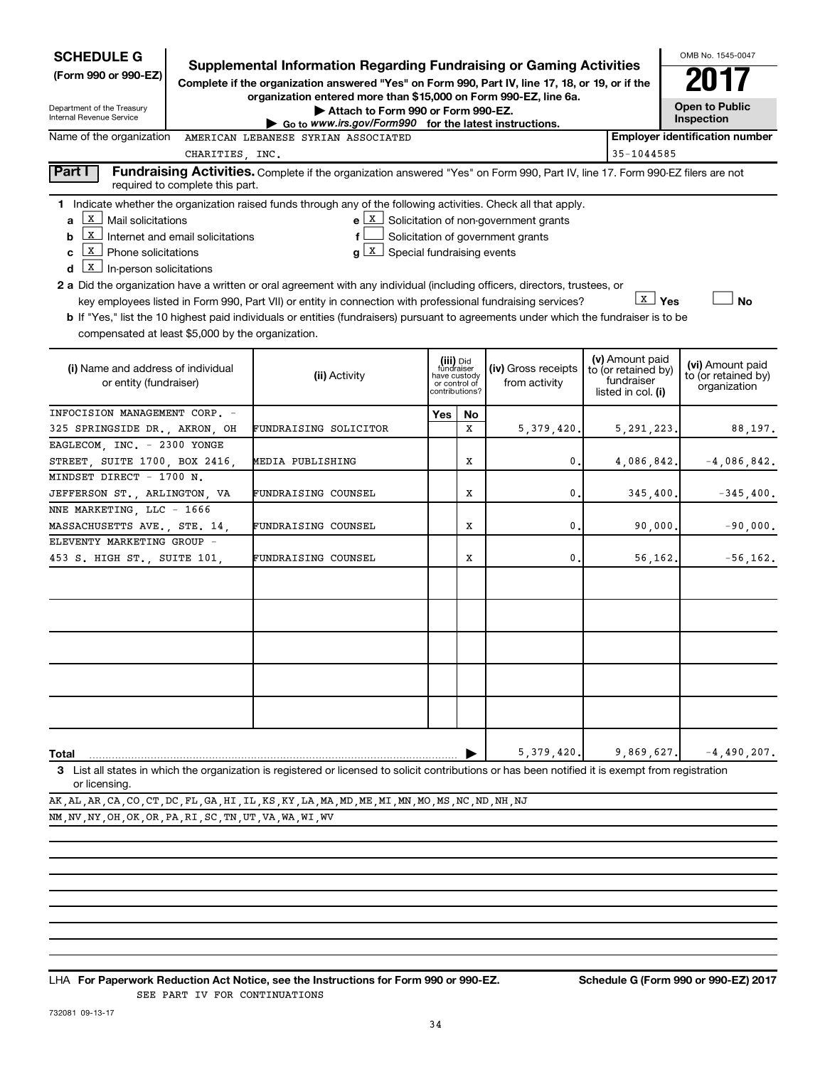**SCHEDULE G**
**(Form 990 or 990-EZ)**

Department of the Treasury
Internal Revenue Service

# Supplemental Information Regarding Fundraising or Gaming Activities

**Complete if the organization answered "Yes" on Form 990, Part IV, line 17, 18, or 19, or if the organization entered more than $15,000 on Form 990-EZ, line 6a.**

**▶ Attach to Form 990 or Form 990-EZ.**

**▶ Go to www.irs.gov/Form990 for the latest instructions.**

OMB No. 1545-0047

**2017**

**Open to Public Inspection**

Name of the organization: AMERICAN LEBANESE SYRIAN ASSOCIATED CHARITIES, INC.

**Employer identification number:** 35-1044585

**Part I** **Fundraising Activities.** Complete if the organization answered "Yes" on Form 990, Part IV, line 17. Form 990-EZ filers are not required to complete this part.

**1** Indicate whether the organization raised funds through any of the following activities. Check all that apply.

- **a** [X] Mail solicitations
- **b** [X] Internet and email solicitations
- **c** [X] Phone solicitations
- **d** [X] In-person solicitations
- **e** [X] Solicitation of non-government grants
- **f** [ ] Solicitation of government grants
- **g** [X] Special fundraising events

**2 a** Did the organization have a written or oral agreement with any individual (including officers, directors, trustees, or key employees listed in Form 990, Part VII) or entity in connection with professional fundraising services? [X] **Yes** [ ] **No**

**b** If "Yes," list the 10 highest paid individuals or entities (fundraisers) pursuant to agreements under which the fundraiser is to be compensated at least $5,000 by the organization.

| (i) Name and address of individual or entity (fundraiser) | (ii) Activity | (iii) Did fundraiser have custody or control of contributions? Yes | No | (iv) Gross receipts from activity | (v) Amount paid to (or retained by) fundraiser listed in col. (i) | (vi) Amount paid to (or retained by) organization |
|---|---|---|---|---|---|---|
| INFOCISION MANAGEMENT CORP. - 325 SPRINGSIDE DR., AKRON, OH | FUNDRAISING SOLICITOR | | X | 5,379,420. | 5,291,223. | 88,197. |
| EAGLECOM, INC. - 2300 YONGE STREET, SUITE 1700, BOX 2416, | MEDIA PUBLISHING | | X | 0. | 4,086,842. | -4,086,842. |
| MINDSET DIRECT - 1700 N. JEFFERSON ST., ARLINGTON, VA | FUNDRAISING COUNSEL | | X | 0. | 345,400. | -345,400. |
| NNE MARKETING, LLC - 1666 MASSACHUSETTS AVE., STE. 14, | FUNDRAISING COUNSEL | | X | 0. | 90,000. | -90,000. |
| ELEVENTY MARKETING GROUP - 453 S. HIGH ST., SUITE 101, | FUNDRAISING COUNSEL | | X | 0. | 56,162. | -56,162. |
| | | | | | | |
| | | | | | | |
| | | | | | | |
| | | | | | | |
| | | | | | | |
| **Total** | | | ▶ | 5,379,420. | 9,869,627. | -4,490,207. |

**3** List all states in which the organization is registered or licensed to solicit contributions or has been notified it is exempt from registration or licensing.

AK,AL,AR,CA,CO,CT,DC,FL,GA,HI,IL,KS,KY,LA,MA,MD,ME,MI,MN,MO,MS,NC,ND,NH,NJ
NM,NV,NY,OH,OK,OR,PA,RI,SC,TN,UT,VA,WA,WI,WV

LHA **For Paperwork Reduction Act Notice, see the Instructions for Form 990 or 990-EZ.** **Schedule G (Form 990 or 990-EZ) 2017**

SEE PART IV FOR CONTINUATIONS

732081 09-13-17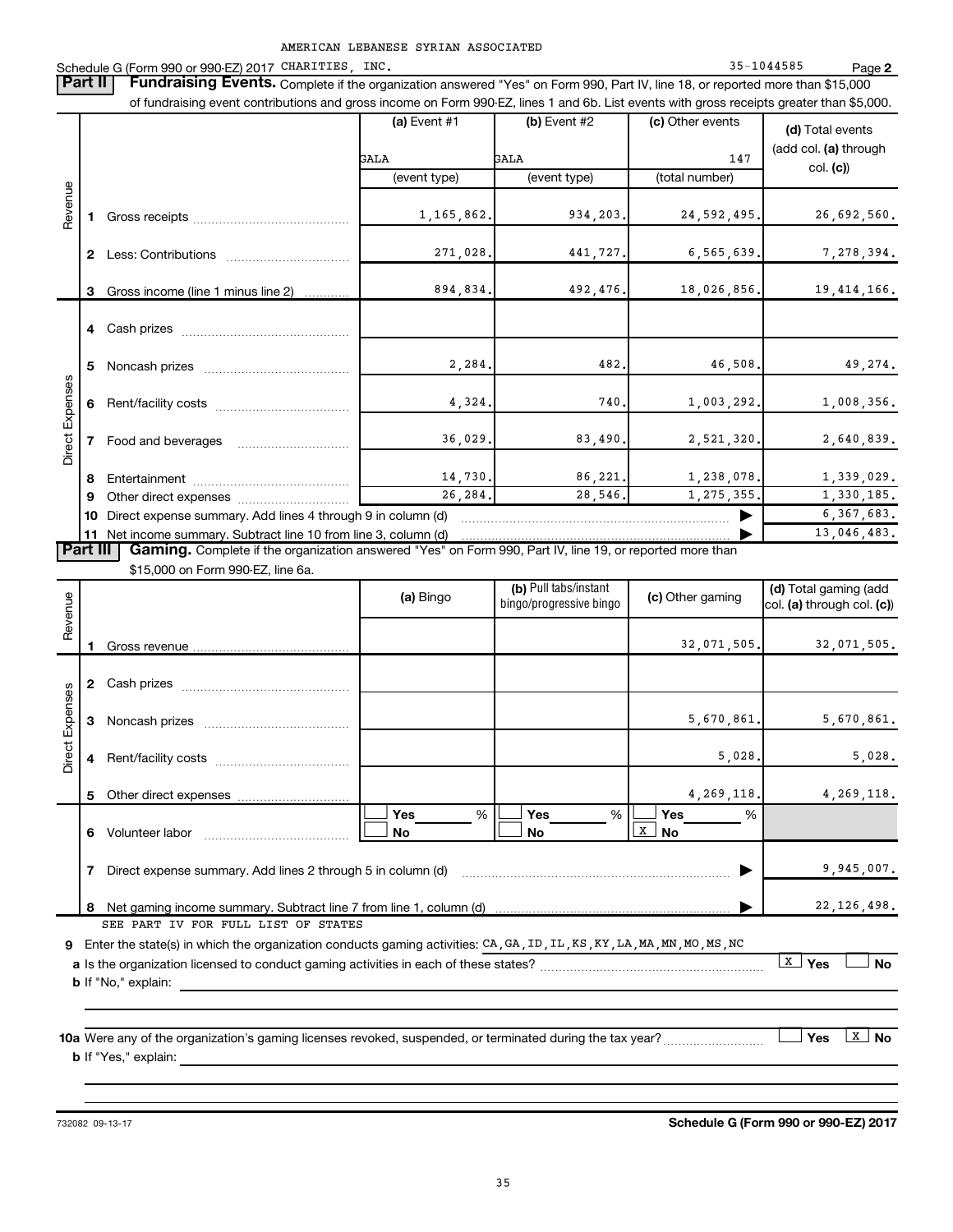AMERICAN LEBANESE SYRIAN ASSOCIATED

Schedule G (Form 990 or 990-EZ) 2017 CHARITIES, INC. 35-1044585 Page **2**

**Part II** **Fundraising Events.** Complete if the organization answered "Yes" on Form 990, Part IV, line 18, or reported more than $15,000 of fundraising event contributions and gross income on Form 990-EZ, lines 1 and 6b. List events with gross receipts greater than $5,000.

| | | (a) Event #1 | (b) Event #2 | (c) Other events | (d) Total events (add col. (a) through col. (c)) |
|---|---|---|---|---|---|
| | | GALA | GALA | 147 | |
| | | (event type) | (event type) | (total number) | |
| Revenue | 1 Gross receipts | 1,165,862. | 934,203. | 24,592,495. | 26,692,560. |
| | 2 Less: Contributions | 271,028. | 441,727. | 6,565,639. | 7,278,394. |
| | 3 Gross income (line 1 minus line 2) | 894,834. | 492,476. | 18,026,856. | 19,414,166. |
| Direct Expenses | 4 Cash prizes | | | | |
| | 5 Noncash prizes | 2,284. | 482. | 46,508. | 49,274. |
| | 6 Rent/facility costs | 4,324. | 740. | 1,003,292. | 1,008,356. |
| | 7 Food and beverages | 36,029. | 83,490. | 2,521,320. | 2,640,839. |
| | 8 Entertainment | 14,730. | 86,221. | 1,238,078. | 1,339,029. |
| | 9 Other direct expenses | 26,284. | 28,546. | 1,275,355. | 1,330,185. |
| | 10 Direct expense summary. Add lines 4 through 9 in column (d) | | | ▶ | 6,367,683. |
| | 11 Net income summary. Subtract line 10 from line 3, column (d) | | | ▶ | 13,046,483. |

**Part III** **Gaming.** Complete if the organization answered "Yes" on Form 990, Part IV, line 19, or reported more than $15,000 on Form 990-EZ, line 6a.

| | | (a) Bingo | (b) Pull tabs/instant bingo/progressive bingo | (c) Other gaming | (d) Total gaming (add col. (a) through col. (c)) |
|---|---|---|---|---|---|
| Revenue | 1 Gross revenue | | | 32,071,505. | 32,071,505. |
| Direct Expenses | 2 Cash prizes | | | | |
| | 3 Noncash prizes | | | 5,670,861. | 5,670,861. |
| | 4 Rent/facility costs | | | 5,028. | 5,028. |
| | 5 Other direct expenses | | | 4,269,118. | 4,269,118. |
| | 6 Volunteer labor | ☐ Yes ___ % ☐ No | ☐ Yes ___ % ☐ No | ☐ Yes ___ % ☒ No | |
| | 7 Direct expense summary. Add lines 2 through 5 in column (d) | | | ▶ | 9,945,007. |
| | 8 Net gaming income summary. Subtract line 7 from line 1, column (d) | | | ▶ | 22,126,498. |

SEE PART IV FOR FULL LIST OF STATES

**9** Enter the state(s) in which the organization conducts gaming activities: CA,GA,ID,IL,KS,KY,LA,MA,MN,MO,MS,NC

**a** Is the organization licensed to conduct gaming activities in each of these states? ☒ Yes ☐ No

**b** If "No," explain:

**10a** Were any of the organization's gaming licenses revoked, suspended, or terminated during the tax year? ☐ Yes ☒ No

**b** If "Yes," explain:

732082 09-13-17 **Schedule G (Form 990 or 990-EZ) 2017**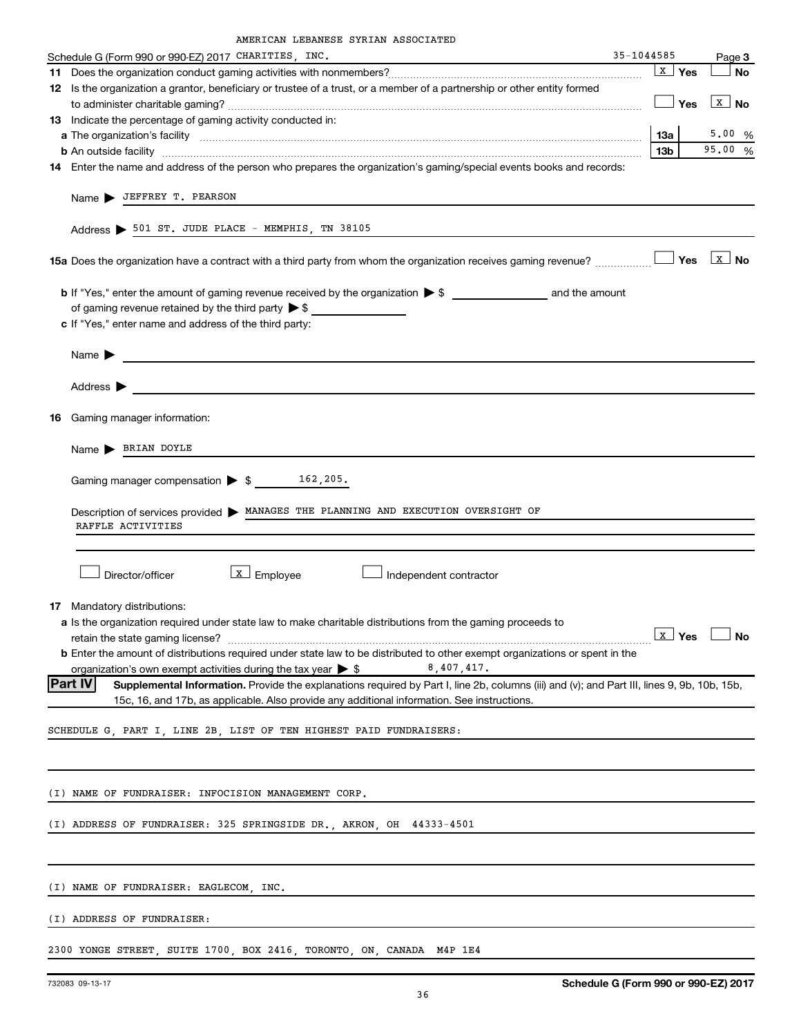AMERICAN LEBANESE SYRIAN ASSOCIATED

Schedule G (Form 990 or 990-EZ) 2017 CHARITIES, INC. 35-1044585 Page **3**

**11** Does the organization conduct gaming activities with nonmembers? [X] Yes [ ] No

**12** Is the organization a grantor, beneficiary or trustee of a trust, or a member of a partnership or other entity formed to administer charitable gaming? [ ] Yes [X] No

**13** Indicate the percentage of gaming activity conducted in:

| | | |
|---|---|---|
| **a** The organization's facility | **13a** | 5.00 % |
| **b** An outside facility | **13b** | 95.00 % |

**14** Enter the name and address of the person who prepares the organization's gaming/special events books and records:

Name ▶ JEFFREY T. PEARSON

Address ▶ 501 ST. JUDE PLACE - MEMPHIS, TN 38105

**15a** Does the organization have a contract with a third party from whom the organization receives gaming revenue? [ ] Yes [X] No

**b** If "Yes," enter the amount of gaming revenue received by the organization ▶ $ ______ and the amount of gaming revenue retained by the third party ▶ $ ______

**c** If "Yes," enter name and address of the third party:

Name ▶

Address ▶

**16** Gaming manager information:

Name ▶ BRIAN DOYLE

Gaming manager compensation ▶ $ 162,205.

Description of services provided ▶ MANAGES THE PLANNING AND EXECUTION OVERSIGHT OF RAFFLE ACTIVITIES

[ ] Director/officer [X] Employee [ ] Independent contractor

**17** Mandatory distributions:

**a** Is the organization required under state law to make charitable distributions from the gaming proceeds to retain the state gaming license? [X] Yes [ ] No

**b** Enter the amount of distributions required under state law to be distributed to other exempt organizations or spent in the organization's own exempt activities during the tax year ▶ $ 8,407,417.

**Part IV** **Supplemental Information.** Provide the explanations required by Part I, line 2b, columns (iii) and (v); and Part III, lines 9, 9b, 10b, 15b, 15c, 16, and 17b, as applicable. Also provide any additional information. See instructions.

SCHEDULE G, PART I, LINE 2B, LIST OF TEN HIGHEST PAID FUNDRAISERS:

(I) NAME OF FUNDRAISER: INFOCISION MANAGEMENT CORP.

(I) ADDRESS OF FUNDRAISER: 325 SPRINGSIDE DR., AKRON, OH 44333-4501

(I) NAME OF FUNDRAISER: EAGLECOM, INC.

(I) ADDRESS OF FUNDRAISER:

2300 YONGE STREET, SUITE 1700, BOX 2416, TORONTO, ON, CANADA M4P 1E4

732083 09-13-17 **Schedule G (Form 990 or 990-EZ) 2017**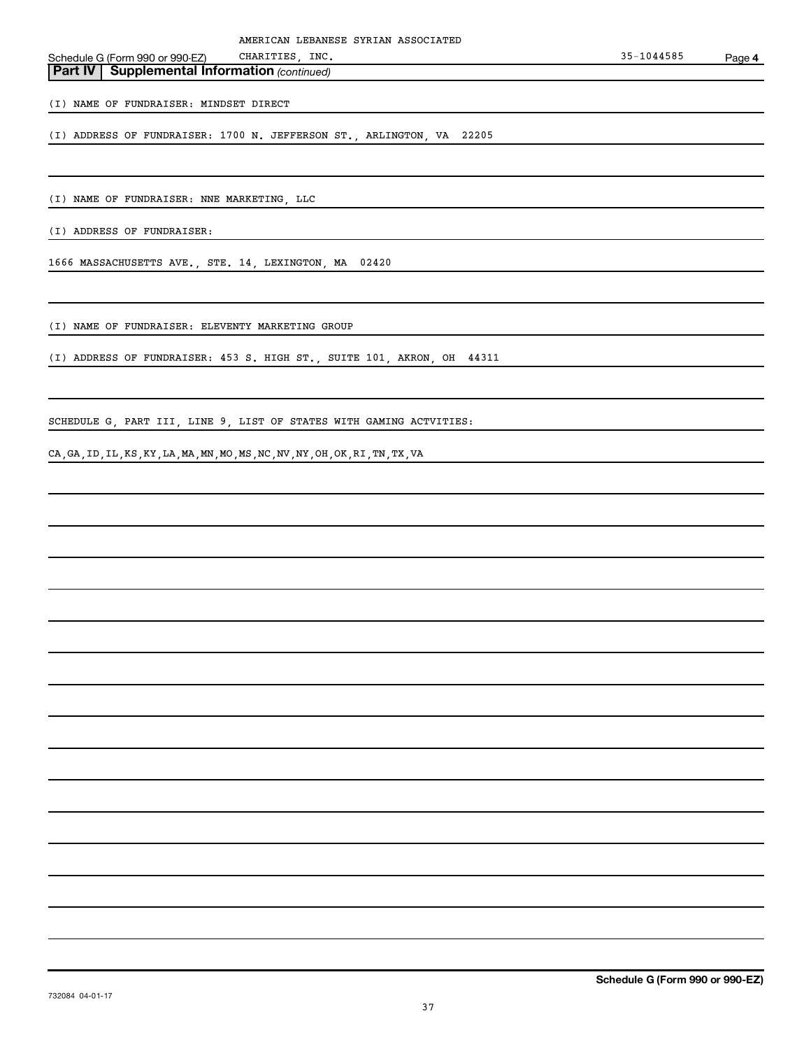AMERICAN LEBANESE SYRIAN ASSOCIATED

Schedule G (Form 990 or 990-EZ) CHARITIES, INC. 35-1044585 Page **4**

**Part IV | Supplemental Information** *(continued)*

(I) NAME OF FUNDRAISER: MINDSET DIRECT

(I) ADDRESS OF FUNDRAISER: 1700 N. JEFFERSON ST., ARLINGTON, VA 22205

(I) NAME OF FUNDRAISER: NNE MARKETING, LLC

(I) ADDRESS OF FUNDRAISER:

1666 MASSACHUSETTS AVE., STE. 14, LEXINGTON, MA 02420

(I) NAME OF FUNDRAISER: ELEVENTY MARKETING GROUP

(I) ADDRESS OF FUNDRAISER: 453 S. HIGH ST., SUITE 101, AKRON, OH 44311

SCHEDULE G, PART III, LINE 9, LIST OF STATES WITH GAMING ACTVITIES:

CA,GA,ID,IL,KS,KY,LA,MA,MN,MO,MS,NC,NV,NY,OH,OK,RI,TN,TX,VA

**Schedule G (Form 990 or 990-EZ)**

732084 04-01-17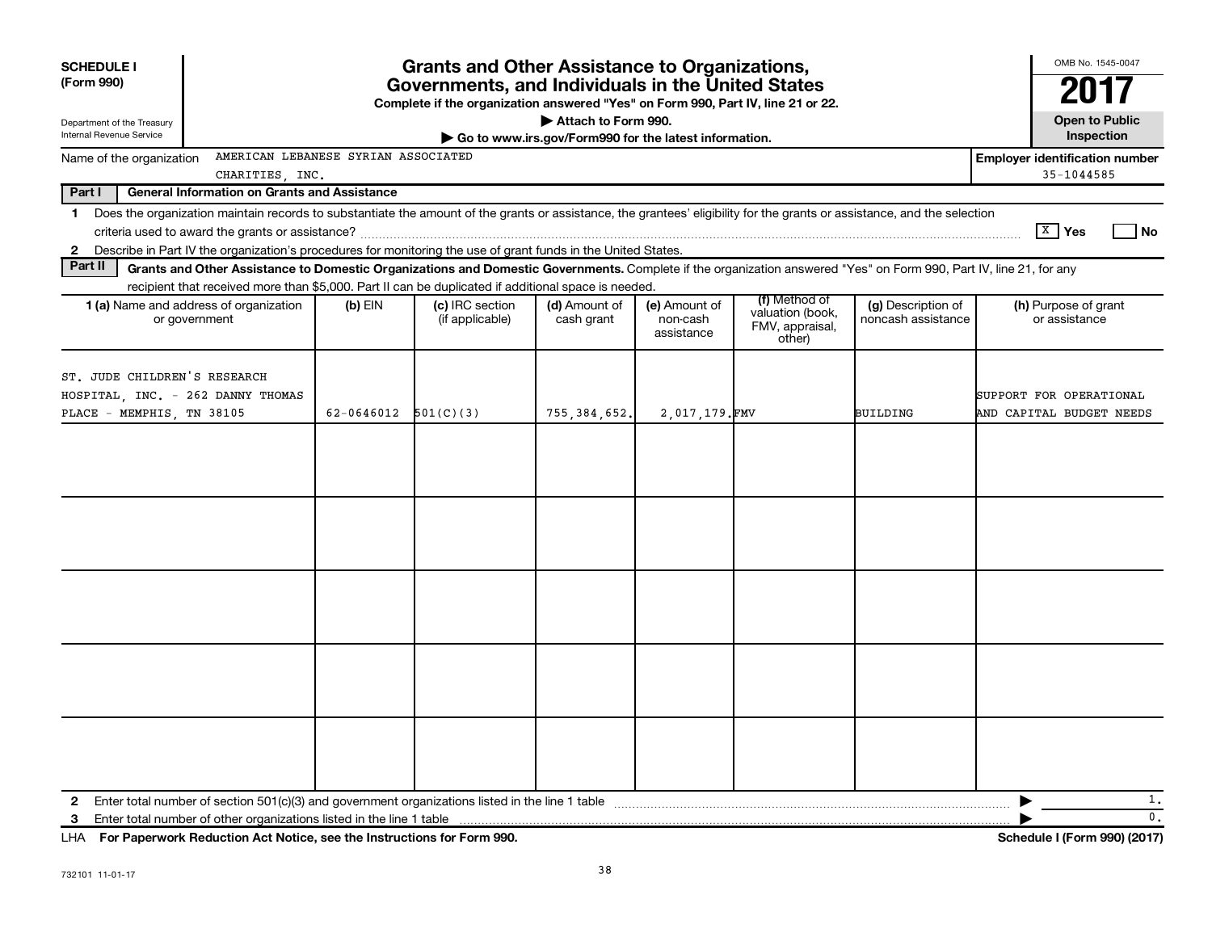**SCHEDULE I (Form 990)**

Department of the Treasury
Internal Revenue Service

# Grants and Other Assistance to Organizations, Governments, and Individuals in the United States

**Complete if the organization answered "Yes" on Form 990, Part IV, line 21 or 22.**

**▶ Attach to Form 990.**

**▶ Go to www.irs.gov/Form990 for the latest information.**

OMB No. 1545-0047

**2017**

**Open to Public Inspection**

Name of the organization: AMERICAN LEBANESE SYRIAN ASSOCIATED CHARITIES, INC.

**Employer identification number:** 35-1044585

## Part I General Information on Grants and Assistance

1 Does the organization maintain records to substantiate the amount of the grants or assistance, the grantees' eligibility for the grants or assistance, and the selection criteria used to award the grants or assistance? [X] Yes [ ] No

2 Describe in Part IV the organization's procedures for monitoring the use of grant funds in the United States.

## Part II Grants and Other Assistance to Domestic Organizations and Domestic Governments.

Complete if the organization answered "Yes" on Form 990, Part IV, line 21, for any recipient that received more than $5,000. Part II can be duplicated if additional space is needed.

| 1 (a) Name and address of organization or government | (b) EIN | (c) IRC section (if applicable) | (d) Amount of cash grant | (e) Amount of non-cash assistance | (f) Method of valuation (book, FMV, appraisal, other) | (g) Description of noncash assistance | (h) Purpose of grant or assistance |
|---|---|---|---|---|---|---|---|
| ST. JUDE CHILDREN'S RESEARCH HOSPITAL, INC. - 262 DANNY THOMAS PLACE - MEMPHIS, TN 38105 | 62-0646012 | 501(C)(3) | 755,384,652. | 2,017,179. | FMV | BUILDING | SUPPORT FOR OPERATIONAL AND CAPITAL BUDGET NEEDS |
| | | | | | | | |
| | | | | | | | |
| | | | | | | | |
| | | | | | | | |
| | | | | | | | |

2 Enter total number of section 501(c)(3) and government organizations listed in the line 1 table ▶ 1.

3 Enter total number of other organizations listed in the line 1 table ▶ 0.

LHA **For Paperwork Reduction Act Notice, see the Instructions for Form 990.** **Schedule I (Form 990) (2017)**

732101 11-01-17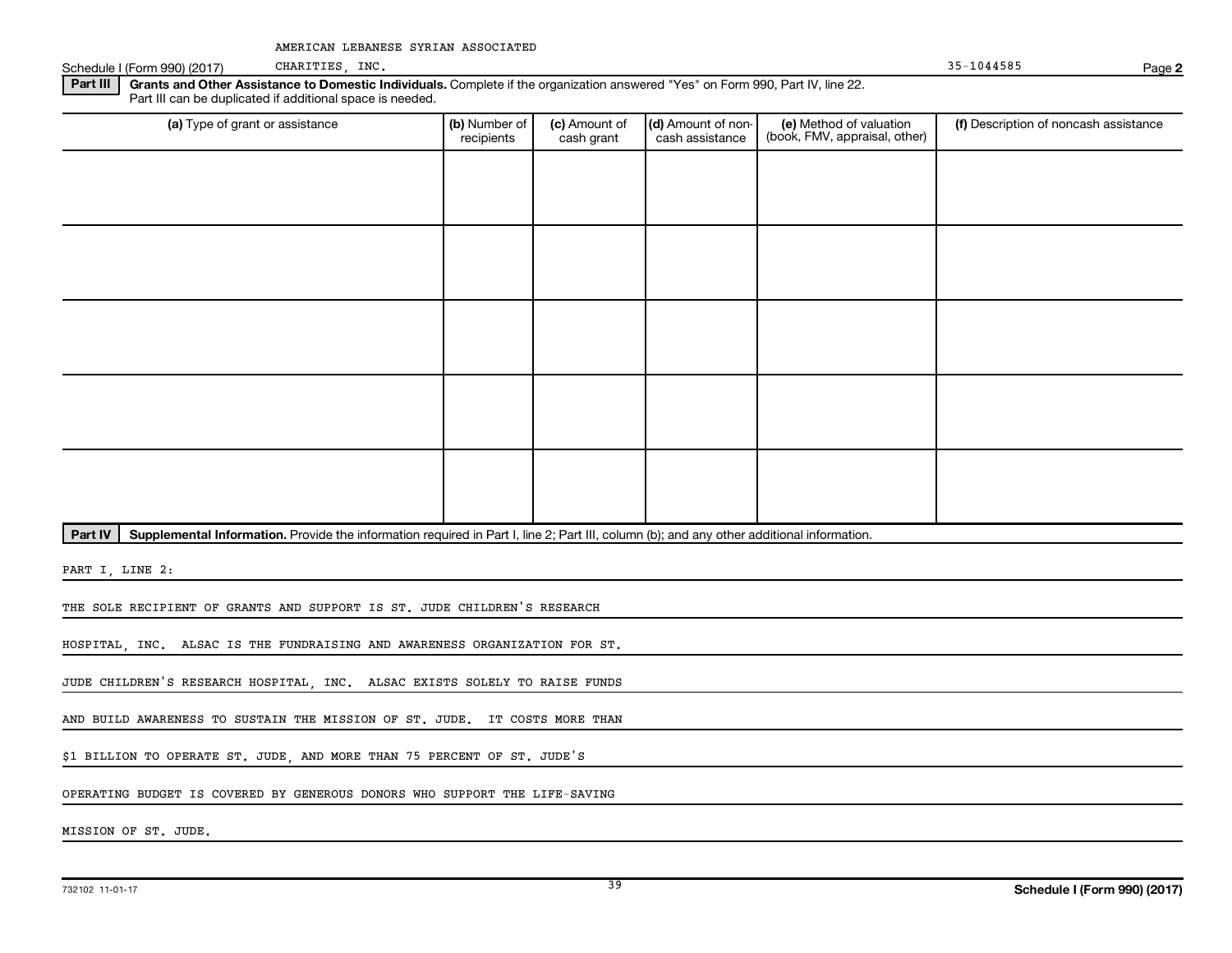AMERICAN LEBANESE SYRIAN ASSOCIATED CHARITIES, INC. 35-1044585

Schedule I (Form 990) (2017)

**Part III** **Grants and Other Assistance to Domestic Individuals.** Complete if the organization answered "Yes" on Form 990, Part IV, line 22. Part III can be duplicated if additional space is needed.

| (a) Type of grant or assistance | (b) Number of recipients | (c) Amount of cash grant | (d) Amount of non-cash assistance | (e) Method of valuation (book, FMV, appraisal, other) | (f) Description of noncash assistance |
|---|---|---|---|---|---|
| | | | | | |
| | | | | | |
| | | | | | |
| | | | | | |
| | | | | | |

**Part IV** **Supplemental Information.** Provide the information required in Part I, line 2; Part III, column (b); and any other additional information.

PART I, LINE 2:

THE SOLE RECIPIENT OF GRANTS AND SUPPORT IS ST. JUDE CHILDREN'S RESEARCH HOSPITAL, INC. ALSAC IS THE FUNDRAISING AND AWARENESS ORGANIZATION FOR ST. JUDE CHILDREN'S RESEARCH HOSPITAL, INC. ALSAC EXISTS SOLELY TO RAISE FUNDS AND BUILD AWARENESS TO SUSTAIN THE MISSION OF ST. JUDE. IT COSTS MORE THAN $1 BILLION TO OPERATE ST. JUDE, AND MORE THAN 75 PERCENT OF ST. JUDE'S OPERATING BUDGET IS COVERED BY GENEROUS DONORS WHO SUPPORT THE LIFE-SAVING MISSION OF ST. JUDE.

732102 11-01-17

Schedule I (Form 990) (2017)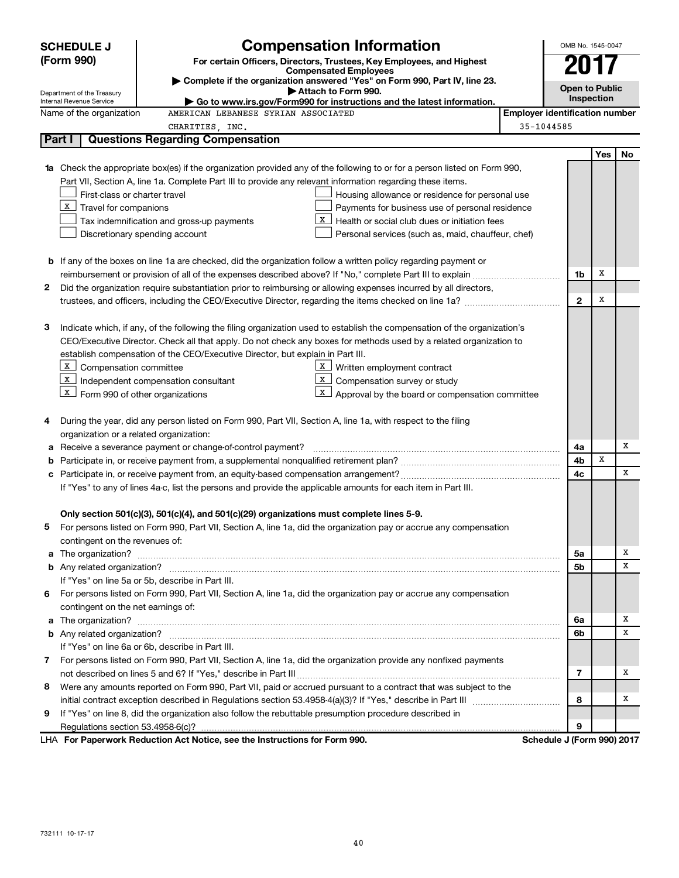**SCHEDULE J (Form 990)**

Department of the Treasury
Internal Revenue Service

# Compensation Information

**For certain Officers, Directors, Trustees, Key Employees, and Highest Compensated Employees**

▶ **Complete if the organization answered "Yes" on Form 990, Part IV, line 23.**

▶ **Attach to Form 990.**

▶ **Go to www.irs.gov/Form990 for instructions and the latest information.**

OMB No. 1545-0047

**2017**

**Open to Public Inspection**

Name of the organization: AMERICAN LEBANESE SYRIAN ASSOCIATED CHARITIES, INC.

**Employer identification number:** 35-1044585

## Part I — Questions Regarding Compensation

| | | | Yes | No |
|---|---|---|---|---|
| **1a** | Check the appropriate box(es) if the organization provided any of the following to or for a person listed on Form 990, Part VII, Section A, line 1a. Complete Part III to provide any relevant information regarding these items.<br>☐ First-class or charter travel<br>☒ Travel for companions<br>☐ Tax indemnification and gross-up payments<br>☐ Discretionary spending account<br>☐ Housing allowance or residence for personal use<br>☐ Payments for business use of personal residence<br>☒ Health or social club dues or initiation fees<br>☐ Personal services (such as, maid, chauffeur, chef) | | | |
| **b** | If any of the boxes on line 1a are checked, did the organization follow a written policy regarding payment or reimbursement or provision of all of the expenses described above? If "No," complete Part III to explain | 1b | X | |
| **2** | Did the organization require substantiation prior to reimbursing or allowing expenses incurred by all directors, trustees, and officers, including the CEO/Executive Director, regarding the items checked on line 1a? | 2 | X | |
| **3** | Indicate which, if any, of the following the filing organization used to establish the compensation of the organization's CEO/Executive Director. Check all that apply. Do not check any boxes for methods used by a related organization to establish compensation of the CEO/Executive Director, but explain in Part III.<br>☒ Compensation committee<br>☒ Independent compensation consultant<br>☒ Form 990 of other organizations<br>☒ Written employment contract<br>☒ Compensation survey or study<br>☒ Approval by the board or compensation committee | | | |
| **4** | During the year, did any person listed on Form 990, Part VII, Section A, line 1a, with respect to the filing organization or a related organization: | | | |
| **a** | Receive a severance payment or change-of-control payment? | 4a | | X |
| **b** | Participate in, or receive payment from, a supplemental nonqualified retirement plan? | 4b | X | |
| **c** | Participate in, or receive payment from, an equity-based compensation arrangement? | 4c | | X |
| | If "Yes" to any of lines 4a-c, list the persons and provide the applicable amounts for each item in Part III. | | | |
| | **Only section 501(c)(3), 501(c)(4), and 501(c)(29) organizations must complete lines 5-9.** | | | |
| **5** | For persons listed on Form 990, Part VII, Section A, line 1a, did the organization pay or accrue any compensation contingent on the revenues of: | | | |
| **a** | The organization? | 5a | | X |
| **b** | Any related organization? | 5b | | X |
| | If "Yes" on line 5a or 5b, describe in Part III. | | | |
| **6** | For persons listed on Form 990, Part VII, Section A, line 1a, did the organization pay or accrue any compensation contingent on the net earnings of: | | | |
| **a** | The organization? | 6a | | X |
| **b** | Any related organization? | 6b | | X |
| | If "Yes" on line 6a or 6b, describe in Part III. | | | |
| **7** | For persons listed on Form 990, Part VII, Section A, line 1a, did the organization provide any nonfixed payments not described on lines 5 and 6? If "Yes," describe in Part III | 7 | | X |
| **8** | Were any amounts reported on Form 990, Part VII, paid or accrued pursuant to a contract that was subject to the initial contract exception described in Regulations section 53.4958-4(a)(3)? If "Yes," describe in Part III | 8 | | X |
| **9** | If "Yes" on line 8, did the organization also follow the rebuttable presumption procedure described in Regulations section 53.4958-6(c)? | 9 | | |

LHA **For Paperwork Reduction Act Notice, see the Instructions for Form 990.** **Schedule J (Form 990) 2017**

732111 10-17-17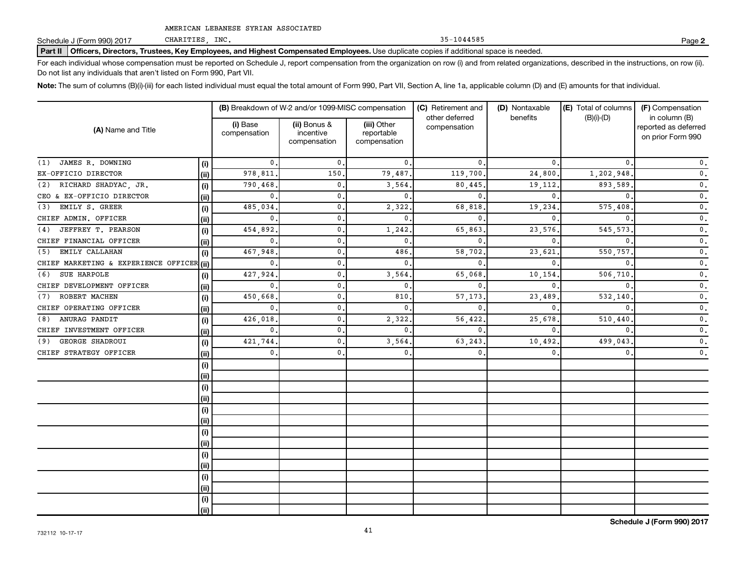AMERICAN LEBANESE SYRIAN ASSOCIATED CHARITIES, INC. 35-1044585

Schedule J (Form 990) 2017

**Part II Officers, Directors, Trustees, Key Employees, and Highest Compensated Employees.** Use duplicate copies if additional space is needed.

For each individual whose compensation must be reported on Schedule J, report compensation from the organization on row (i) and from related organizations, described in the instructions, on row (ii). Do not list any individuals that aren't listed on Form 990, Part VII.

**Note:** The sum of columns (B)(i)-(iii) for each listed individual must equal the total amount of Form 990, Part VII, Section A, line 1a, applicable column (D) and (E) amounts for that individual.

| (A) Name and Title | | (B) Breakdown of W-2 and/or 1099-MISC compensation | | | (C) Retirement and other deferred compensation | (D) Nontaxable benefits | (E) Total of columns (B)(i)-(D) | (F) Compensation in column (B) reported as deferred on prior Form 990 |
|---|---|---|---|---|---|---|---|---|
| | | (i) Base compensation | (ii) Bonus & incentive compensation | (iii) Other reportable compensation | | | | |
| (1) JAMES R. DOWNING | (i) | 0. | 0. | 0. | 0. | 0. | 0. | 0. |
| EX-OFFICIO DIRECTOR | (ii) | 978,811. | 150. | 79,487. | 119,700. | 24,800. | 1,202,948. | 0. |
| (2) RICHARD SHADYAC, JR. | (i) | 790,468. | 0. | 3,564. | 80,445. | 19,112. | 893,589. | 0. |
| CEO & EX-OFFICIO DIRECTOR | (ii) | 0. | 0. | 0. | 0. | 0. | 0. | 0. |
| (3) EMILY S. GREER | (i) | 485,034. | 0. | 2,322. | 68,818. | 19,234. | 575,408. | 0. |
| CHIEF ADMIN. OFFICER | (ii) | 0. | 0. | 0. | 0. | 0. | 0. | 0. |
| (4) JEFFREY T. PEARSON | (i) | 454,892. | 0. | 1,242. | 65,863. | 23,576. | 545,573. | 0. |
| CHIEF FINANCIAL OFFICER | (ii) | 0. | 0. | 0. | 0. | 0. | 0. | 0. |
| (5) EMILY CALLAHAN | (i) | 467,948. | 0. | 486. | 58,702. | 23,621. | 550,757. | 0. |
| CHIEF MARKETING & EXPERIENCE OFFICER | (ii) | 0. | 0. | 0. | 0. | 0. | 0. | 0. |
| (6) SUE HARPOLE | (i) | 427,924. | 0. | 3,564. | 65,068. | 10,154. | 506,710. | 0. |
| CHIEF DEVELOPMENT OFFICER | (ii) | 0. | 0. | 0. | 0. | 0. | 0. | 0. |
| (7) ROBERT MACHEN | (i) | 450,668. | 0. | 810. | 57,173. | 23,489. | 532,140. | 0. |
| CHIEF OPERATING OFFICER | (ii) | 0. | 0. | 0. | 0. | 0. | 0. | 0. |
| (8) ANURAG PANDIT | (i) | 426,018. | 0. | 2,322. | 56,422. | 25,678. | 510,440. | 0. |
| CHIEF INVESTMENT OFFICER | (ii) | 0. | 0. | 0. | 0. | 0. | 0. | 0. |
| (9) GEORGE SHADROUI | (i) | 421,744. | 0. | 3,564. | 63,243. | 10,492. | 499,043. | 0. |
| CHIEF STRATEGY OFFICER | (ii) | 0. | 0. | 0. | 0. | 0. | 0. | 0. |
| | (i) | | | | | | | |
| | (ii) | | | | | | | |
| | (i) | | | | | | | |
| | (ii) | | | | | | | |
| | (i) | | | | | | | |
| | (ii) | | | | | | | |
| | (i) | | | | | | | |
| | (ii) | | | | | | | |
| | (i) | | | | | | | |
| | (ii) | | | | | | | |
| | (i) | | | | | | | |
| | (ii) | | | | | | | |
| | (i) | | | | | | | |
| | (ii) | | | | | | | |

732112 10-17-17

**Schedule J (Form 990) 2017**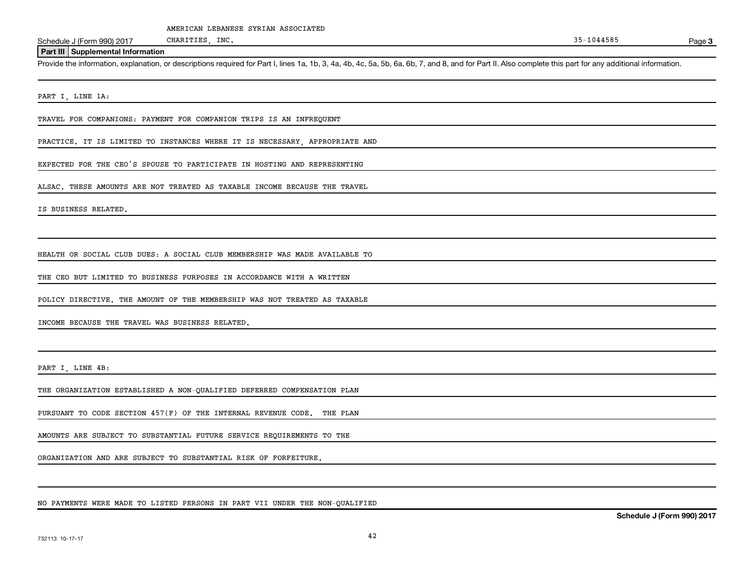## Part III Supplemental Information

Provide the information, explanation, or descriptions required for Part I, lines 1a, 1b, 3, 4a, 4b, 4c, 5a, 5b, 6a, 6b, 7, and 8, and for Part II. Also complete this part for any additional information.

PART I, LINE 1A:

TRAVEL FOR COMPANIONS: PAYMENT FOR COMPANION TRIPS IS AN INFREQUENT PRACTICE. IT IS LIMITED TO INSTANCES WHERE IT IS NECESSARY, APPROPRIATE AND EXPECTED FOR THE CEO'S SPOUSE TO PARTICIPATE IN HOSTING AND REPRESENTING ALSAC. THESE AMOUNTS ARE NOT TREATED AS TAXABLE INCOME BECAUSE THE TRAVEL IS BUSINESS RELATED.

HEALTH OR SOCIAL CLUB DUES: A SOCIAL CLUB MEMBERSHIP WAS MADE AVAILABLE TO THE CEO BUT LIMITED TO BUSINESS PURPOSES IN ACCORDANCE WITH A WRITTEN POLICY DIRECTIVE. THE AMOUNT OF THE MEMBERSHIP WAS NOT TREATED AS TAXABLE INCOME BECAUSE THE TRAVEL WAS BUSINESS RELATED.

PART I, LINE 4B:

THE ORGANIZATION ESTABLISHED A NON-QUALIFIED DEFERRED COMPENSATION PLAN PURSUANT TO CODE SECTION 457(F) OF THE INTERNAL REVENUE CODE. THE PLAN AMOUNTS ARE SUBJECT TO SUBSTANTIAL FUTURE SERVICE REQUIREMENTS TO THE ORGANIZATION AND ARE SUBJECT TO SUBSTANTIAL RISK OF FORFEITURE.

NO PAYMENTS WERE MADE TO LISTED PERSONS IN PART VII UNDER THE NON-QUALIFIED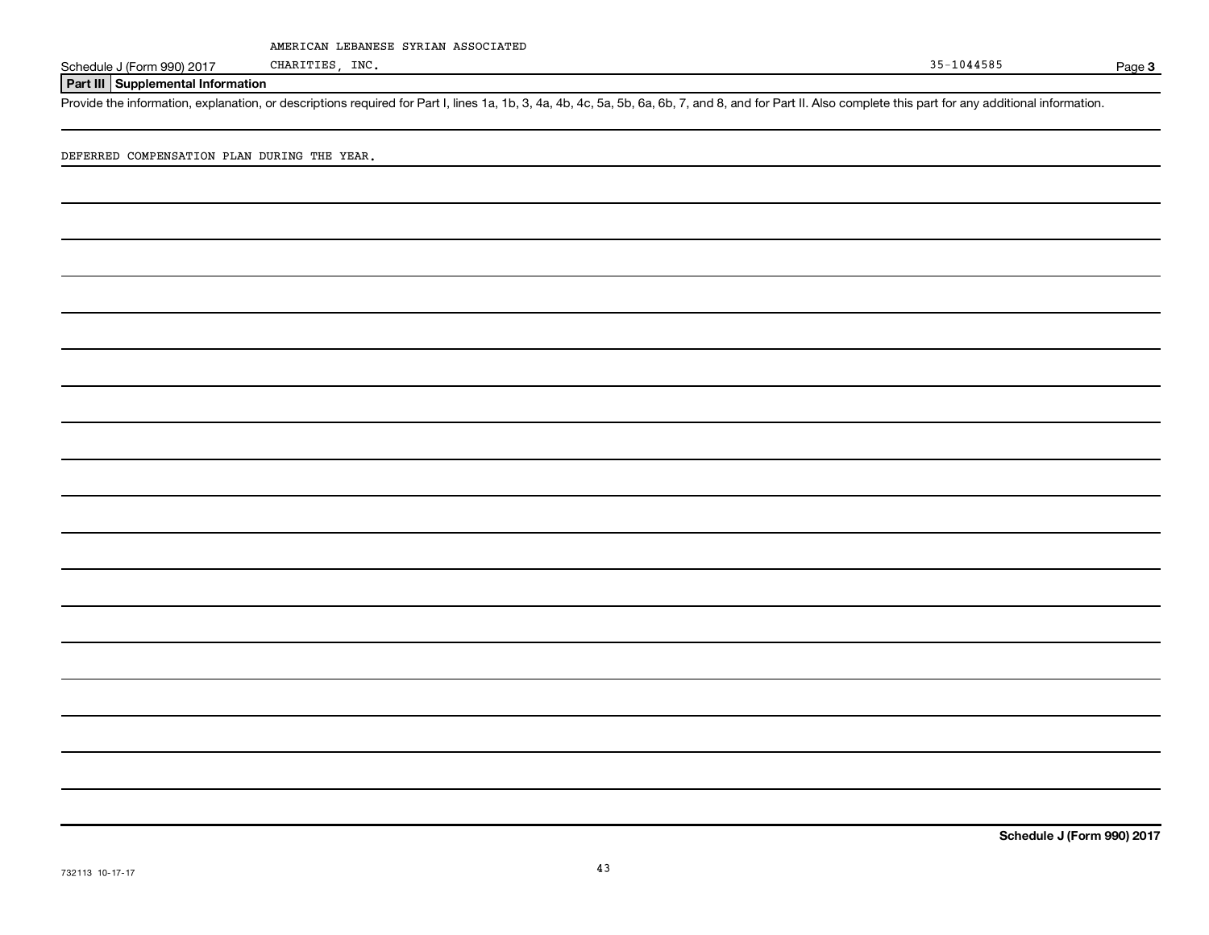AMERICAN LEBANESE SYRIAN ASSOCIATED CHARITIES, INC. 35-1044585

Schedule J (Form 990) 2017

**Part III Supplemental Information**

Provide the information, explanation, or descriptions required for Part I, lines 1a, 1b, 3, 4a, 4b, 4c, 5a, 5b, 6a, 6b, 7, and 8, and for Part II. Also complete this part for any additional information.

DEFERRED COMPENSATION PLAN DURING THE YEAR.

Schedule J (Form 990) 2017

732113 10-17-17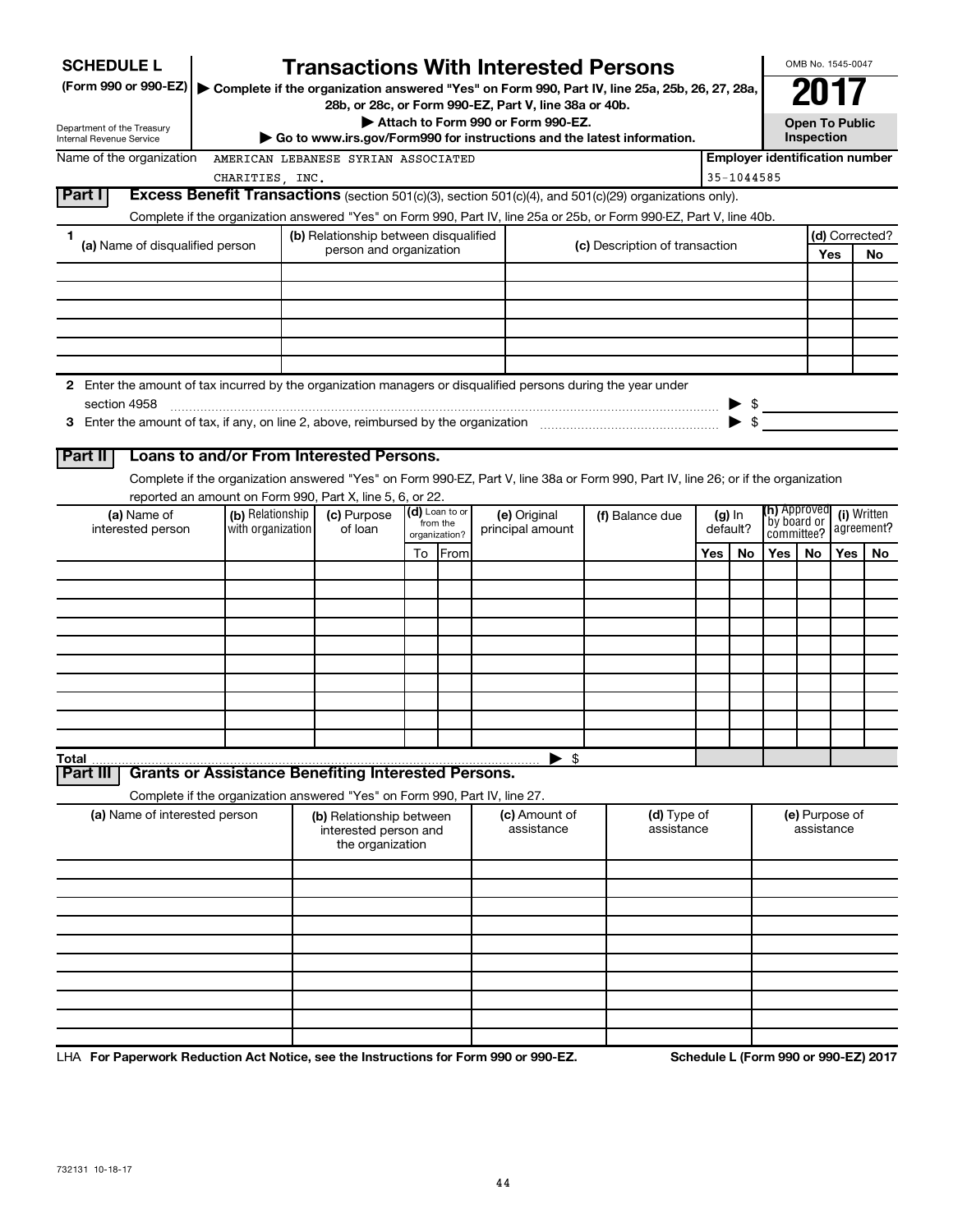# SCHEDULE L (Form 990 or 990-EZ)

# Transactions With Interested Persons

▶ Complete if the organization answered "Yes" on Form 990, Part IV, line 25a, 25b, 26, 27, 28a, 28b, or 28c, or Form 990-EZ, Part V, line 38a or 40b.

▶ Attach to Form 990 or Form 990-EZ.

▶ Go to www.irs.gov/Form990 for instructions and the latest information.

Department of the Treasury
Internal Revenue Service

OMB No. 1545-0047

**2017**

**Open To Public Inspection**

Name of the organization: AMERICAN LEBANESE SYRIAN ASSOCIATED CHARITIES, INC.

Employer identification number: 35-1044585

## Part I Excess Benefit Transactions (section 501(c)(3), section 501(c)(4), and 501(c)(29) organizations only).

Complete if the organization answered "Yes" on Form 990, Part IV, line 25a or 25b, or Form 990-EZ, Part V, line 40b.

| 1 (a) Name of disqualified person | (b) Relationship between disqualified person and organization | (c) Description of transaction | (d) Corrected? Yes | No |
|---|---|---|---|---|
| | | | | |
| | | | | |
| | | | | |
| | | | | |
| | | | | |
| | | | | |

2 Enter the amount of tax incurred by the organization managers or disqualified persons during the year under section 4958 ▶ $

3 Enter the amount of tax, if any, on line 2, above, reimbursed by the organization ▶ $

## Part II Loans to and/or From Interested Persons.

Complete if the organization answered "Yes" on Form 990-EZ, Part V, line 38a or Form 990, Part IV, line 26; or if the organization reported an amount on Form 990, Part X, line 5, 6, or 22.

| (a) Name of interested person | (b) Relationship with organization | (c) Purpose of loan | (d) Loan to or from the organization? To | From | (e) Original principal amount | (f) Balance due | (g) In default? Yes | No | (h) Approved by board or committee? Yes | No | (i) Written agreement? Yes | No |
|---|---|---|---|---|---|---|---|---|---|---|---|---|
| | | | | | | | | | | | | |
| | | | | | | | | | | | | |
| | | | | | | | | | | | | |
| | | | | | | | | | | | | |
| | | | | | | | | | | | | |
| | | | | | | | | | | | | |
| | | | | | | | | | | | | |
| | | | | | | | | | | | | |
| | | | | | | | | | | | | |
| | | | | | | | | | | | | |
| **Total** | | | | | ▶ $ | | | | | | | |

## Part III Grants or Assistance Benefiting Interested Persons.

Complete if the organization answered "Yes" on Form 990, Part IV, line 27.

| (a) Name of interested person | (b) Relationship between interested person and the organization | (c) Amount of assistance | (d) Type of assistance | (e) Purpose of assistance |
|---|---|---|---|---|
| | | | | |
| | | | | |
| | | | | |
| | | | | |
| | | | | |
| | | | | |
| | | | | |
| | | | | |
| | | | | |
| | | | | |

LHA For Paperwork Reduction Act Notice, see the Instructions for Form 990 or 990-EZ. Schedule L (Form 990 or 990-EZ) 2017

732131 10-18-17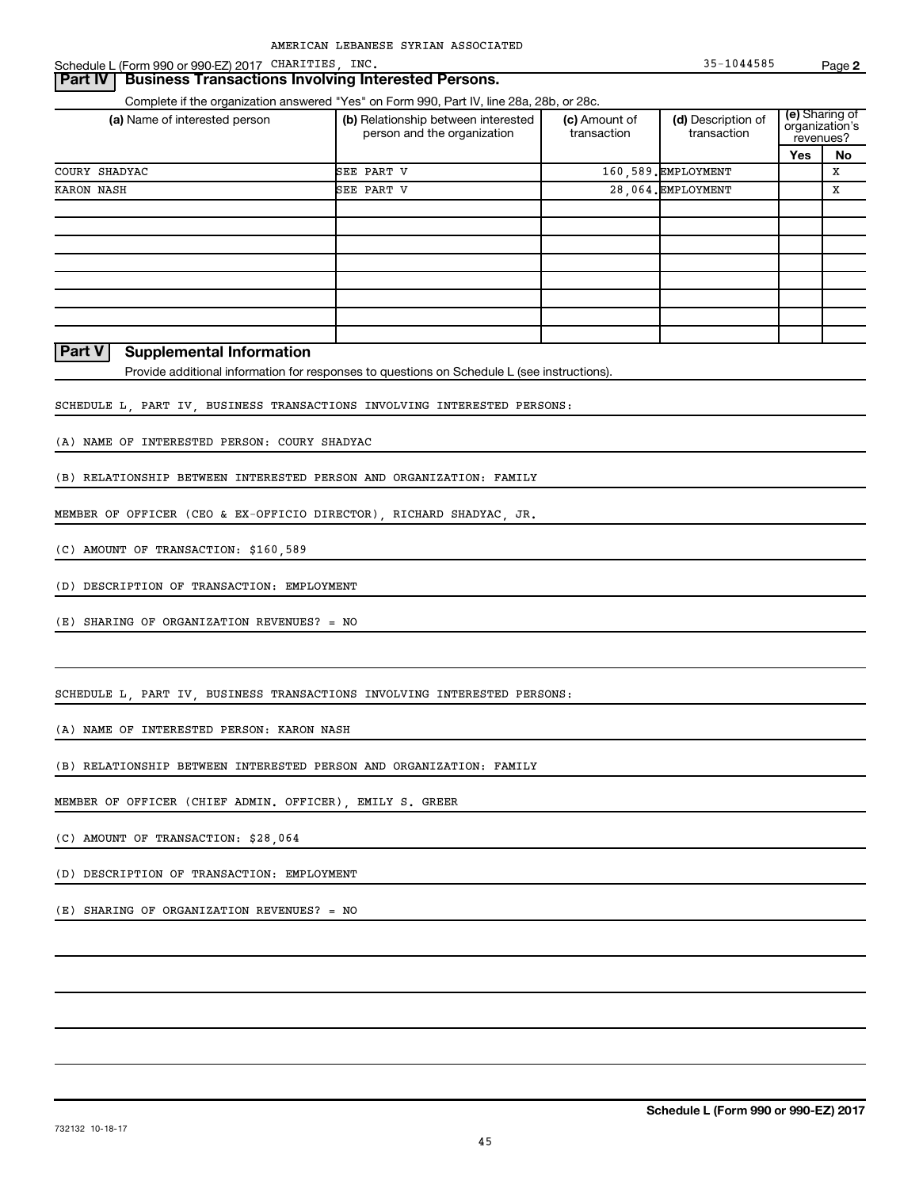AMERICAN LEBANESE SYRIAN ASSOCIATED

Schedule L (Form 990 or 990-EZ) 2017 CHARITIES, INC. 35-1044585 Page 2

## Part IV Business Transactions Involving Interested Persons.

Complete if the organization answered "Yes" on Form 990, Part IV, line 28a, 28b, or 28c.

| (a) Name of interested person | (b) Relationship between interested person and the organization | (c) Amount of transaction | (d) Description of transaction | (e) Sharing of organization's revenues? | |
|---|---|---|---|---|---|
| | | | | Yes | No |
| COURY SHADYAC | SEE PART V | 160,589. | EMPLOYMENT | | X |
| KARON NASH | SEE PART V | 28,064. | EMPLOYMENT | | X |
| | | | | | |
| | | | | | |
| | | | | | |
| | | | | | |
| | | | | | |
| | | | | | |
| | | | | | |
| | | | | | |

## Part V Supplemental Information

Provide additional information for responses to questions on Schedule L (see instructions).

SCHEDULE L, PART IV, BUSINESS TRANSACTIONS INVOLVING INTERESTED PERSONS:

(A) NAME OF INTERESTED PERSON: COURY SHADYAC

(B) RELATIONSHIP BETWEEN INTERESTED PERSON AND ORGANIZATION: FAMILY

MEMBER OF OFFICER (CEO & EX-OFFICIO DIRECTOR), RICHARD SHADYAC, JR.

(C) AMOUNT OF TRANSACTION: $160,589

(D) DESCRIPTION OF TRANSACTION: EMPLOYMENT

(E) SHARING OF ORGANIZATION REVENUES? = NO

SCHEDULE L, PART IV, BUSINESS TRANSACTIONS INVOLVING INTERESTED PERSONS:

(A) NAME OF INTERESTED PERSON: KARON NASH

(B) RELATIONSHIP BETWEEN INTERESTED PERSON AND ORGANIZATION: FAMILY

MEMBER OF OFFICER (CHIEF ADMIN. OFFICER), EMILY S. GREER

(C) AMOUNT OF TRANSACTION: $28,064

(D) DESCRIPTION OF TRANSACTION: EMPLOYMENT

(E) SHARING OF ORGANIZATION REVENUES? = NO

Schedule L (Form 990 or 990-EZ) 2017

732132 10-18-17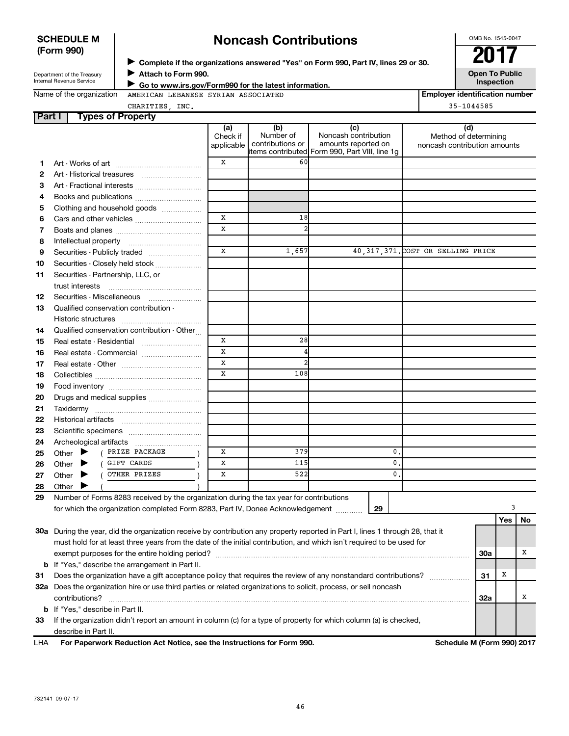**SCHEDULE M (Form 990)**

Department of the Treasury
Internal Revenue Service

# Noncash Contributions

▶ **Complete if the organizations answered "Yes" on Form 990, Part IV, lines 29 or 30.**
▶ **Attach to Form 990.**
▶ **Go to www.irs.gov/Form990 for the latest information.**

OMB No. 1545-0047

**2017**

**Open To Public Inspection**

Name of the organization: AMERICAN LEBANESE SYRIAN ASSOCIATED CHARITIES, INC.

**Employer identification number:** 35-1044585

## Part I Types of Property

| | | (a) Check if applicable | (b) Number of contributions or items contributed | (c) Noncash contribution amounts reported on Form 990, Part VIII, line 1g | (d) Method of determining noncash contribution amounts |
|---|---|---|---|---|---|
| 1 | Art - Works of art | X | 60 | | |
| 2 | Art - Historical treasures | | | | |
| 3 | Art - Fractional interests | | | | |
| 4 | Books and publications | | | | |
| 5 | Clothing and household goods | | | | |
| 6 | Cars and other vehicles | X | 18 | | |
| 7 | Boats and planes | X | 2 | | |
| 8 | Intellectual property | | | | |
| 9 | Securities - Publicly traded | X | 1,657 | 40,317,371. | COST OR SELLING PRICE |
| 10 | Securities - Closely held stock | | | | |
| 11 | Securities - Partnership, LLC, or trust interests | | | | |
| 12 | Securities - Miscellaneous | | | | |
| 13 | Qualified conservation contribution - Historic structures | | | | |
| 14 | Qualified conservation contribution - Other | | | | |
| 15 | Real estate - Residential | X | 28 | | |
| 16 | Real estate - Commercial | X | 4 | | |
| 17 | Real estate - Other | X | 2 | | |
| 18 | Collectibles | X | 108 | | |
| 19 | Food inventory | | | | |
| 20 | Drugs and medical supplies | | | | |
| 21 | Taxidermy | | | | |
| 22 | Historical artifacts | | | | |
| 23 | Scientific specimens | | | | |
| 24 | Archeological artifacts | | | | |
| 25 | Other ▶ ( PRIZE PACKAGE ) | X | 379 | 0. | |
| 26 | Other ▶ ( GIFT CARDS ) | X | 115 | 0. | |
| 27 | Other ▶ ( OTHER PRIZES ) | X | 522 | 0. | |
| 28 | Other ▶ ( ) | | | | |

29 Number of Forms 8283 received by the organization during the tax year for contributions for which the organization completed Form 8283, Part IV, Donee Acknowledgement ..... **29** 3

| | | | Yes | No |
|---|---|---|---|---|
| 30a | During the year, did the organization receive by contribution any property reported in Part I, lines 1 through 28, that it must hold for at least three years from the date of the initial contribution, and which isn't required to be used for exempt purposes for the entire holding period? | 30a | | X |
| b | If "Yes," describe the arrangement in Part II. | | | |
| 31 | Does the organization have a gift acceptance policy that requires the review of any nonstandard contributions? | 31 | X | |
| 32a | Does the organization hire or use third parties or related organizations to solicit, process, or sell noncash contributions? | 32a | | X |
| b | If "Yes," describe in Part II. | | | |
| 33 | If the organization didn't report an amount in column (c) for a type of property for which column (a) is checked, describe in Part II. | | | |

LHA **For Paperwork Reduction Act Notice, see the Instructions for Form 990.** **Schedule M (Form 990) 2017**

732141 09-07-17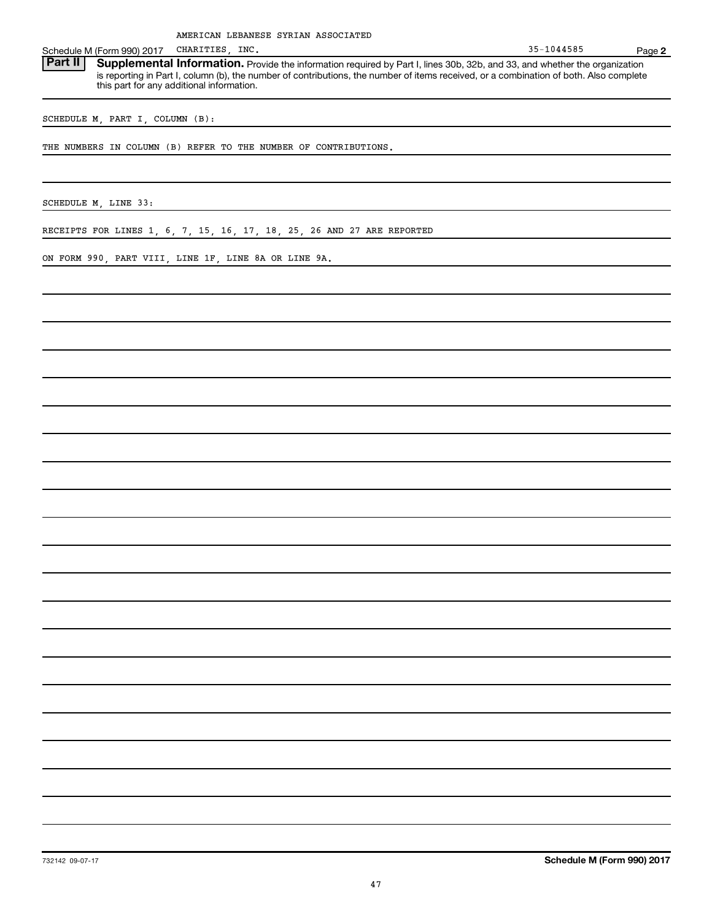AMERICAN LEBANESE SYRIAN ASSOCIATED

Schedule M (Form 990) 2017 CHARITIES, INC. 35-1044585 Page **2**

**Part II** **Supplemental Information.** Provide the information required by Part I, lines 30b, 32b, and 33, and whether the organization is reporting in Part I, column (b), the number of contributions, the number of items received, or a combination of both. Also complete this part for any additional information.

SCHEDULE M, PART I, COLUMN (B):

THE NUMBERS IN COLUMN (B) REFER TO THE NUMBER OF CONTRIBUTIONS.

SCHEDULE M, LINE 33:

RECEIPTS FOR LINES 1, 6, 7, 15, 16, 17, 18, 25, 26 AND 27 ARE REPORTED

ON FORM 990, PART VIII, LINE 1F, LINE 8A OR LINE 9A.

732142 09-07-17 **Schedule M (Form 990) 2017**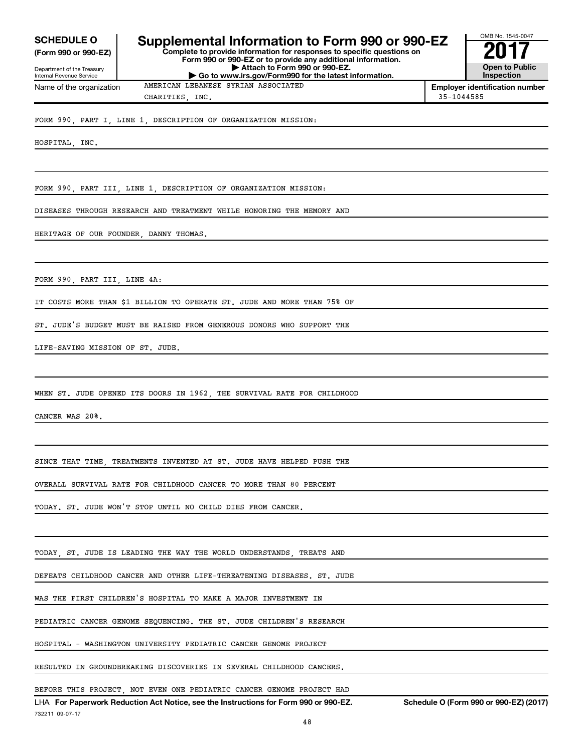**SCHEDULE O**
**(Form 990 or 990-EZ)**

Department of the Treasury
Internal Revenue Service

# Supplemental Information to Form 990 or 990-EZ

**Complete to provide information for responses to specific questions on Form 990 or 990-EZ or to provide any additional information.**
**▶ Attach to Form 990 or 990-EZ.**
**▶ Go to www.irs.gov/Form990 for the latest information.**

OMB No. 1545-0047
**2017**
**Open to Public Inspection**

Name of the organization: AMERICAN LEBANESE SYRIAN ASSOCIATED CHARITIES, INC.

**Employer identification number**: 35-1044585

FORM 990, PART I, LINE 1, DESCRIPTION OF ORGANIZATION MISSION:

HOSPITAL, INC.

FORM 990, PART III, LINE 1, DESCRIPTION OF ORGANIZATION MISSION:

DISEASES THROUGH RESEARCH AND TREATMENT WHILE HONORING THE MEMORY AND HERITAGE OF OUR FOUNDER, DANNY THOMAS.

FORM 990, PART III, LINE 4A:

IT COSTS MORE THAN $1 BILLION TO OPERATE ST. JUDE AND MORE THAN 75% OF ST. JUDE'S BUDGET MUST BE RAISED FROM GENEROUS DONORS WHO SUPPORT THE LIFE-SAVING MISSION OF ST. JUDE.

WHEN ST. JUDE OPENED ITS DOORS IN 1962, THE SURVIVAL RATE FOR CHILDHOOD CANCER WAS 20%.

SINCE THAT TIME, TREATMENTS INVENTED AT ST. JUDE HAVE HELPED PUSH THE OVERALL SURVIVAL RATE FOR CHILDHOOD CANCER TO MORE THAN 80 PERCENT TODAY. ST. JUDE WON'T STOP UNTIL NO CHILD DIES FROM CANCER.

TODAY, ST. JUDE IS LEADING THE WAY THE WORLD UNDERSTANDS, TREATS AND DEFEATS CHILDHOOD CANCER AND OTHER LIFE-THREATENING DISEASES. ST. JUDE WAS THE FIRST CHILDREN'S HOSPITAL TO MAKE A MAJOR INVESTMENT IN PEDIATRIC CANCER GENOME SEQUENCING. THE ST. JUDE CHILDREN'S RESEARCH HOSPITAL - WASHINGTON UNIVERSITY PEDIATRIC CANCER GENOME PROJECT RESULTED IN GROUNDBREAKING DISCOVERIES IN SEVERAL CHILDHOOD CANCERS.

BEFORE THIS PROJECT, NOT EVEN ONE PEDIATRIC CANCER GENOME PROJECT HAD

LHA **For Paperwork Reduction Act Notice, see the Instructions for Form 990 or 990-EZ.** **Schedule O (Form 990 or 990-EZ) (2017)**

732211 09-07-17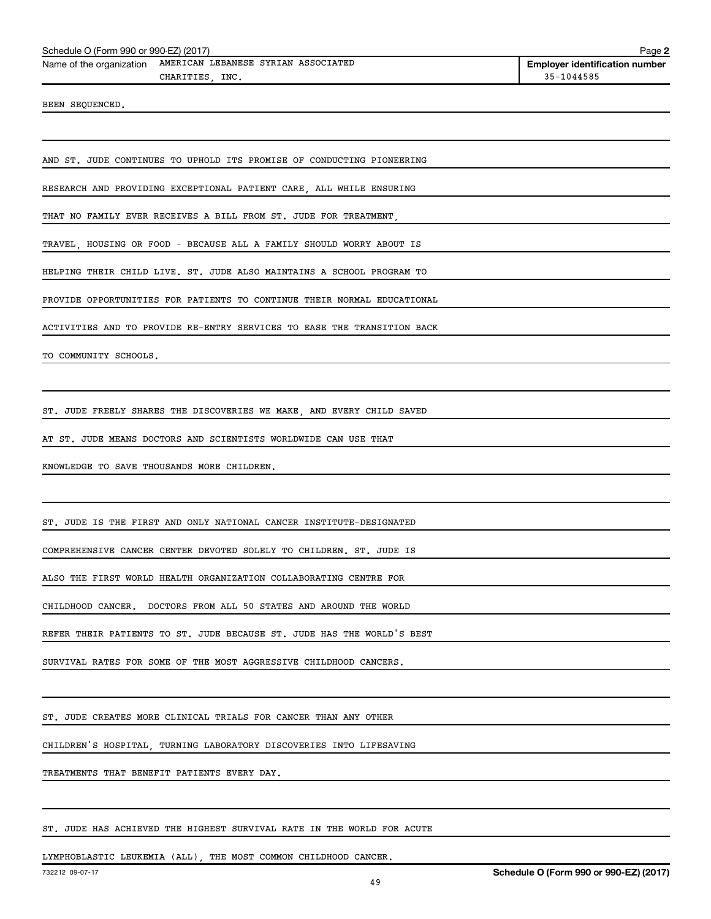Schedule O (Form 990 or 990-EZ) (2017)

Name of the organization AMERICAN LEBANESE SYRIAN ASSOCIATED CHARITIES, INC.

Employer identification number 35-1044585

BEEN SEQUENCED.

AND ST. JUDE CONTINUES TO UPHOLD ITS PROMISE OF CONDUCTING PIONEERING RESEARCH AND PROVIDING EXCEPTIONAL PATIENT CARE, ALL WHILE ENSURING THAT NO FAMILY EVER RECEIVES A BILL FROM ST. JUDE FOR TREATMENT, TRAVEL, HOUSING OR FOOD - BECAUSE ALL A FAMILY SHOULD WORRY ABOUT IS HELPING THEIR CHILD LIVE. ST. JUDE ALSO MAINTAINS A SCHOOL PROGRAM TO PROVIDE OPPORTUNITIES FOR PATIENTS TO CONTINUE THEIR NORMAL EDUCATIONAL ACTIVITIES AND TO PROVIDE RE-ENTRY SERVICES TO EASE THE TRANSITION BACK TO COMMUNITY SCHOOLS.

ST. JUDE FREELY SHARES THE DISCOVERIES WE MAKE, AND EVERY CHILD SAVED AT ST. JUDE MEANS DOCTORS AND SCIENTISTS WORLDWIDE CAN USE THAT KNOWLEDGE TO SAVE THOUSANDS MORE CHILDREN.

ST. JUDE IS THE FIRST AND ONLY NATIONAL CANCER INSTITUTE-DESIGNATED COMPREHENSIVE CANCER CENTER DEVOTED SOLELY TO CHILDREN. ST. JUDE IS ALSO THE FIRST WORLD HEALTH ORGANIZATION COLLABORATING CENTRE FOR CHILDHOOD CANCER. DOCTORS FROM ALL 50 STATES AND AROUND THE WORLD REFER THEIR PATIENTS TO ST. JUDE BECAUSE ST. JUDE HAS THE WORLD'S BEST SURVIVAL RATES FOR SOME OF THE MOST AGGRESSIVE CHILDHOOD CANCERS.

ST. JUDE CREATES MORE CLINICAL TRIALS FOR CANCER THAN ANY OTHER CHILDREN'S HOSPITAL, TURNING LABORATORY DISCOVERIES INTO LIFESAVING TREATMENTS THAT BENEFIT PATIENTS EVERY DAY.

ST. JUDE HAS ACHIEVED THE HIGHEST SURVIVAL RATE IN THE WORLD FOR ACUTE LYMPHOBLASTIC LEUKEMIA (ALL), THE MOST COMMON CHILDHOOD CANCER.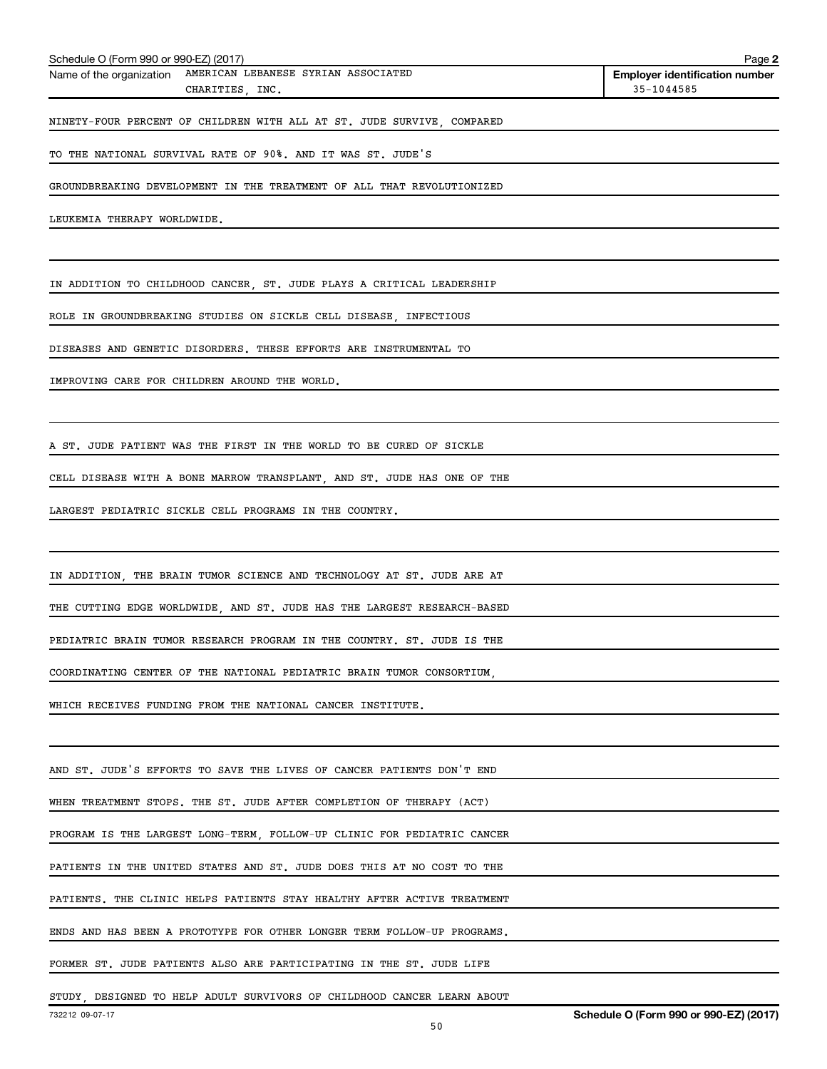Schedule O (Form 990 or 990-EZ) (2017)

Name of the organization AMERICAN LEBANESE SYRIAN ASSOCIATED CHARITIES, INC.

**Employer identification number** 35-1044585

NINETY-FOUR PERCENT OF CHILDREN WITH ALL AT ST. JUDE SURVIVE, COMPARED TO THE NATIONAL SURVIVAL RATE OF 90%. AND IT WAS ST. JUDE'S GROUNDBREAKING DEVELOPMENT IN THE TREATMENT OF ALL THAT REVOLUTIONIZED LEUKEMIA THERAPY WORLDWIDE.

IN ADDITION TO CHILDHOOD CANCER, ST. JUDE PLAYS A CRITICAL LEADERSHIP ROLE IN GROUNDBREAKING STUDIES ON SICKLE CELL DISEASE, INFECTIOUS DISEASES AND GENETIC DISORDERS. THESE EFFORTS ARE INSTRUMENTAL TO IMPROVING CARE FOR CHILDREN AROUND THE WORLD.

A ST. JUDE PATIENT WAS THE FIRST IN THE WORLD TO BE CURED OF SICKLE CELL DISEASE WITH A BONE MARROW TRANSPLANT, AND ST. JUDE HAS ONE OF THE LARGEST PEDIATRIC SICKLE CELL PROGRAMS IN THE COUNTRY.

IN ADDITION, THE BRAIN TUMOR SCIENCE AND TECHNOLOGY AT ST. JUDE ARE AT THE CUTTING EDGE WORLDWIDE, AND ST. JUDE HAS THE LARGEST RESEARCH-BASED PEDIATRIC BRAIN TUMOR RESEARCH PROGRAM IN THE COUNTRY. ST. JUDE IS THE COORDINATING CENTER OF THE NATIONAL PEDIATRIC BRAIN TUMOR CONSORTIUM, WHICH RECEIVES FUNDING FROM THE NATIONAL CANCER INSTITUTE.

AND ST. JUDE'S EFFORTS TO SAVE THE LIVES OF CANCER PATIENTS DON'T END WHEN TREATMENT STOPS. THE ST. JUDE AFTER COMPLETION OF THERAPY (ACT) PROGRAM IS THE LARGEST LONG-TERM, FOLLOW-UP CLINIC FOR PEDIATRIC CANCER PATIENTS IN THE UNITED STATES AND ST. JUDE DOES THIS AT NO COST TO THE PATIENTS. THE CLINIC HELPS PATIENTS STAY HEALTHY AFTER ACTIVE TREATMENT ENDS AND HAS BEEN A PROTOTYPE FOR OTHER LONGER TERM FOLLOW-UP PROGRAMS. FORMER ST. JUDE PATIENTS ALSO ARE PARTICIPATING IN THE ST. JUDE LIFE STUDY, DESIGNED TO HELP ADULT SURVIVORS OF CHILDHOOD CANCER LEARN ABOUT

732212 09-07-17

Schedule O (Form 990 or 990-EZ) (2017)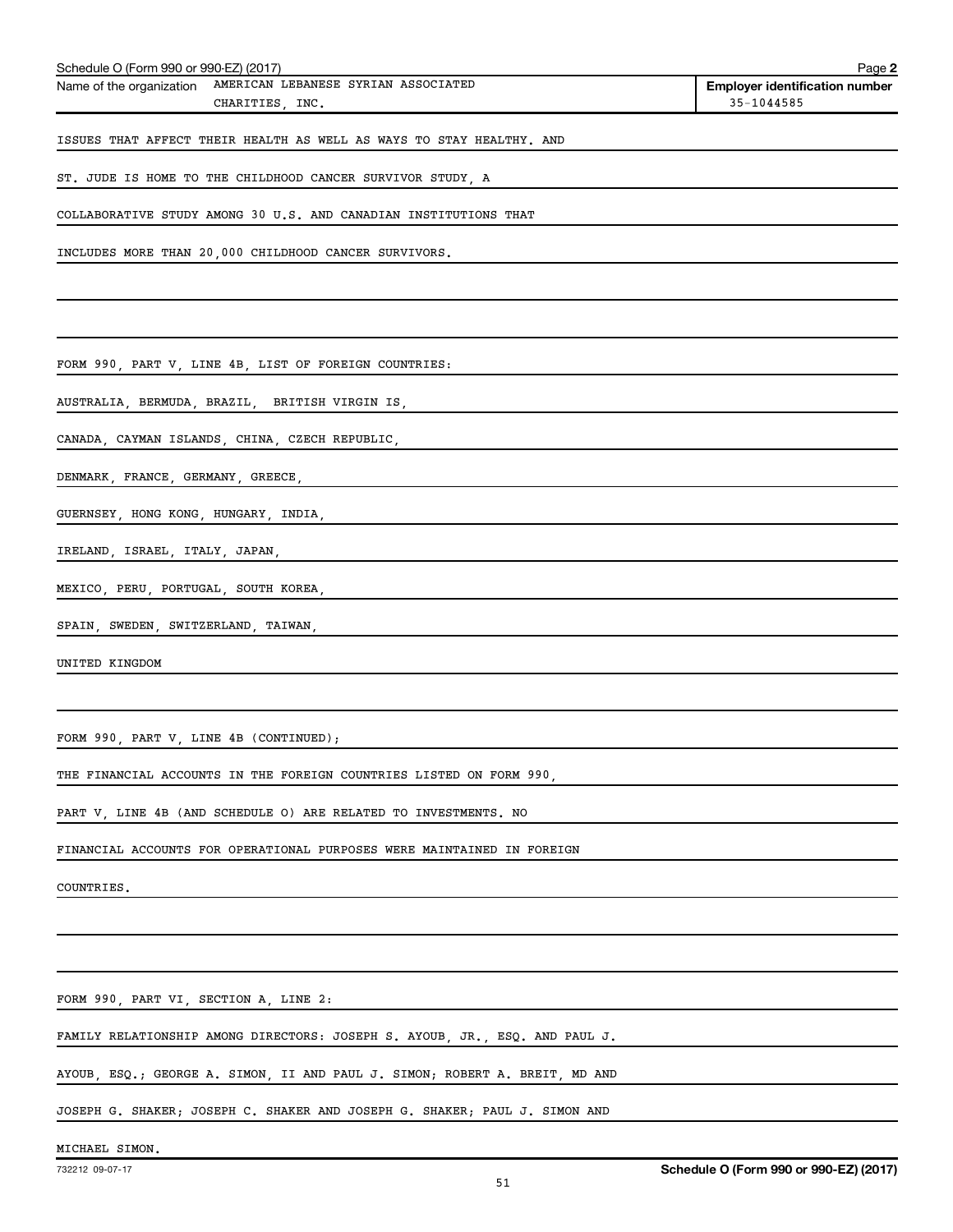Schedule O (Form 990 or 990-EZ) (2017)

Name of the organization AMERICAN LEBANESE SYRIAN ASSOCIATED CHARITIES, INC.

**Employer identification number** 35-1044585

ISSUES THAT AFFECT THEIR HEALTH AS WELL AS WAYS TO STAY HEALTHY. AND ST. JUDE IS HOME TO THE CHILDHOOD CANCER SURVIVOR STUDY, A COLLABORATIVE STUDY AMONG 30 U.S. AND CANADIAN INSTITUTIONS THAT INCLUDES MORE THAN 20,000 CHILDHOOD CANCER SURVIVORS.

FORM 990, PART V, LINE 4B, LIST OF FOREIGN COUNTRIES:

AUSTRALIA, BERMUDA, BRAZIL, BRITISH VIRGIN IS,
CANADA, CAYMAN ISLANDS, CHINA, CZECH REPUBLIC,
DENMARK, FRANCE, GERMANY, GREECE,
GUERNSEY, HONG KONG, HUNGARY, INDIA,
IRELAND, ISRAEL, ITALY, JAPAN,
MEXICO, PERU, PORTUGAL, SOUTH KOREA,
SPAIN, SWEDEN, SWITZERLAND, TAIWAN,
UNITED KINGDOM

FORM 990, PART V, LINE 4B (CONTINUED);

THE FINANCIAL ACCOUNTS IN THE FOREIGN COUNTRIES LISTED ON FORM 990, PART V, LINE 4B (AND SCHEDULE O) ARE RELATED TO INVESTMENTS. NO FINANCIAL ACCOUNTS FOR OPERATIONAL PURPOSES WERE MAINTAINED IN FOREIGN COUNTRIES.

FORM 990, PART VI, SECTION A, LINE 2:

FAMILY RELATIONSHIP AMONG DIRECTORS: JOSEPH S. AYOUB, JR., ESQ. AND PAUL J. AYOUB, ESQ.; GEORGE A. SIMON, II AND PAUL J. SIMON; ROBERT A. BREIT, MD AND JOSEPH G. SHAKER; JOSEPH C. SHAKER AND JOSEPH G. SHAKER; PAUL J. SIMON AND MICHAEL SIMON.

732212 09-07-17

**Schedule O (Form 990 or 990-EZ) (2017)**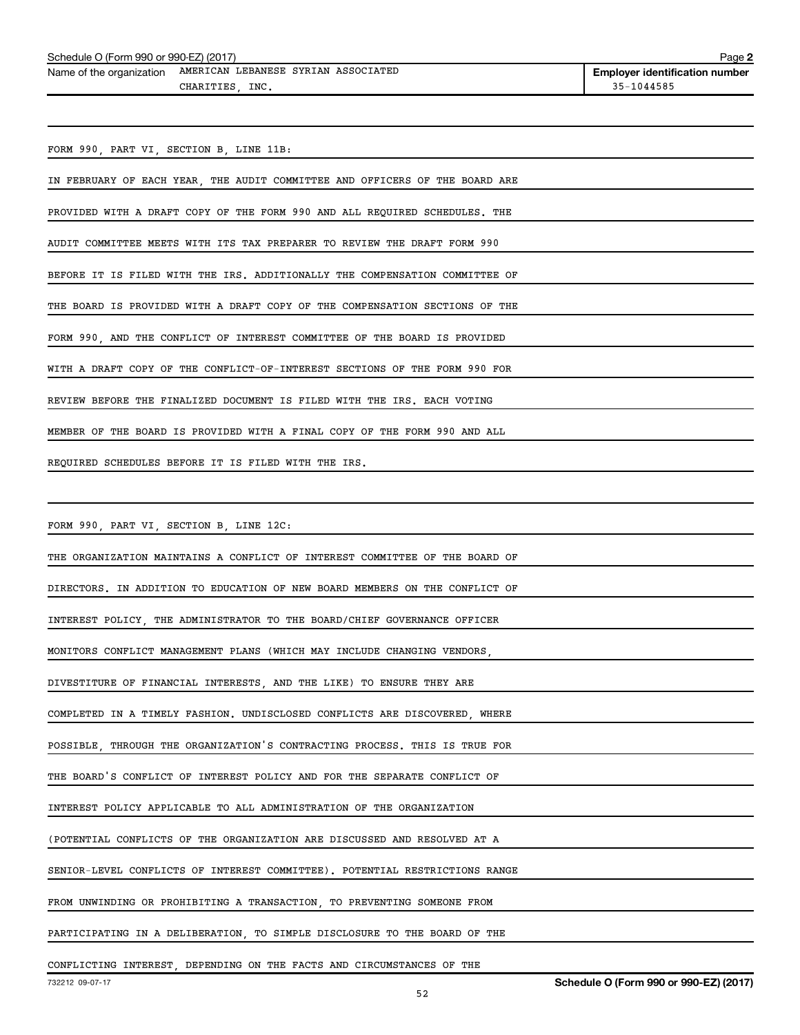Schedule O (Form 990 or 990-EZ) (2017)

Name of the organization: AMERICAN LEBANESE SYRIAN ASSOCIATED CHARITIES, INC.

**Employer identification number** 35-1044585

FORM 990, PART VI, SECTION B, LINE 11B:

IN FEBRUARY OF EACH YEAR, THE AUDIT COMMITTEE AND OFFICERS OF THE BOARD ARE PROVIDED WITH A DRAFT COPY OF THE FORM 990 AND ALL REQUIRED SCHEDULES. THE AUDIT COMMITTEE MEETS WITH ITS TAX PREPARER TO REVIEW THE DRAFT FORM 990 BEFORE IT IS FILED WITH THE IRS. ADDITIONALLY THE COMPENSATION COMMITTEE OF THE BOARD IS PROVIDED WITH A DRAFT COPY OF THE COMPENSATION SECTIONS OF THE FORM 990, AND THE CONFLICT OF INTEREST COMMITTEE OF THE BOARD IS PROVIDED WITH A DRAFT COPY OF THE CONFLICT-OF-INTEREST SECTIONS OF THE FORM 990 FOR REVIEW BEFORE THE FINALIZED DOCUMENT IS FILED WITH THE IRS. EACH VOTING MEMBER OF THE BOARD IS PROVIDED WITH A FINAL COPY OF THE FORM 990 AND ALL REQUIRED SCHEDULES BEFORE IT IS FILED WITH THE IRS.

FORM 990, PART VI, SECTION B, LINE 12C:

THE ORGANIZATION MAINTAINS A CONFLICT OF INTEREST COMMITTEE OF THE BOARD OF DIRECTORS. IN ADDITION TO EDUCATION OF NEW BOARD MEMBERS ON THE CONFLICT OF INTEREST POLICY, THE ADMINISTRATOR TO THE BOARD/CHIEF GOVERNANCE OFFICER MONITORS CONFLICT MANAGEMENT PLANS (WHICH MAY INCLUDE CHANGING VENDORS, DIVESTITURE OF FINANCIAL INTERESTS, AND THE LIKE) TO ENSURE THEY ARE COMPLETED IN A TIMELY FASHION. UNDISCLOSED CONFLICTS ARE DISCOVERED, WHERE POSSIBLE, THROUGH THE ORGANIZATION'S CONTRACTING PROCESS. THIS IS TRUE FOR THE BOARD'S CONFLICT OF INTEREST POLICY AND FOR THE SEPARATE CONFLICT OF INTEREST POLICY APPLICABLE TO ALL ADMINISTRATION OF THE ORGANIZATION (POTENTIAL CONFLICTS OF THE ORGANIZATION ARE DISCUSSED AND RESOLVED AT A SENIOR-LEVEL CONFLICTS OF INTEREST COMMITTEE). POTENTIAL RESTRICTIONS RANGE FROM UNWINDING OR PROHIBITING A TRANSACTION, TO PREVENTING SOMEONE FROM PARTICIPATING IN A DELIBERATION, TO SIMPLE DISCLOSURE TO THE BOARD OF THE CONFLICTING INTEREST, DEPENDING ON THE FACTS AND CIRCUMSTANCES OF THE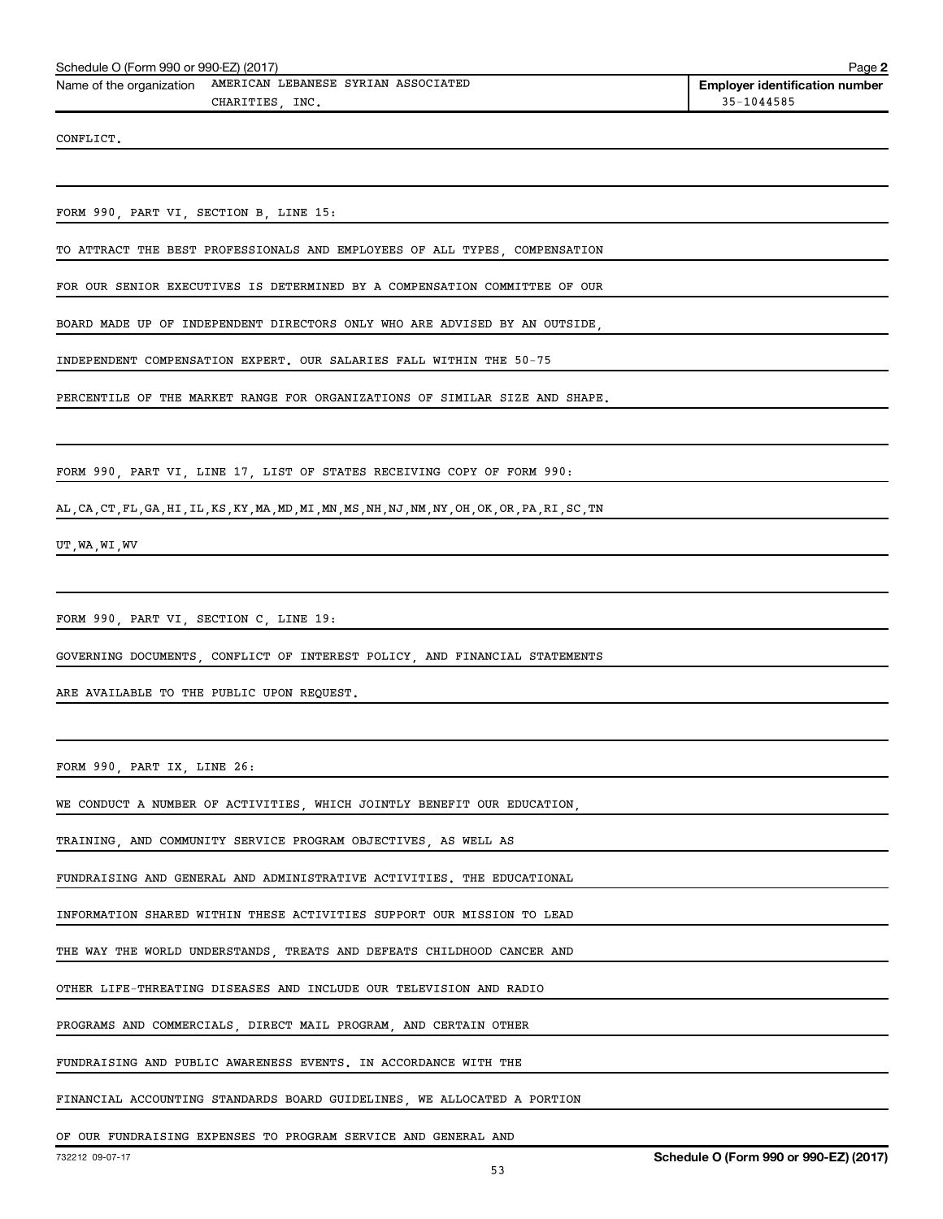Schedule O (Form 990 or 990-EZ) (2017)

Name of the organization AMERICAN LEBANESE SYRIAN ASSOCIATED CHARITIES, INC.

Employer identification number 35-1044585

CONFLICT.

FORM 990, PART VI, SECTION B, LINE 15:

TO ATTRACT THE BEST PROFESSIONALS AND EMPLOYEES OF ALL TYPES, COMPENSATION FOR OUR SENIOR EXECUTIVES IS DETERMINED BY A COMPENSATION COMMITTEE OF OUR BOARD MADE UP OF INDEPENDENT DIRECTORS ONLY WHO ARE ADVISED BY AN OUTSIDE, INDEPENDENT COMPENSATION EXPERT. OUR SALARIES FALL WITHIN THE 50-75 PERCENTILE OF THE MARKET RANGE FOR ORGANIZATIONS OF SIMILAR SIZE AND SHAPE.

FORM 990, PART VI, LINE 17, LIST OF STATES RECEIVING COPY OF FORM 990:

AL,CA,CT,FL,GA,HI,IL,KS,KY,MA,MD,MI,MN,MS,NH,NJ,NM,NY,OH,OK,OR,PA,RI,SC,TN UT,WA,WI,WV

FORM 990, PART VI, SECTION C, LINE 19:

GOVERNING DOCUMENTS, CONFLICT OF INTEREST POLICY, AND FINANCIAL STATEMENTS ARE AVAILABLE TO THE PUBLIC UPON REQUEST.

FORM 990, PART IX, LINE 26:

WE CONDUCT A NUMBER OF ACTIVITIES, WHICH JOINTLY BENEFIT OUR EDUCATION, TRAINING, AND COMMUNITY SERVICE PROGRAM OBJECTIVES, AS WELL AS FUNDRAISING AND GENERAL AND ADMINISTRATIVE ACTIVITIES. THE EDUCATIONAL INFORMATION SHARED WITHIN THESE ACTIVITIES SUPPORT OUR MISSION TO LEAD THE WAY THE WORLD UNDERSTANDS, TREATS AND DEFEATS CHILDHOOD CANCER AND OTHER LIFE-THREATING DISEASES AND INCLUDE OUR TELEVISION AND RADIO PROGRAMS AND COMMERCIALS, DIRECT MAIL PROGRAM, AND CERTAIN OTHER FUNDRAISING AND PUBLIC AWARENESS EVENTS. IN ACCORDANCE WITH THE FINANCIAL ACCOUNTING STANDARDS BOARD GUIDELINES, WE ALLOCATED A PORTION OF OUR FUNDRAISING EXPENSES TO PROGRAM SERVICE AND GENERAL AND

732212 09-07-17

Schedule O (Form 990 or 990-EZ) (2017)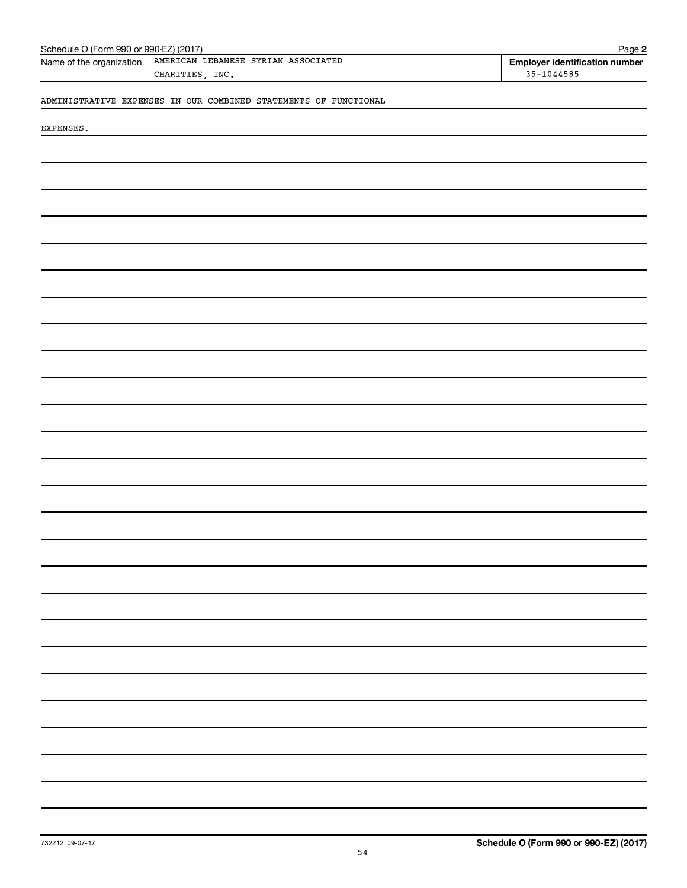Schedule O (Form 990 or 990-EZ) (2017) Page **2**

| Name of the organization | Employer identification number |
|---|---|
| AMERICAN LEBANESE SYRIAN ASSOCIATED CHARITIES, INC. | 35-1044585 |

ADMINISTRATIVE EXPENSES IN OUR COMBINED STATEMENTS OF FUNCTIONAL

EXPENSES.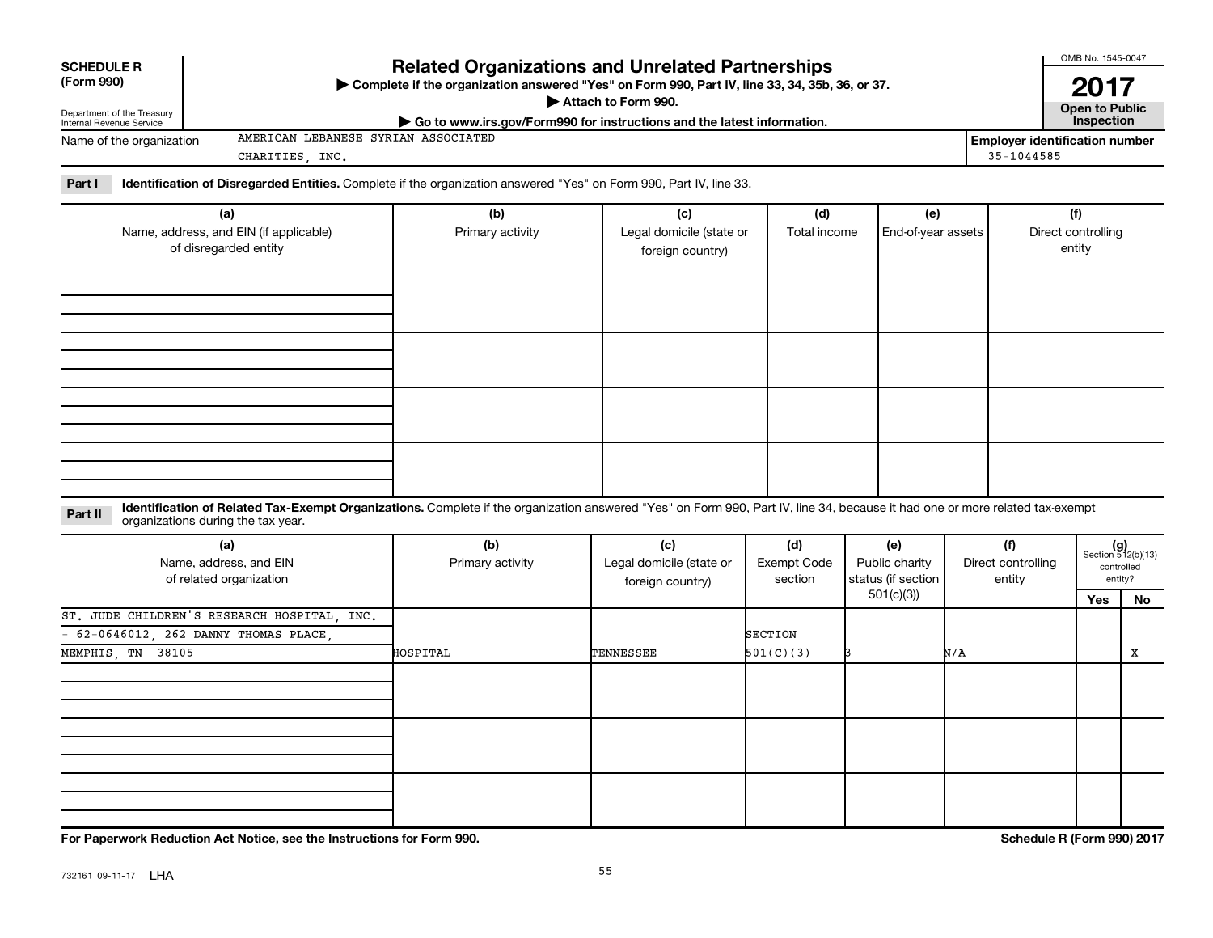**SCHEDULE R (Form 990)**

Department of the Treasury
Internal Revenue Service

# Related Organizations and Unrelated Partnerships

▶ Complete if the organization answered "Yes" on Form 990, Part IV, line 33, 34, 35b, 36, or 37.

▶ Attach to Form 990.

▶ Go to www.irs.gov/Form990 for instructions and the latest information.

OMB No. 1545-0047

**2017**

**Open to Public Inspection**

Name of the organization: AMERICAN LEBANESE SYRIAN ASSOCIATED CHARITIES, INC.

Employer identification number: 35-1044585

**Part I** **Identification of Disregarded Entities.** Complete if the organization answered "Yes" on Form 990, Part IV, line 33.

| (a) Name, address, and EIN (if applicable) of disregarded entity | (b) Primary activity | (c) Legal domicile (state or foreign country) | (d) Total income | (e) End-of-year assets | (f) Direct controlling entity |
|---|---|---|---|---|---|
| | | | | | |
| | | | | | |
| | | | | | |
| | | | | | |

**Part II** **Identification of Related Tax-Exempt Organizations.** Complete if the organization answered "Yes" on Form 990, Part IV, line 34, because it had one or more related tax-exempt organizations during the tax year.

| (a) Name, address, and EIN of related organization | (b) Primary activity | (c) Legal domicile (state or foreign country) | (d) Exempt Code section | (e) Public charity status (if section 501(c)(3)) | (f) Direct controlling entity | (g) Section 512(b)(13) controlled entity? Yes | No |
|---|---|---|---|---|---|---|---|
| ST. JUDE CHILDREN'S RESEARCH HOSPITAL, INC. - 62-0646012, 262 DANNY THOMAS PLACE, MEMPHIS, TN 38105 | HOSPITAL | TENNESSEE | SECTION 501(C)(3) | 3 | N/A | | X |
| | | | | | | | |
| | | | | | | | |
| | | | | | | | |

**For Paperwork Reduction Act Notice, see the Instructions for Form 990.**

**Schedule R (Form 990) 2017**

732161 09-11-17 LHA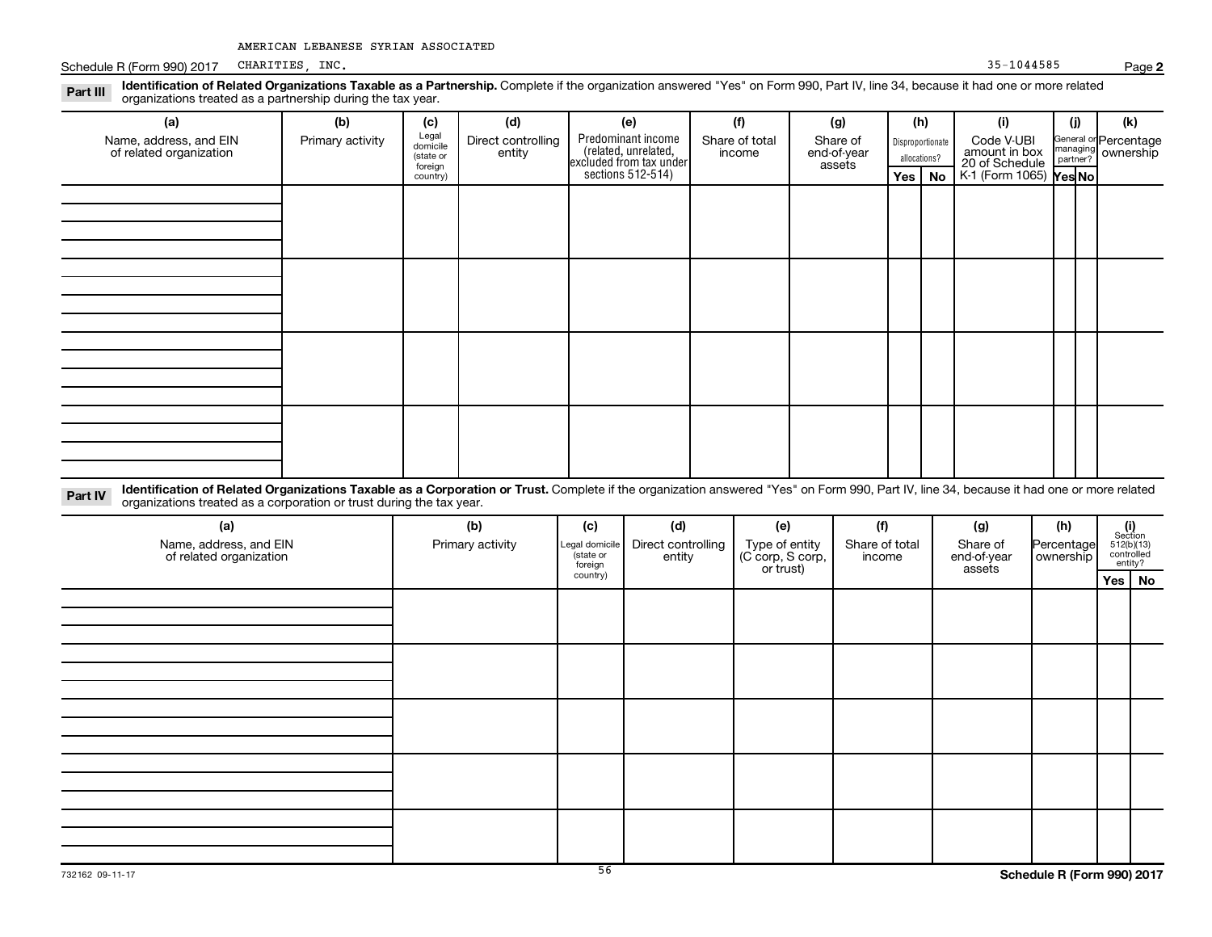AMERICAN LEBANESE SYRIAN ASSOCIATED CHARITIES, INC.

Schedule R (Form 990) 2017 — 35-1044585 — Page **2**

**Part III** **Identification of Related Organizations Taxable as a Partnership.** Complete if the organization answered "Yes" on Form 990, Part IV, line 34, because it had one or more related organizations treated as a partnership during the tax year.

| (a) Name, address, and EIN of related organization | (b) Primary activity | (c) Legal domicile (state or foreign country) | (d) Direct controlling entity | (e) Predominant income (related, unrelated, excluded from tax under sections 512-514) | (f) Share of total income | (g) Share of end-of-year assets | (h) Disproportionate allocations? Yes | (h) No | (i) Code V-UBI amount in box 20 of Schedule K-1 (Form 1065) | (j) General or managing partner? Yes | (j) No | (k) Percentage ownership |
|---|---|---|---|---|---|---|---|---|---|---|---|---|
| | | | | | | | | | | | | |
| | | | | | | | | | | | | |
| | | | | | | | | | | | | |
| | | | | | | | | | | | | |

**Part IV** **Identification of Related Organizations Taxable as a Corporation or Trust.** Complete if the organization answered "Yes" on Form 990, Part IV, line 34, because it had one or more related organizations treated as a corporation or trust during the tax year.

| (a) Name, address, and EIN of related organization | (b) Primary activity | (c) Legal domicile (state or foreign country) | (d) Direct controlling entity | (e) Type of entity (C corp, S corp, or trust) | (f) Share of total income | (g) Share of end-of-year assets | (h) Percentage ownership | (i) Section 512(b)(13) controlled entity? Yes | (i) No |
|---|---|---|---|---|---|---|---|---|---|
| | | | | | | | | | |
| | | | | | | | | | |
| | | | | | | | | | |
| | | | | | | | | | |
| | | | | | | | | | |

732162 09-11-17

**Schedule R (Form 990) 2017**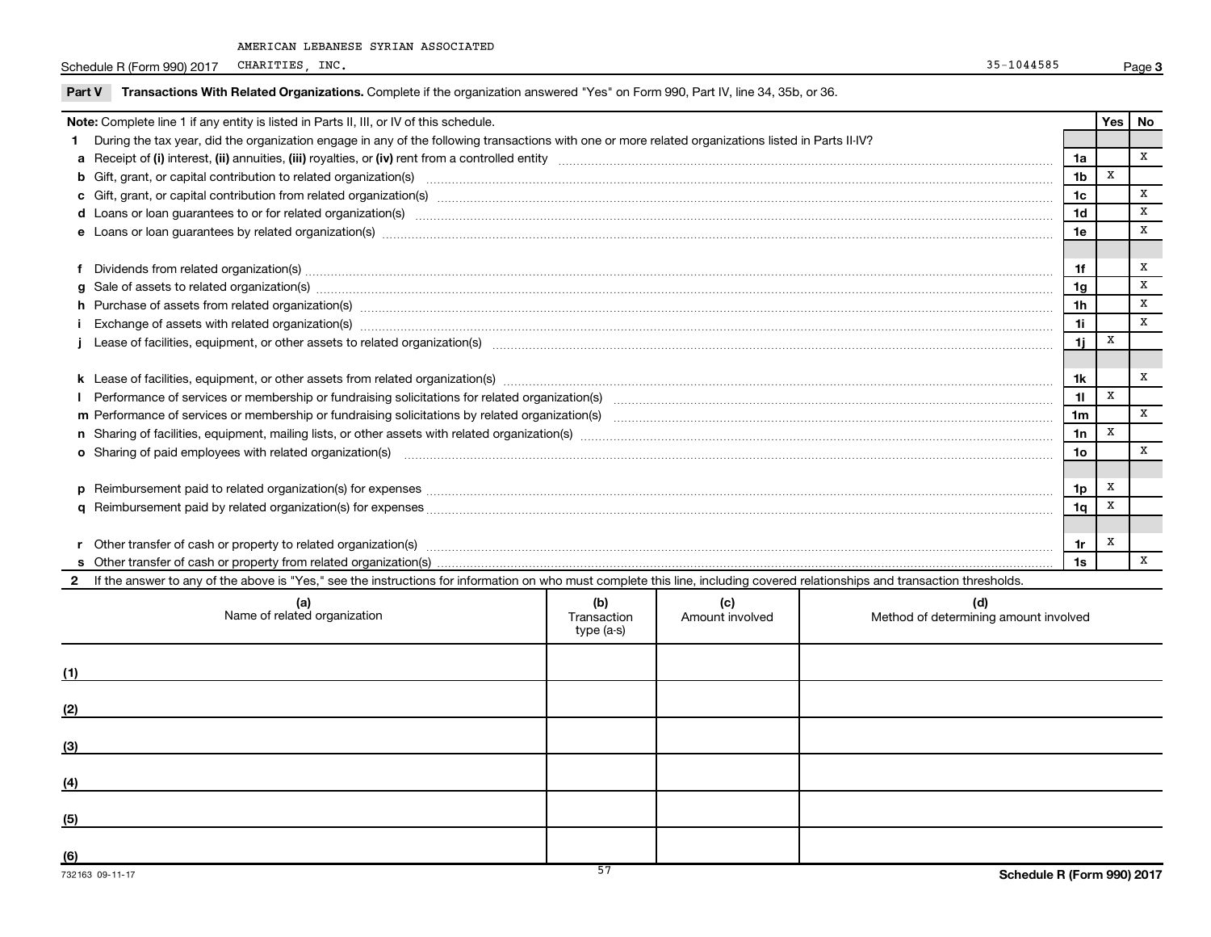AMERICAN LEBANESE SYRIAN ASSOCIATED CHARITIES, INC. 35-1044585

Schedule R (Form 990) 2017

## Part V Transactions With Related Organizations.

Complete if the organization answered "Yes" on Form 990, Part IV, line 34, 35b, or 36.

| Note: Complete line 1 if any entity is listed in Parts II, III, or IV of this schedule. | | Yes | No |
|---|---|---|---|
| **1** During the tax year, did the organization engage in any of the following transactions with one or more related organizations listed in Parts II-IV? | | | |
| **a** Receipt of **(i)** interest, **(ii)** annuities, **(iii)** royalties, or **(iv)** rent from a controlled entity | 1a | | X |
| **b** Gift, grant, or capital contribution to related organization(s) | 1b | X | |
| **c** Gift, grant, or capital contribution from related organization(s) | 1c | | X |
| **d** Loans or loan guarantees to or for related organization(s) | 1d | | X |
| **e** Loans or loan guarantees by related organization(s) | 1e | | X |
| **f** Dividends from related organization(s) | 1f | | X |
| **g** Sale of assets to related organization(s) | 1g | | X |
| **h** Purchase of assets from related organization(s) | 1h | | X |
| **i** Exchange of assets with related organization(s) | 1i | | X |
| **j** Lease of facilities, equipment, or other assets to related organization(s) | 1j | X | |
| **k** Lease of facilities, equipment, or other assets from related organization(s) | 1k | | X |
| **l** Performance of services or membership or fundraising solicitations for related organization(s) | 1l | X | |
| **m** Performance of services or membership or fundraising solicitations by related organization(s) | 1m | | X |
| **n** Sharing of facilities, equipment, mailing lists, or other assets with related organization(s) | 1n | X | |
| **o** Sharing of paid employees with related organization(s) | 1o | | X |
| **p** Reimbursement paid to related organization(s) for expenses | 1p | X | |
| **q** Reimbursement paid by related organization(s) for expenses | 1q | X | |
| **r** Other transfer of cash or property to related organization(s) | 1r | X | |
| **s** Other transfer of cash or property from related organization(s) | 1s | | X |

**2** If the answer to any of the above is "Yes," see the instructions for information on who must complete this line, including covered relationships and transaction thresholds.

| | (a) Name of related organization | (b) Transaction type (a-s) | (c) Amount involved | (d) Method of determining amount involved |
|---|---|---|---|---|
| (1) | | | | |
| (2) | | | | |
| (3) | | | | |
| (4) | | | | |
| (5) | | | | |
| (6) | | | | |

732163 09-11-17

Schedule R (Form 990) 2017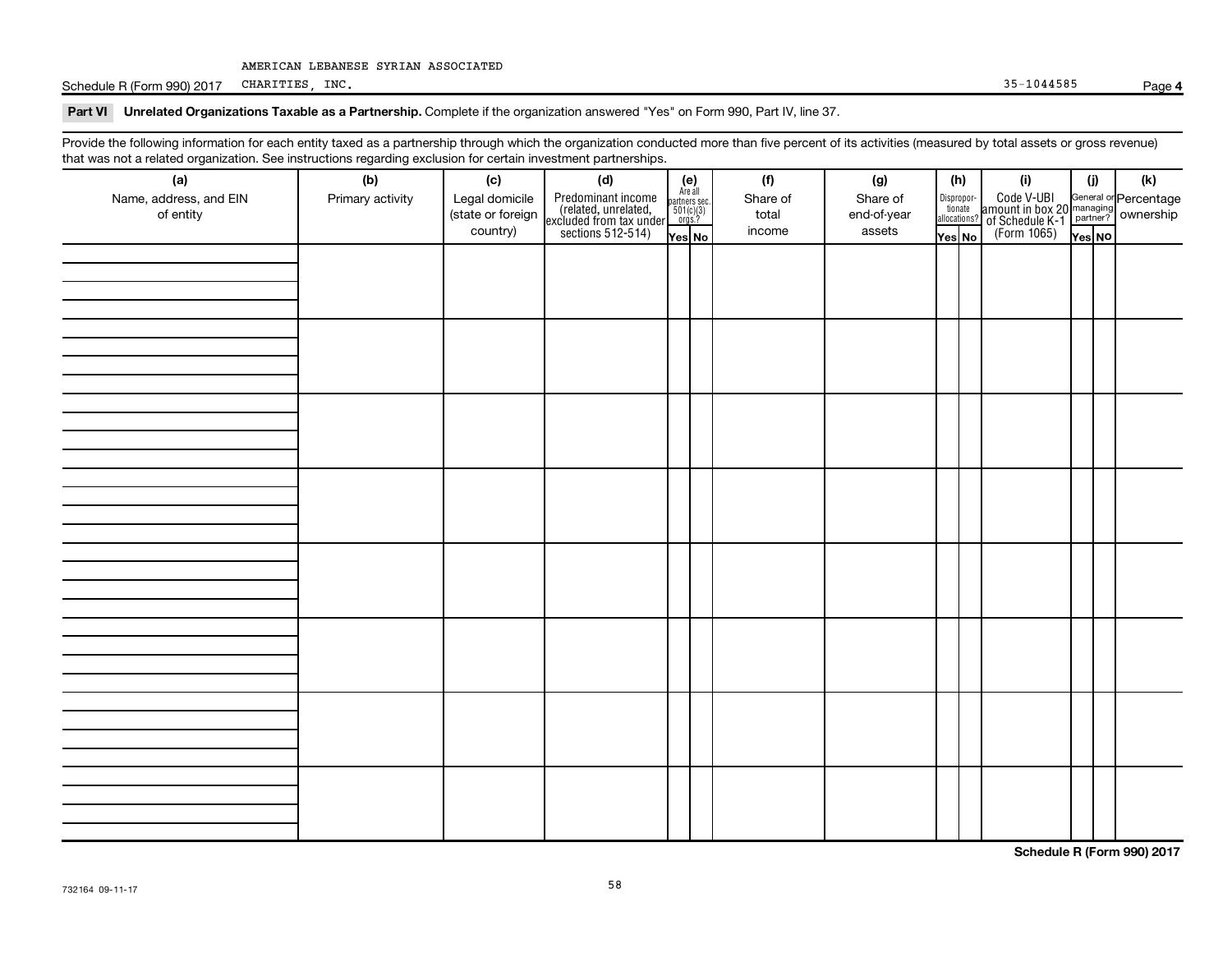AMERICAN LEBANESE SYRIAN ASSOCIATED CHARITIES, INC. 35-1044585

## Part VI Unrelated Organizations Taxable as a Partnership. Complete if the organization answered "Yes" on Form 990, Part IV, line 37.

Provide the following information for each entity taxed as a partnership through which the organization conducted more than five percent of its activities (measured by total assets or gross revenue) that was not a related organization. See instructions regarding exclusion for certain investment partnerships.

| (a) Name, address, and EIN of entity | (b) Primary activity | (c) Legal domicile (state or foreign country) | (d) Predominant income (related, unrelated, excluded from tax under sections 512-514) | (e) Are all partners sec. 501(c)(3) orgs.? Yes | (e) No | (f) Share of total income | (g) Share of end-of-year assets | (h) Disproportionate allocations? Yes | (h) No | (i) Code V-UBI amount in box 20 of Schedule K-1 (Form 1065) | (j) General or managing partner? Yes | (j) No | (k) Percentage ownership |
|---|---|---|---|---|---|---|---|---|---|---|---|---|---|
| | | | | | | | | | | | | | |
| | | | | | | | | | | | | | |
| | | | | | | | | | | | | | |
| | | | | | | | | | | | | | |
| | | | | | | | | | | | | | |
| | | | | | | | | | | | | | |
| | | | | | | | | | | | | | |
| | | | | | | | | | | | | | |

732164 09-11-17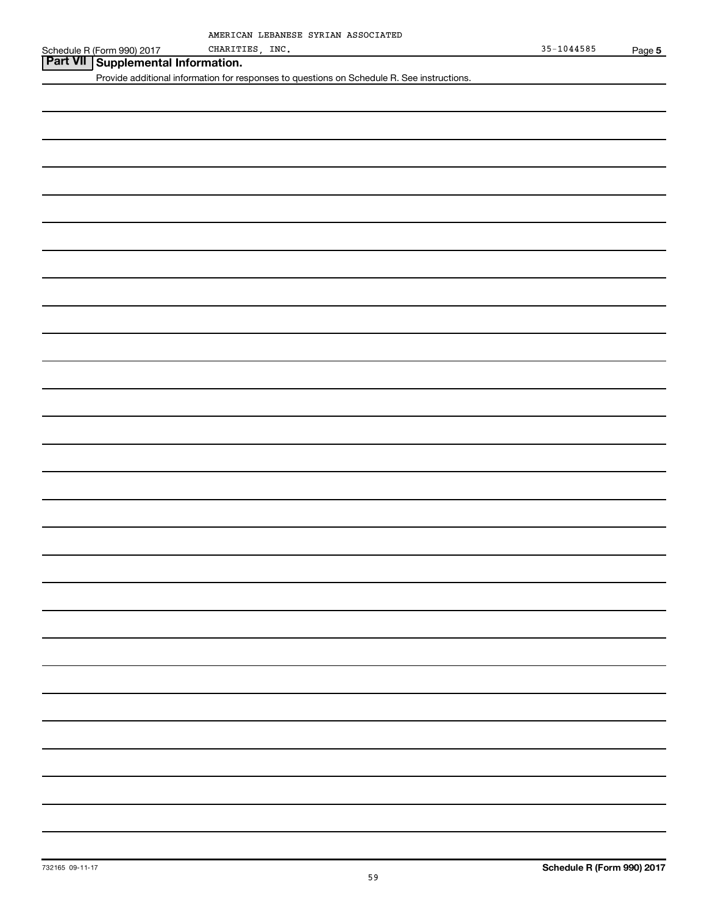AMERICAN LEBANESE SYRIAN ASSOCIATED CHARITIES, INC. 35-1044585

Schedule R (Form 990) 2017 Page **5**

## Part VII Supplemental Information.

Provide additional information for responses to questions on Schedule R. See instructions.

732165 09-11-17

**Schedule R (Form 990) 2017**